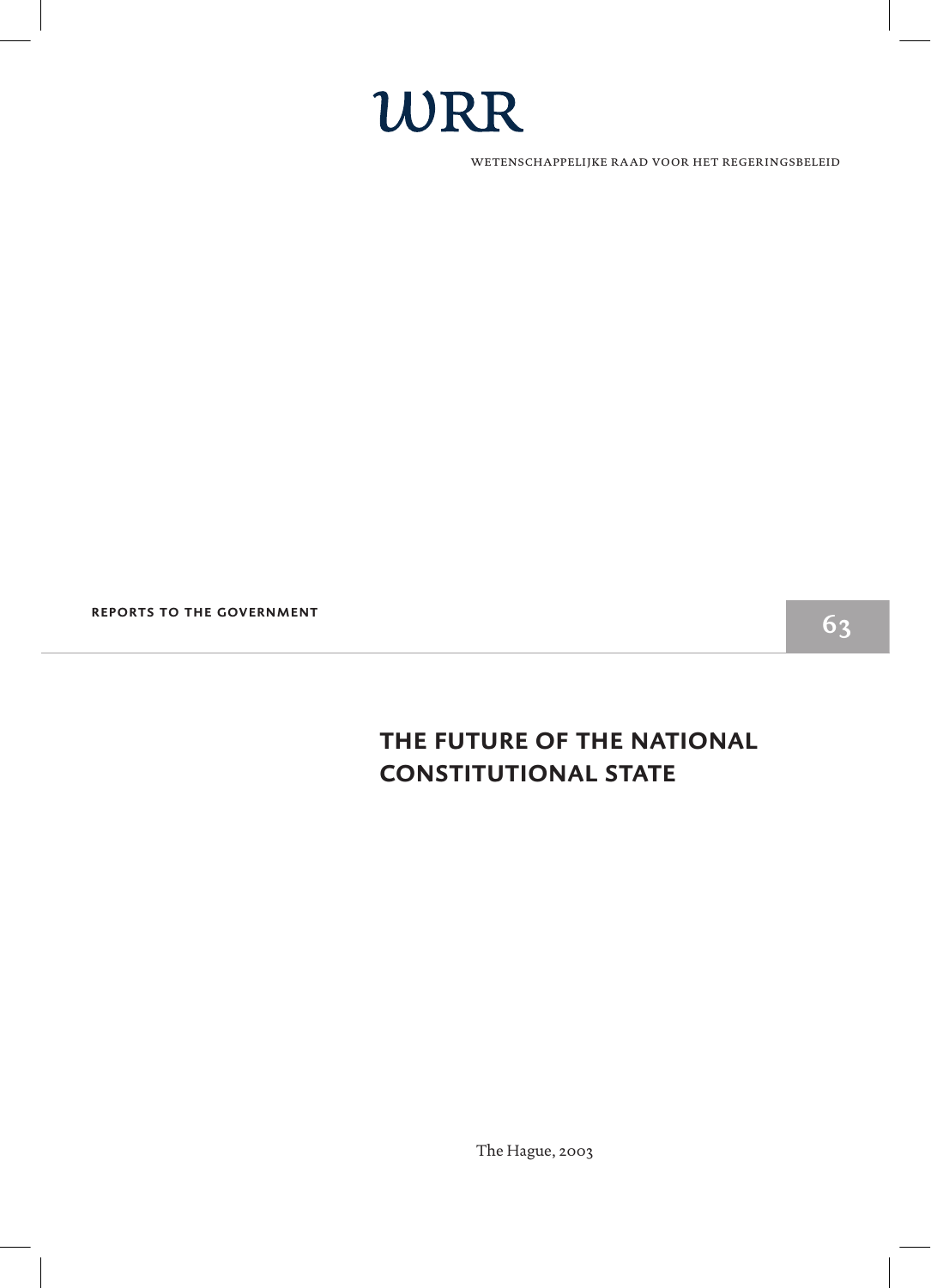# WRR

WETENSCHAPPELIJKE RAAD VOOR HET REGERINGSBELEID

**REPORTS TO THE GOVERNMENT**

63

## THE FUTURE OF THE NATIONAL CONSTITUTIONAL STATE

The Hague, 2003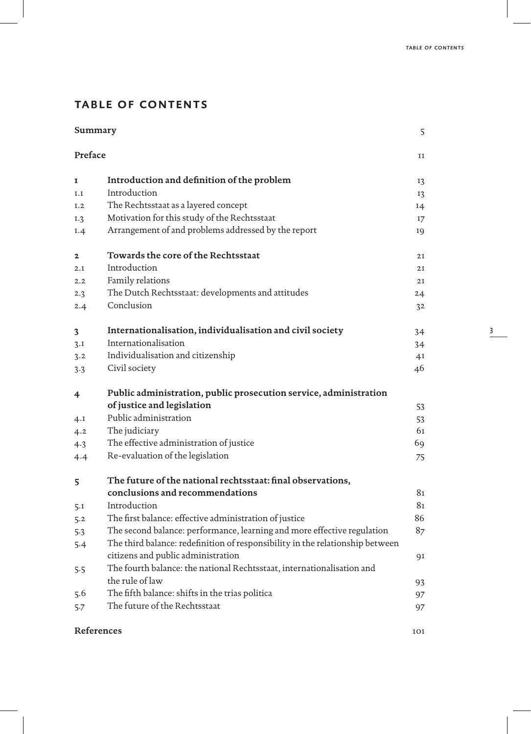# TABLE OF CONTENTS

| | | |
|---|---|---|
| **Summary** | | 5 |
| **Preface** | | 11 |
| **1** | **Introduction and definition of the problem** | 13 |
| 1.1 | Introduction | 13 |
| 1.2 | The Rechtsstaat as a layered concept | 14 |
| 1.3 | Motivation for this study of the Rechtsstaat | 17 |
| 1.4 | Arrangement of and problems addressed by the report | 19 |
| **2** | **Towards the core of the Rechtsstaat** | 21 |
| 2.1 | Introduction | 21 |
| 2.2 | Family relations | 21 |
| 2.3 | The Dutch Rechtsstaat: developments and attitudes | 24 |
| 2.4 | Conclusion | 32 |
| **3** | **Internationalisation, individualisation and civil society** | 34 |
| 3.1 | Internationalisation | 34 |
| 3.2 | Individualisation and citizenship | 41 |
| 3.3 | Civil society | 46 |
| **4** | **Public administration, public prosecution service, administration of justice and legislation** | 53 |
| 4.1 | Public administration | 53 |
| 4.2 | The judiciary | 61 |
| 4.3 | The effective administration of justice | 69 |
| 4.4 | Re-evaluation of the legislation | 75 |
| **5** | **The future of the national rechtsstaat: final observations, conclusions and recommendations** | 81 |
| 5.1 | Introduction | 81 |
| 5.2 | The first balance: effective administration of justice | 86 |
| 5.3 | The second balance: performance, learning and more effective regulation | 87 |
| 5.4 | The third balance: redefinition of responsibility in the relationship between citizens and public administration | 91 |
| 5.5 | The fourth balance: the national Rechtsstaat, internationalisation and the rule of law | 93 |
| 5.6 | The fifth balance: shifts in the trias politica | 97 |
| 5.7 | The future of the Rechtsstaat | 97 |
| **References** | | 101 |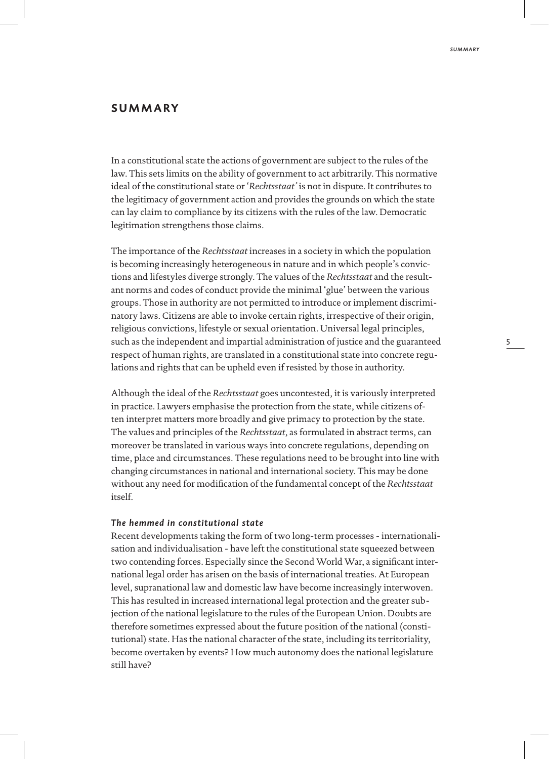## SUMMARY

In a constitutional state the actions of government are subject to the rules of the law. This sets limits on the ability of government to act arbitrarily. This normative ideal of the constitutional state or '*Rechtsstaat'* is not in dispute. It contributes to the legitimacy of government action and provides the grounds on which the state can lay claim to compliance by its citizens with the rules of the law. Democratic legitimation strengthens those claims.

The importance of the *Rechtsstaat* increases in a society in which the population is becoming increasingly heterogeneous in nature and in which people's convictions and lifestyles diverge strongly. The values of the *Rechtsstaat* and the resultant norms and codes of conduct provide the minimal 'glue' between the various groups. Those in authority are not permitted to introduce or implement discriminatory laws. Citizens are able to invoke certain rights, irrespective of their origin, religious convictions, lifestyle or sexual orientation. Universal legal principles, such as the independent and impartial administration of justice and the guaranteed respect of human rights, are translated in a constitutional state into concrete regulations and rights that can be upheld even if resisted by those in authority.

Although the ideal of the *Rechtsstaat* goes uncontested, it is variously interpreted in practice. Lawyers emphasise the protection from the state, while citizens often interpret matters more broadly and give primacy to protection by the state. The values and principles of the *Rechtsstaat*, as formulated in abstract terms, can moreover be translated in various ways into concrete regulations, depending on time, place and circumstances. These regulations need to be brought into line with changing circumstances in national and international society. This may be done without any need for modification of the fundamental concept of the *Rechtsstaat* itself.

### *The hemmed in constitutional state*

Recent developments taking the form of two long-term processes - internationalisation and individualisation - have left the constitutional state squeezed between two contending forces. Especially since the Second World War, a significant international legal order has arisen on the basis of international treaties. At European level, supranational law and domestic law have become increasingly interwoven. This has resulted in increased international legal protection and the greater subjection of the national legislature to the rules of the European Union. Doubts are therefore sometimes expressed about the future position of the national (constitutional) state. Has the national character of the state, including its territoriality, become overtaken by events? How much autonomy does the national legislature still have?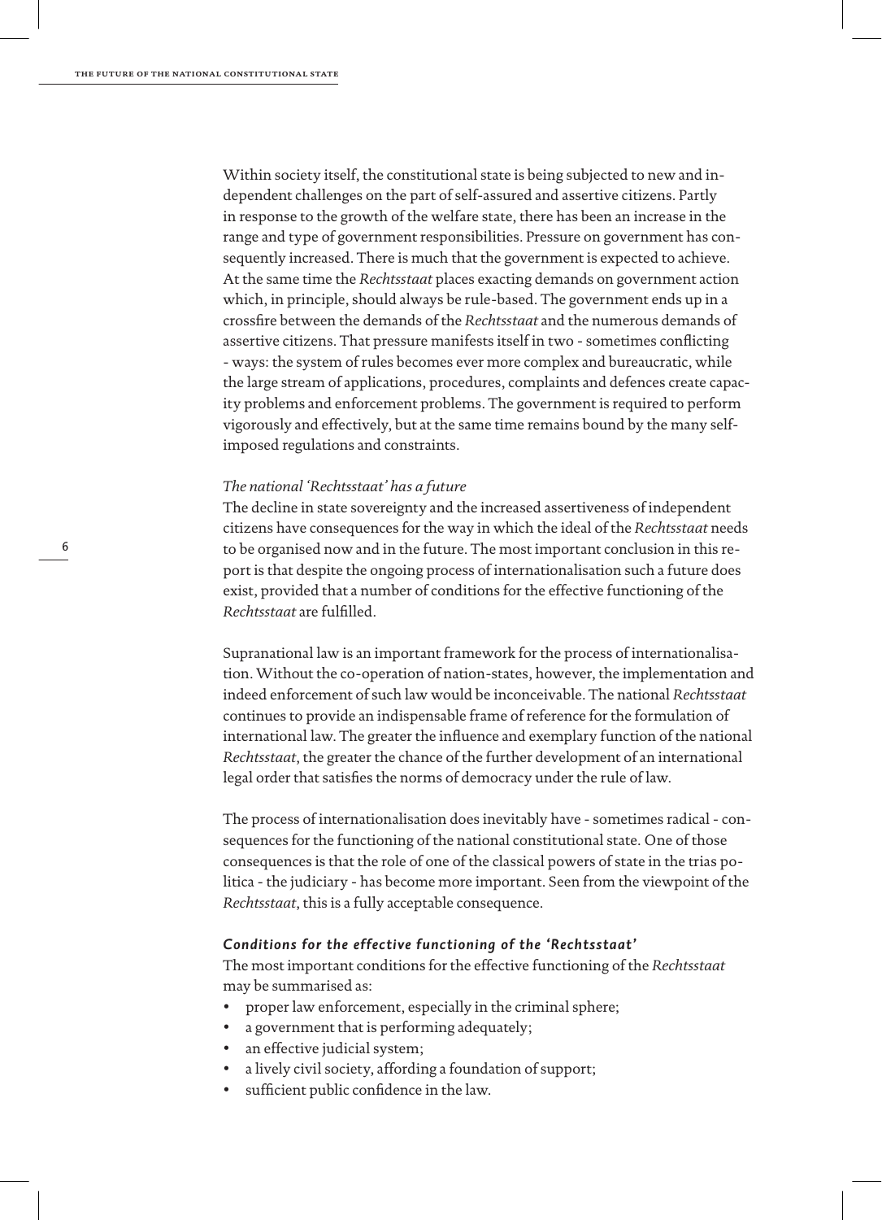Within society itself, the constitutional state is being subjected to new and independent challenges on the part of self-assured and assertive citizens. Partly in response to the growth of the welfare state, there has been an increase in the range and type of government responsibilities. Pressure on government has consequently increased. There is much that the government is expected to achieve. At the same time the *Rechtsstaat* places exacting demands on government action which, in principle, should always be rule-based. The government ends up in a crossfire between the demands of the *Rechtsstaat* and the numerous demands of assertive citizens. That pressure manifests itself in two - sometimes conflicting - ways: the system of rules becomes ever more complex and bureaucratic, while the large stream of applications, procedures, complaints and defences create capacity problems and enforcement problems. The government is required to perform vigorously and effectively, but at the same time remains bound by the many self-imposed regulations and constraints.

*The national 'Rechtsstaat' has a future*

The decline in state sovereignty and the increased assertiveness of independent citizens have consequences for the way in which the ideal of the *Rechtsstaat* needs to be organised now and in the future. The most important conclusion in this report is that despite the ongoing process of internationalisation such a future does exist, provided that a number of conditions for the effective functioning of the *Rechtsstaat* are fulfilled.

Supranational law is an important framework for the process of internationalisation. Without the co-operation of nation-states, however, the implementation and indeed enforcement of such law would be inconceivable. The national *Rechtsstaat* continues to provide an indispensable frame of reference for the formulation of international law. The greater the influence and exemplary function of the national *Rechtsstaat*, the greater the chance of the further development of an international legal order that satisfies the norms of democracy under the rule of law.

The process of internationalisation does inevitably have - sometimes radical - consequences for the functioning of the national constitutional state. One of those consequences is that the role of one of the classical powers of state in the trias politica - the judiciary - has become more important. Seen from the viewpoint of the *Rechtsstaat*, this is a fully acceptable consequence.

***Conditions for the effective functioning of the 'Rechtsstaat'***

The most important conditions for the effective functioning of the *Rechtsstaat* may be summarised as:

- proper law enforcement, especially in the criminal sphere;
- a government that is performing adequately;
- an effective judicial system;
- a lively civil society, affording a foundation of support;
- sufficient public confidence in the law.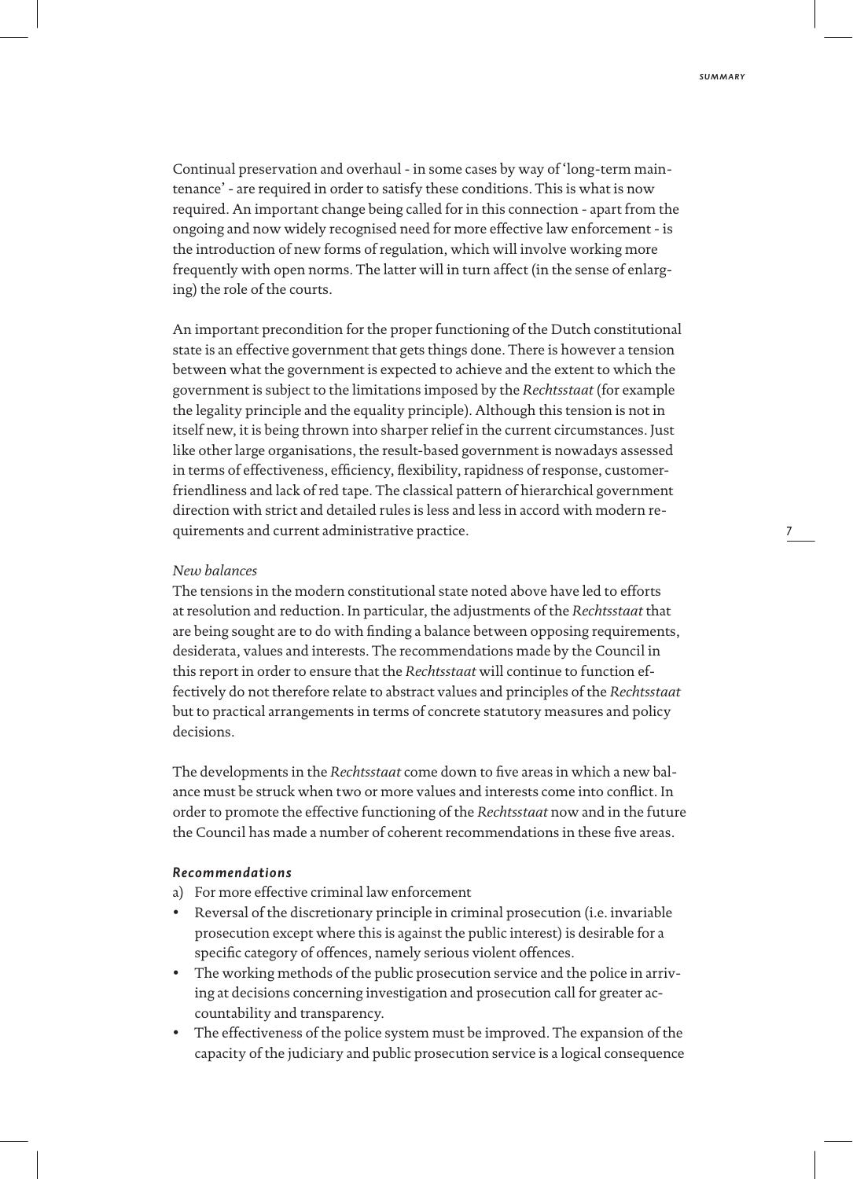Continual preservation and overhaul - in some cases by way of 'long-term maintenance' - are required in order to satisfy these conditions. This is what is now required. An important change being called for in this connection - apart from the ongoing and now widely recognised need for more effective law enforcement - is the introduction of new forms of regulation, which will involve working more frequently with open norms. The latter will in turn affect (in the sense of enlarging) the role of the courts.

An important precondition for the proper functioning of the Dutch constitutional state is an effective government that gets things done. There is however a tension between what the government is expected to achieve and the extent to which the government is subject to the limitations imposed by the *Rechtsstaat* (for example the legality principle and the equality principle). Although this tension is not in itself new, it is being thrown into sharper relief in the current circumstances. Just like other large organisations, the result-based government is nowadays assessed in terms of effectiveness, efficiency, flexibility, rapidness of response, customer-friendliness and lack of red tape. The classical pattern of hierarchical government direction with strict and detailed rules is less and less in accord with modern requirements and current administrative practice.

*New balances*

The tensions in the modern constitutional state noted above have led to efforts at resolution and reduction. In particular, the adjustments of the *Rechtsstaat* that are being sought are to do with finding a balance between opposing requirements, desiderata, values and interests. The recommendations made by the Council in this report in order to ensure that the *Rechtsstaat* will continue to function effectively do not therefore relate to abstract values and principles of the *Rechtsstaat* but to practical arrangements in terms of concrete statutory measures and policy decisions.

The developments in the *Rechtsstaat* come down to five areas in which a new balance must be struck when two or more values and interests come into conflict. In order to promote the effective functioning of the *Rechtsstaat* now and in the future the Council has made a number of coherent recommendations in these five areas.

***Recommendations***

a) For more effective criminal law enforcement

- Reversal of the discretionary principle in criminal prosecution (i.e. invariable prosecution except where this is against the public interest) is desirable for a specific category of offences, namely serious violent offences.
- The working methods of the public prosecution service and the police in arriving at decisions concerning investigation and prosecution call for greater accountability and transparency.
- The effectiveness of the police system must be improved. The expansion of the capacity of the judiciary and public prosecution service is a logical consequence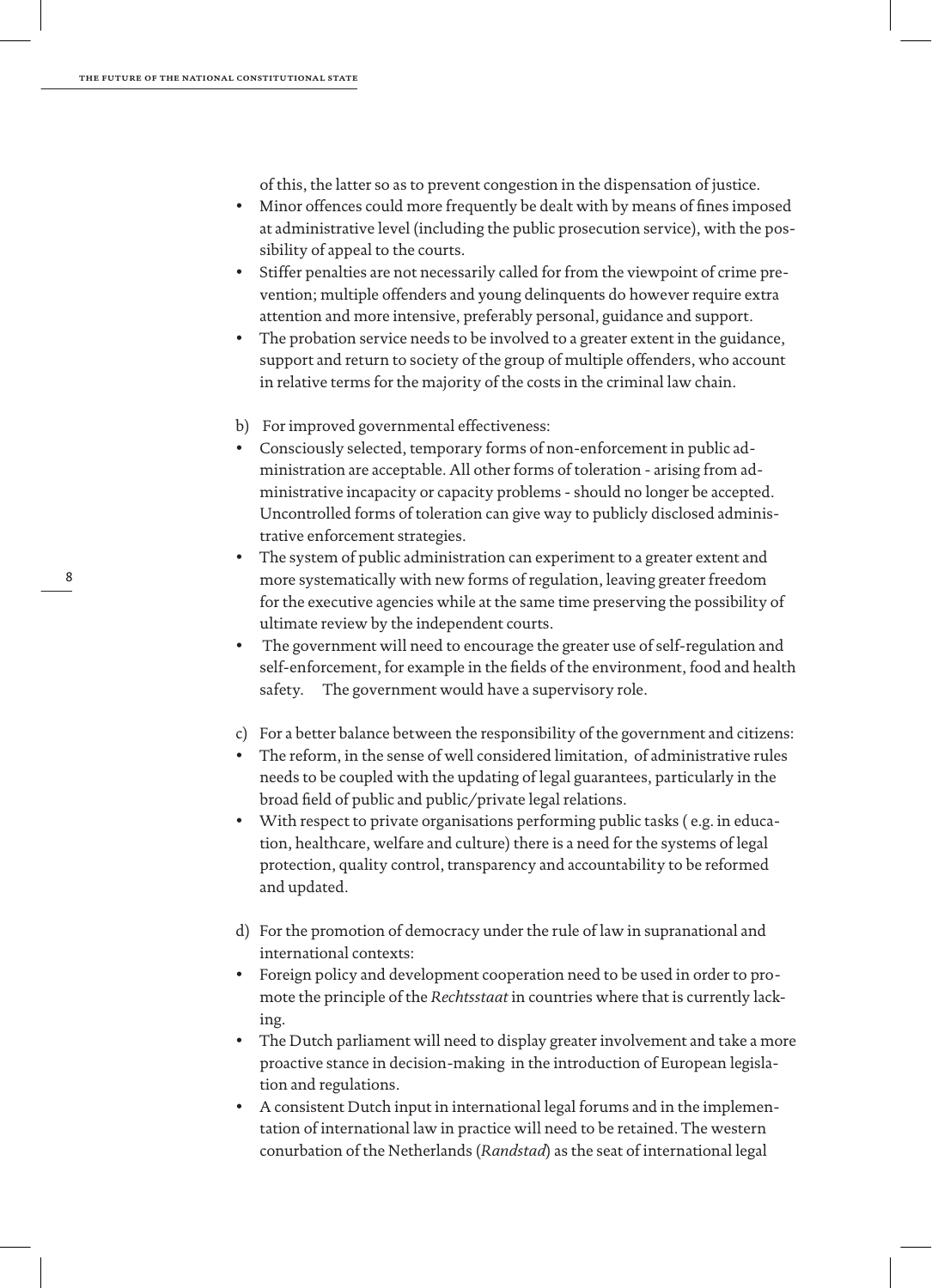of this, the latter so as to prevent congestion in the dispensation of justice.

- Minor offences could more frequently be dealt with by means of fines imposed at administrative level (including the public prosecution service), with the possibility of appeal to the courts.
- Stiffer penalties are not necessarily called for from the viewpoint of crime prevention; multiple offenders and young delinquents do however require extra attention and more intensive, preferably personal, guidance and support.
- The probation service needs to be involved to a greater extent in the guidance, support and return to society of the group of multiple offenders, who account in relative terms for the majority of the costs in the criminal law chain.

b) For improved governmental effectiveness:

- Consciously selected, temporary forms of non-enforcement in public administration are acceptable. All other forms of toleration - arising from administrative incapacity or capacity problems - should no longer be accepted. Uncontrolled forms of toleration can give way to publicly disclosed administrative enforcement strategies.
- The system of public administration can experiment to a greater extent and more systematically with new forms of regulation, leaving greater freedom for the executive agencies while at the same time preserving the possibility of ultimate review by the independent courts.
- The government will need to encourage the greater use of self-regulation and self-enforcement, for example in the fields of the environment, food and health safety. The government would have a supervisory role.

c) For a better balance between the responsibility of the government and citizens:

- The reform, in the sense of well considered limitation, of administrative rules needs to be coupled with the updating of legal guarantees, particularly in the broad field of public and public/private legal relations.
- With respect to private organisations performing public tasks ( e.g. in education, healthcare, welfare and culture) there is a need for the systems of legal protection, quality control, transparency and accountability to be reformed and updated.

d) For the promotion of democracy under the rule of law in supranational and international contexts:

- Foreign policy and development cooperation need to be used in order to promote the principle of the *Rechtsstaat* in countries where that is currently lacking.
- The Dutch parliament will need to display greater involvement and take a more proactive stance in decision-making in the introduction of European legislation and regulations.
- A consistent Dutch input in international legal forums and in the implementation of international law in practice will need to be retained. The western conurbation of the Netherlands (*Randstad*) as the seat of international legal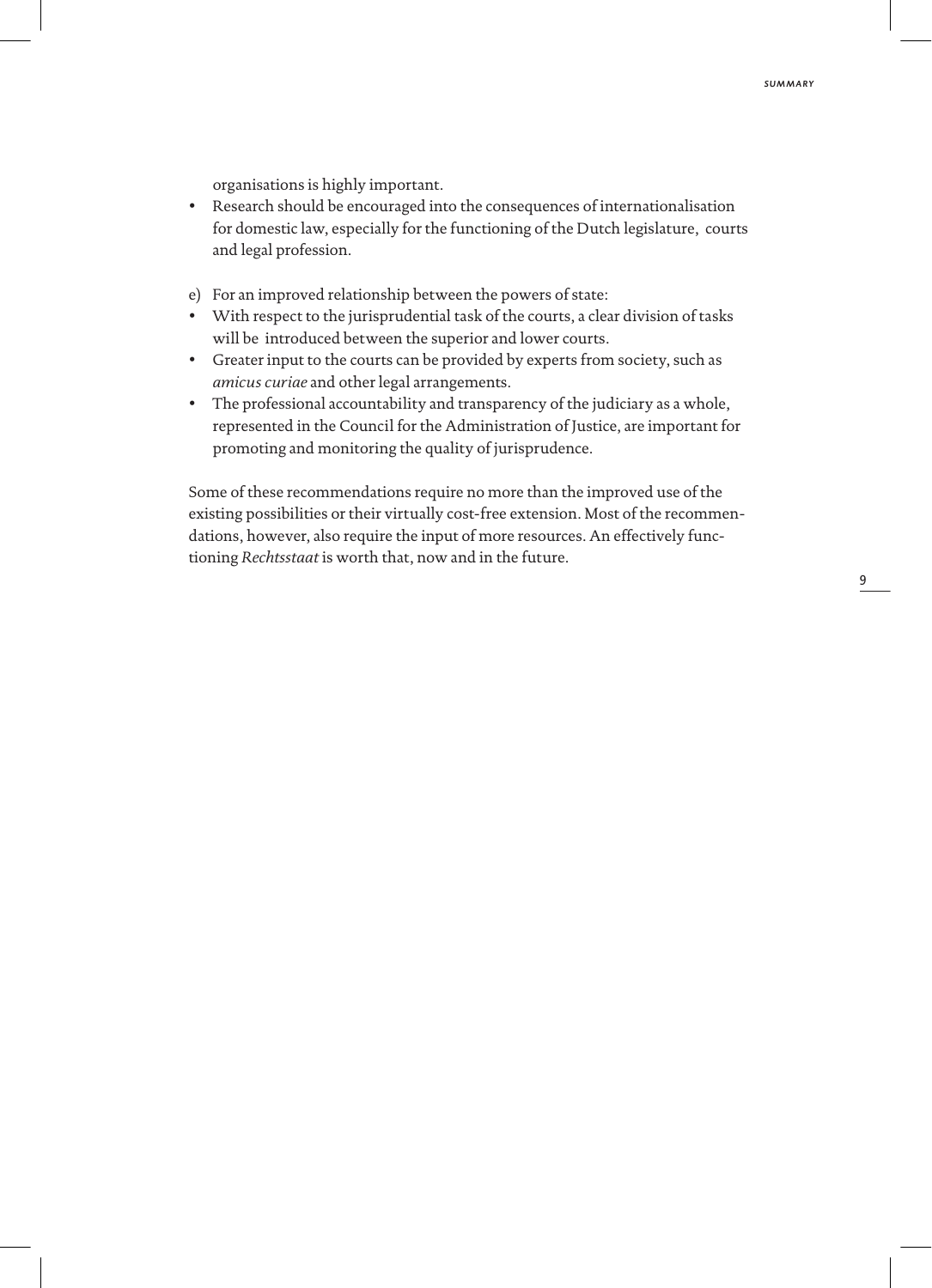organisations is highly important.

- Research should be encouraged into the consequences of internationalisation for domestic law, especially for the functioning of the Dutch legislature, courts and legal profession.

e) For an improved relationship between the powers of state:

- With respect to the jurisprudential task of the courts, a clear division of tasks will be introduced between the superior and lower courts.
- Greater input to the courts can be provided by experts from society, such as *amicus curiae* and other legal arrangements.
- The professional accountability and transparency of the judiciary as a whole, represented in the Council for the Administration of Justice, are important for promoting and monitoring the quality of jurisprudence.

Some of these recommendations require no more than the improved use of the existing possibilities or their virtually cost-free extension. Most of the recommendations, however, also require the input of more resources. An effectively functioning *Rechtsstaat* is worth that, now and in the future.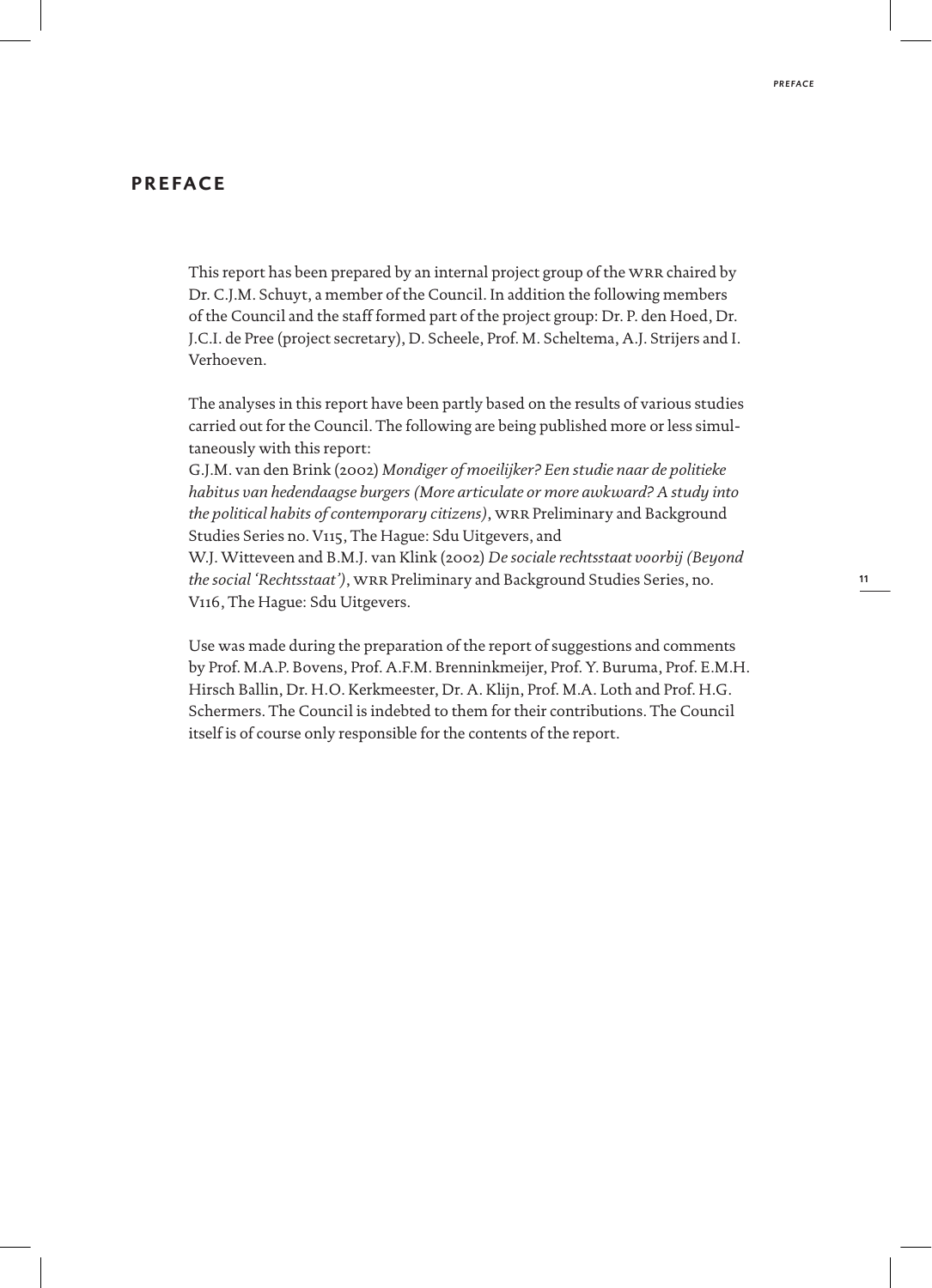# PREFACE

This report has been prepared by an internal project group of the WRR chaired by Dr. C.J.M. Schuyt, a member of the Council. In addition the following members of the Council and the staff formed part of the project group: Dr. P. den Hoed, Dr. J.C.I. de Pree (project secretary), D. Scheele, Prof. M. Scheltema, A.J. Strijers and I. Verhoeven.

The analyses in this report have been partly based on the results of various studies carried out for the Council. The following are being published more or less simultaneously with this report:

G.J.M. van den Brink (2002) *Mondiger of moeilijker? Een studie naar de politieke habitus van hedendaagse burgers (More articulate or more awkward? A study into the political habits of contemporary citizens)*, WRR Preliminary and Background Studies Series no. V115, The Hague: Sdu Uitgevers, and

W.J. Witteveen and B.M.J. van Klink (2002) *De sociale rechtsstaat voorbij (Beyond the social 'Rechtsstaat')*, WRR Preliminary and Background Studies Series, no. V116, The Hague: Sdu Uitgevers.

Use was made during the preparation of the report of suggestions and comments by Prof. M.A.P. Bovens, Prof. A.F.M. Brenninkmeijer, Prof. Y. Buruma, Prof. E.M.H. Hirsch Ballin, Dr. H.O. Kerkmeester, Dr. A. Klijn, Prof. M.A. Loth and Prof. H.G. Schermers. The Council is indebted to them for their contributions. The Council itself is of course only responsible for the contents of the report.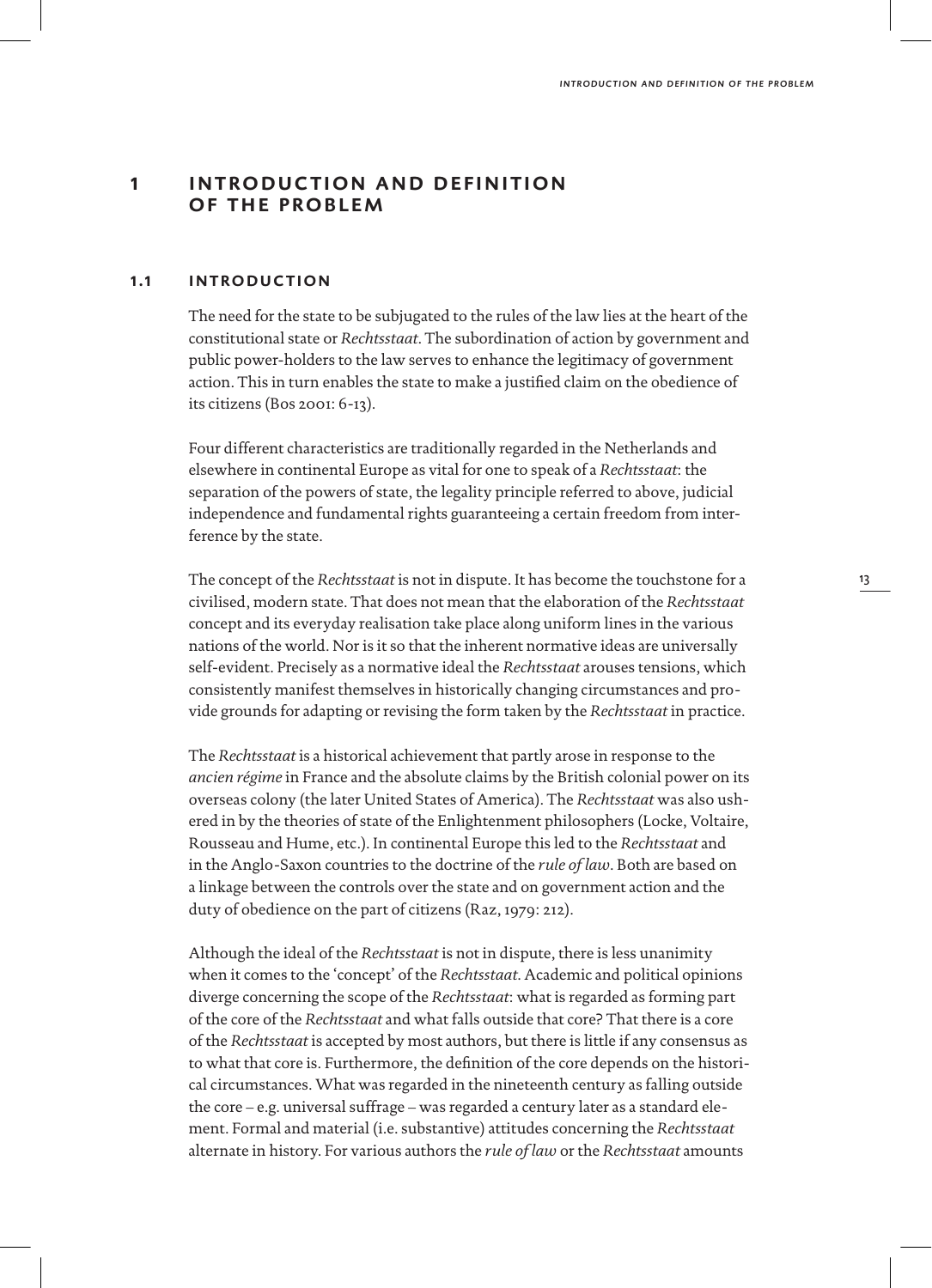# 1 INTRODUCTION AND DEFINITION OF THE PROBLEM

## 1.1 INTRODUCTION

The need for the state to be subjugated to the rules of the law lies at the heart of the constitutional state or *Rechtsstaat*. The subordination of action by government and public power-holders to the law serves to enhance the legitimacy of government action. This in turn enables the state to make a justified claim on the obedience of its citizens (Bos 2001: 6-13).

Four different characteristics are traditionally regarded in the Netherlands and elsewhere in continental Europe as vital for one to speak of a *Rechtsstaat*: the separation of the powers of state, the legality principle referred to above, judicial independence and fundamental rights guaranteeing a certain freedom from interference by the state.

The concept of the *Rechtsstaat* is not in dispute. It has become the touchstone for a civilised, modern state. That does not mean that the elaboration of the *Rechtsstaat* concept and its everyday realisation take place along uniform lines in the various nations of the world. Nor is it so that the inherent normative ideas are universally self-evident. Precisely as a normative ideal the *Rechtsstaat* arouses tensions, which consistently manifest themselves in historically changing circumstances and provide grounds for adapting or revising the form taken by the *Rechtsstaat* in practice.

The *Rechtsstaat* is a historical achievement that partly arose in response to the *ancien régime* in France and the absolute claims by the British colonial power on its overseas colony (the later United States of America). The *Rechtsstaat* was also ushered in by the theories of state of the Enlightenment philosophers (Locke, Voltaire, Rousseau and Hume, etc.). In continental Europe this led to the *Rechtsstaat* and in the Anglo-Saxon countries to the doctrine of the *rule of law*. Both are based on a linkage between the controls over the state and on government action and the duty of obedience on the part of citizens (Raz, 1979: 212).

Although the ideal of the *Rechtsstaat* is not in dispute, there is less unanimity when it comes to the 'concept' of the *Rechtsstaat*. Academic and political opinions diverge concerning the scope of the *Rechtsstaat*: what is regarded as forming part of the core of the *Rechtsstaat* and what falls outside that core? That there is a core of the *Rechtsstaat* is accepted by most authors, but there is little if any consensus as to what that core is. Furthermore, the definition of the core depends on the historical circumstances. What was regarded in the nineteenth century as falling outside the core – e.g. universal suffrage – was regarded a century later as a standard element. Formal and material (i.e. substantive) attitudes concerning the *Rechtsstaat* alternate in history. For various authors the *rule of law* or the *Rechtsstaat* amounts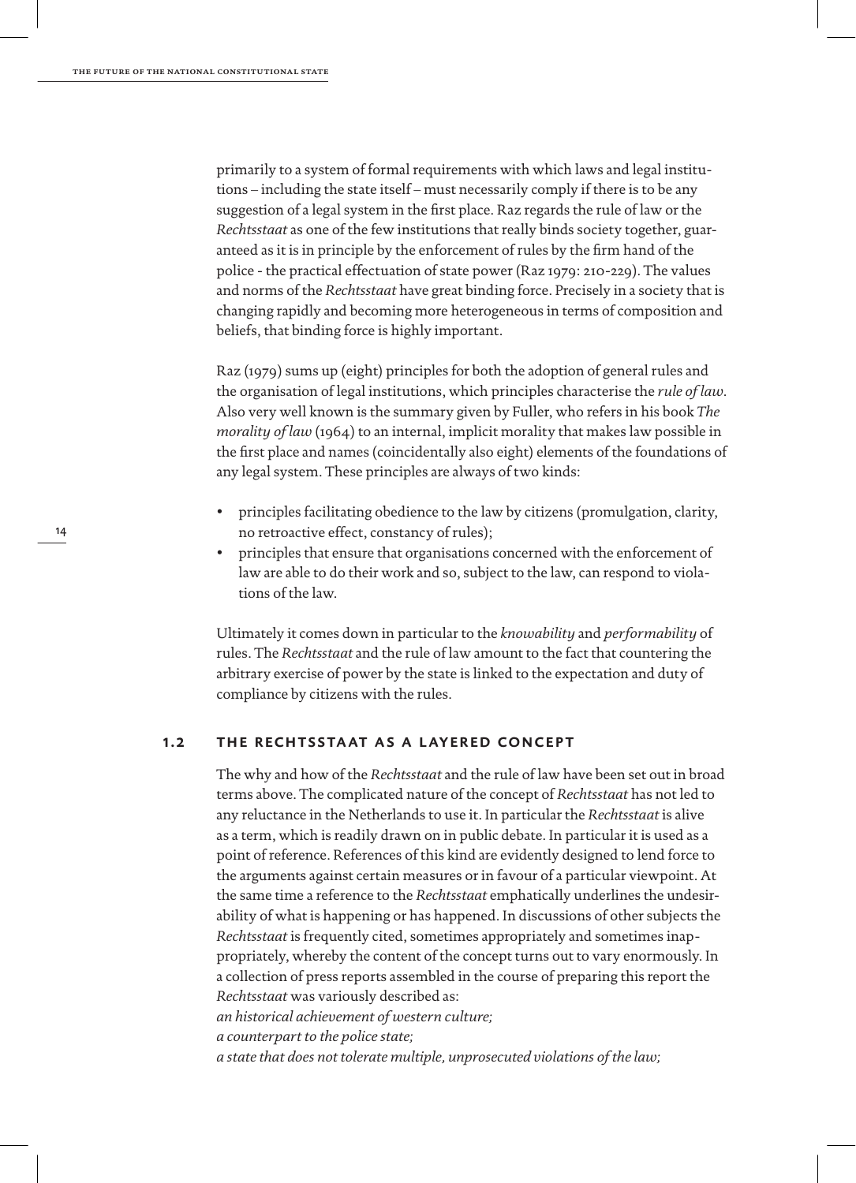primarily to a system of formal requirements with which laws and legal institutions – including the state itself – must necessarily comply if there is to be any suggestion of a legal system in the first place. Raz regards the rule of law or the *Rechtsstaat* as one of the few institutions that really binds society together, guaranteed as it is in principle by the enforcement of rules by the firm hand of the police - the practical effectuation of state power (Raz 1979: 210-229). The values and norms of the *Rechtsstaat* have great binding force. Precisely in a society that is changing rapidly and becoming more heterogeneous in terms of composition and beliefs, that binding force is highly important.

Raz (1979) sums up (eight) principles for both the adoption of general rules and the organisation of legal institutions, which principles characterise the *rule of law*. Also very well known is the summary given by Fuller, who refers in his book *The morality of law* (1964) to an internal, implicit morality that makes law possible in the first place and names (coincidentally also eight) elements of the foundations of any legal system. These principles are always of two kinds:

- principles facilitating obedience to the law by citizens (promulgation, clarity, no retroactive effect, constancy of rules);
- principles that ensure that organisations concerned with the enforcement of law are able to do their work and so, subject to the law, can respond to violations of the law.

Ultimately it comes down in particular to the *knowability* and *performability* of rules. The *Rechtsstaat* and the rule of law amount to the fact that countering the arbitrary exercise of power by the state is linked to the expectation and duty of compliance by citizens with the rules.

## 1.2 The Rechtsstaat as a layered concept

The why and how of the *Rechtsstaat* and the rule of law have been set out in broad terms above. The complicated nature of the concept of *Rechtsstaat* has not led to any reluctance in the Netherlands to use it. In particular the *Rechtsstaat* is alive as a term, which is readily drawn on in public debate. In particular it is used as a point of reference. References of this kind are evidently designed to lend force to the arguments against certain measures or in favour of a particular viewpoint. At the same time a reference to the *Rechtsstaat* emphatically underlines the undesirability of what is happening or has happened. In discussions of other subjects the *Rechtsstaat* is frequently cited, sometimes appropriately and sometimes inappropriately, whereby the content of the concept turns out to vary enormously. In a collection of press reports assembled in the course of preparing this report the *Rechtsstaat* was variously described as:

*an historical achievement of western culture;*
*a counterpart to the police state;*
*a state that does not tolerate multiple, unprosecuted violations of the law;*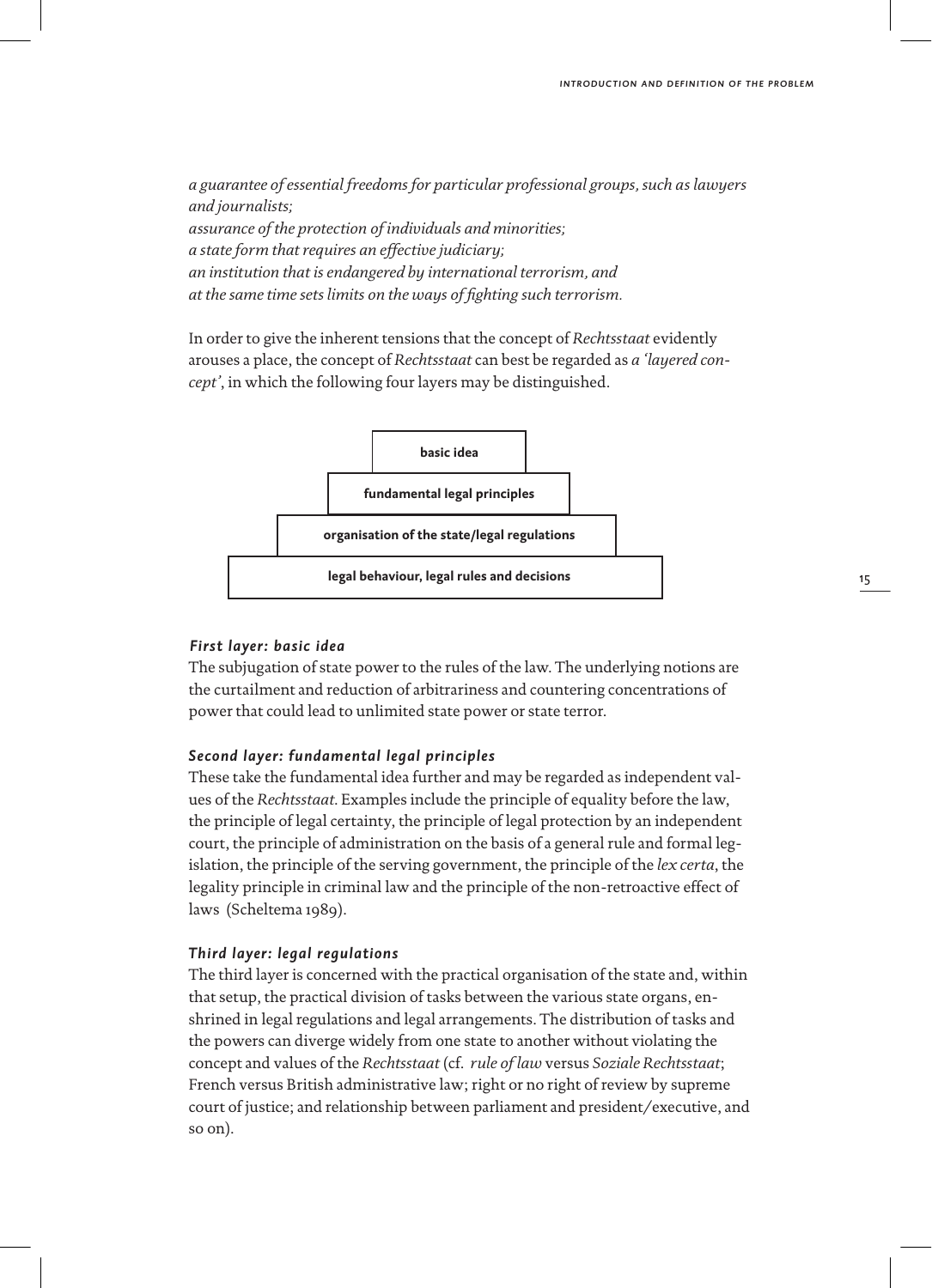*a guarantee of essential freedoms for particular professional groups, such as lawyers and journalists;*
*assurance of the protection of individuals and minorities;*
*a state form that requires an effective judiciary;*
*an institution that is endangered by international terrorism, and*
*at the same time sets limits on the ways of fighting such terrorism.*

In order to give the inherent tensions that the concept of *Rechtsstaat* evidently arouses a place, the concept of *Rechtsstaat* can best be regarded as *a 'layered concept'*, in which the following four layers may be distinguished.

| **basic idea** |
| --- |
| **fundamental legal principles** |
| **organisation of the state/legal regulations** |
| **legal behaviour, legal rules and decisions** |

#### *First layer: basic idea*

The subjugation of state power to the rules of the law. The underlying notions are the curtailment and reduction of arbitrariness and countering concentrations of power that could lead to unlimited state power or state terror.

#### *Second layer: fundamental legal principles*

These take the fundamental idea further and may be regarded as independent values of the *Rechtsstaat*. Examples include the principle of equality before the law, the principle of legal certainty, the principle of legal protection by an independent court, the principle of administration on the basis of a general rule and formal legislation, the principle of the serving government, the principle of the *lex certa*, the legality principle in criminal law and the principle of the non-retroactive effect of laws (Scheltema 1989).

#### *Third layer: legal regulations*

The third layer is concerned with the practical organisation of the state and, within that setup, the practical division of tasks between the various state organs, enshrined in legal regulations and legal arrangements. The distribution of tasks and the powers can diverge widely from one state to another without violating the concept and values of the *Rechtsstaat* (cf. *rule of law* versus *Soziale Rechtsstaat*; French versus British administrative law; right or no right of review by supreme court of justice; and relationship between parliament and president/executive, and so on).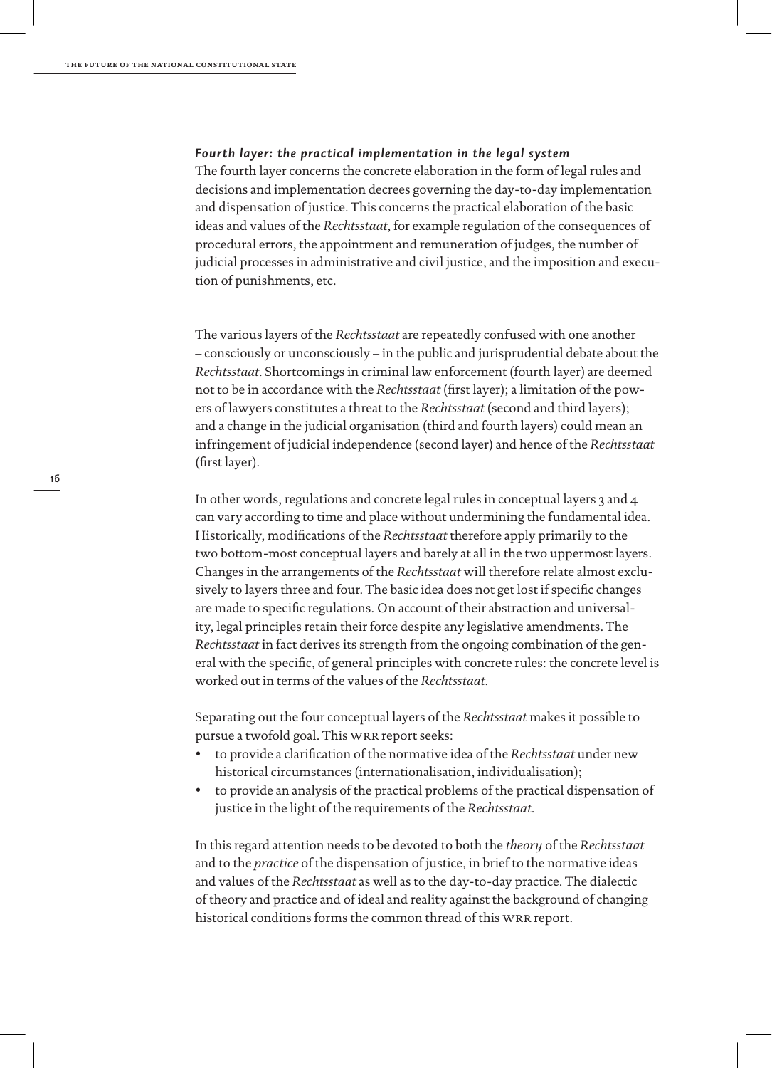#### *Fourth layer: the practical implementation in the legal system*

The fourth layer concerns the concrete elaboration in the form of legal rules and decisions and implementation decrees governing the day-to-day implementation and dispensation of justice. This concerns the practical elaboration of the basic ideas and values of the *Rechtsstaat*, for example regulation of the consequences of procedural errors, the appointment and remuneration of judges, the number of judicial processes in administrative and civil justice, and the imposition and execution of punishments, etc.

The various layers of the *Rechtsstaat* are repeatedly confused with one another – consciously or unconsciously – in the public and jurisprudential debate about the *Rechtsstaat*. Shortcomings in criminal law enforcement (fourth layer) are deemed not to be in accordance with the *Rechtsstaat* (first layer); a limitation of the powers of lawyers constitutes a threat to the *Rechtsstaat* (second and third layers); and a change in the judicial organisation (third and fourth layers) could mean an infringement of judicial independence (second layer) and hence of the *Rechtsstaat* (first layer).

In other words, regulations and concrete legal rules in conceptual layers 3 and 4 can vary according to time and place without undermining the fundamental idea. Historically, modifications of the *Rechtsstaat* therefore apply primarily to the two bottom-most conceptual layers and barely at all in the two uppermost layers. Changes in the arrangements of the *Rechtsstaat* will therefore relate almost exclusively to layers three and four. The basic idea does not get lost if specific changes are made to specific regulations. On account of their abstraction and universality, legal principles retain their force despite any legislative amendments. The *Rechtsstaat* in fact derives its strength from the ongoing combination of the general with the specific, of general principles with concrete rules: the concrete level is worked out in terms of the values of the *Rechtsstaat*.

Separating out the four conceptual layers of the *Rechtsstaat* makes it possible to pursue a twofold goal. This WRR report seeks:

- to provide a clarification of the normative idea of the *Rechtsstaat* under new historical circumstances (internationalisation, individualisation);
- to provide an analysis of the practical problems of the practical dispensation of justice in the light of the requirements of the *Rechtsstaat*.

In this regard attention needs to be devoted to both the *theory* of the *Rechtsstaat* and to the *practice* of the dispensation of justice, in brief to the normative ideas and values of the *Rechtsstaat* as well as to the day-to-day practice. The dialectic of theory and practice and of ideal and reality against the background of changing historical conditions forms the common thread of this WRR report.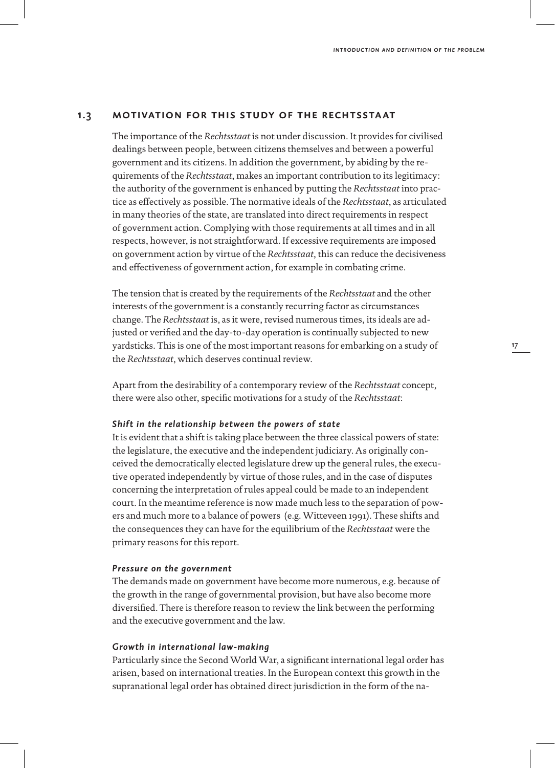## 1.3 Motivation for this study of the Rechtsstaat

The importance of the *Rechtsstaat* is not under discussion. It provides for civilised dealings between people, between citizens themselves and between a powerful government and its citizens. In addition the government, by abiding by the requirements of the *Rechtsstaat*, makes an important contribution to its legitimacy: the authority of the government is enhanced by putting the *Rechtsstaat* into practice as effectively as possible. The normative ideals of the *Rechtsstaat*, as articulated in many theories of the state, are translated into direct requirements in respect of government action. Complying with those requirements at all times and in all respects, however, is not straightforward. If excessive requirements are imposed on government action by virtue of the *Rechtsstaat*, this can reduce the decisiveness and effectiveness of government action, for example in combating crime.

The tension that is created by the requirements of the *Rechtsstaat* and the other interests of the government is a constantly recurring factor as circumstances change. The *Rechtsstaat* is, as it were, revised numerous times, its ideals are adjusted or verified and the day-to-day operation is continually subjected to new yardsticks. This is one of the most important reasons for embarking on a study of the *Rechtsstaat*, which deserves continual review.

Apart from the desirability of a contemporary review of the *Rechtsstaat* concept, there were also other, specific motivations for a study of the *Rechtsstaat*:

***Shift in the relationship between the powers of state***

It is evident that a shift is taking place between the three classical powers of state: the legislature, the executive and the independent judiciary. As originally conceived the democratically elected legislature drew up the general rules, the executive operated independently by virtue of those rules, and in the case of disputes concerning the interpretation of rules appeal could be made to an independent court. In the meantime reference is now made much less to the separation of powers and much more to a balance of powers (e.g. Witteveen 1991). These shifts and the consequences they can have for the equilibrium of the *Rechtsstaat* were the primary reasons for this report.

***Pressure on the government***

The demands made on government have become more numerous, e.g. because of the growth in the range of governmental provision, but have also become more diversified. There is therefore reason to review the link between the performing and the executive government and the law.

***Growth in international law-making***

Particularly since the Second World War, a significant international legal order has arisen, based on international treaties. In the European context this growth in the supranational legal order has obtained direct jurisdiction in the form of the na-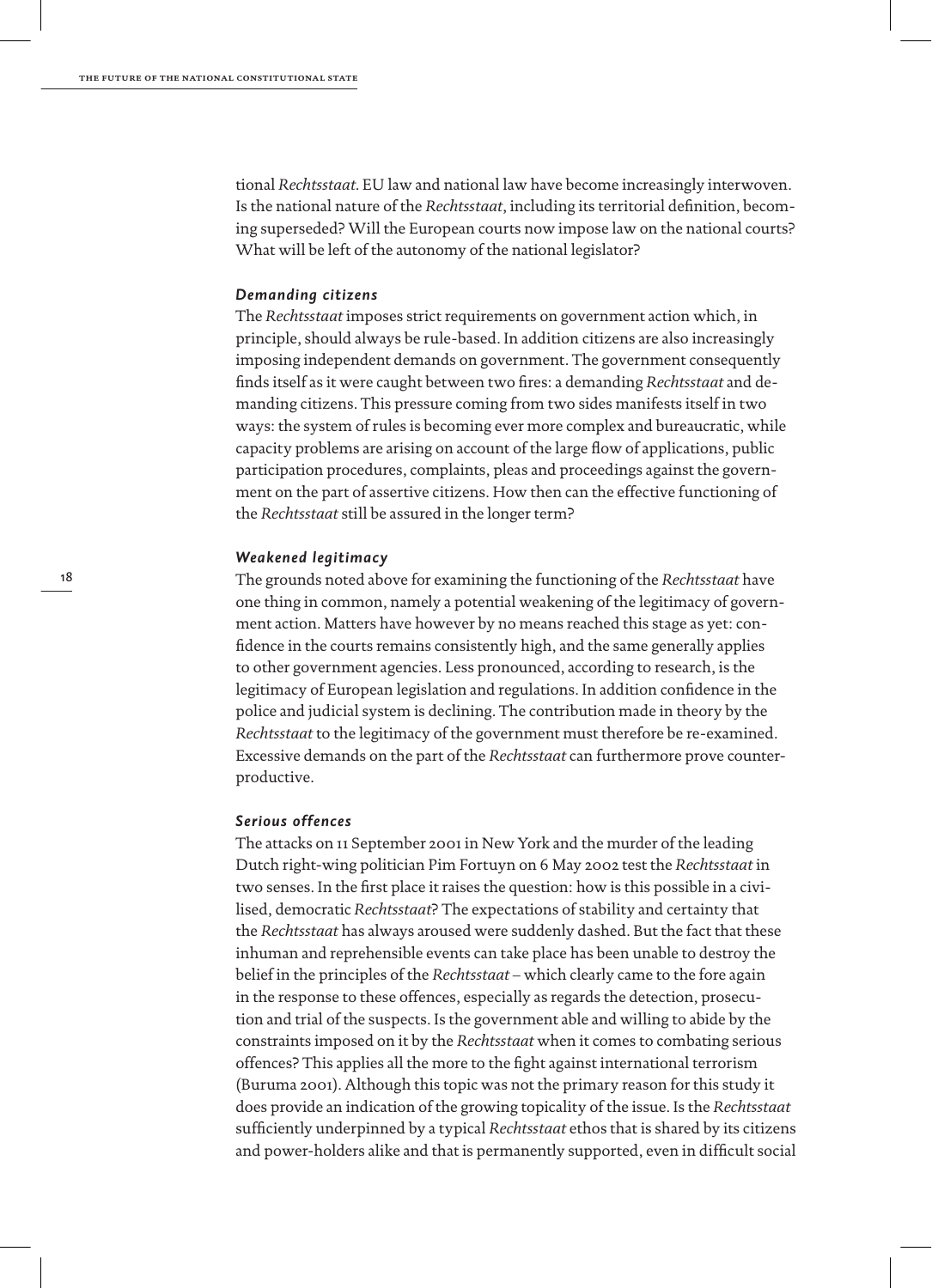tional *Rechtsstaat*. EU law and national law have become increasingly interwoven. Is the national nature of the *Rechtsstaat*, including its territorial definition, becoming superseded? Will the European courts now impose law on the national courts? What will be left of the autonomy of the national legislator?

#### *Demanding citizens*

The *Rechtsstaat* imposes strict requirements on government action which, in principle, should always be rule-based. In addition citizens are also increasingly imposing independent demands on government. The government consequently finds itself as it were caught between two fires: a demanding *Rechtsstaat* and demanding citizens. This pressure coming from two sides manifests itself in two ways: the system of rules is becoming ever more complex and bureaucratic, while capacity problems are arising on account of the large flow of applications, public participation procedures, complaints, pleas and proceedings against the government on the part of assertive citizens. How then can the effective functioning of the *Rechtsstaat* still be assured in the longer term?

#### *Weakened legitimacy*

The grounds noted above for examining the functioning of the *Rechtsstaat* have one thing in common, namely a potential weakening of the legitimacy of government action. Matters have however by no means reached this stage as yet: confidence in the courts remains consistently high, and the same generally applies to other government agencies. Less pronounced, according to research, is the legitimacy of European legislation and regulations. In addition confidence in the police and judicial system is declining. The contribution made in theory by the *Rechtsstaat* to the legitimacy of the government must therefore be re-examined. Excessive demands on the part of the *Rechtsstaat* can furthermore prove counterproductive.

#### *Serious offences*

The attacks on 11 September 2001 in New York and the murder of the leading Dutch right-wing politician Pim Fortuyn on 6 May 2002 test the *Rechtsstaat* in two senses. In the first place it raises the question: how is this possible in a civilised, democratic *Rechtsstaat*? The expectations of stability and certainty that the *Rechtsstaat* has always aroused were suddenly dashed. But the fact that these inhuman and reprehensible events can take place has been unable to destroy the belief in the principles of the *Rechtsstaat* – which clearly came to the fore again in the response to these offences, especially as regards the detection, prosecution and trial of the suspects. Is the government able and willing to abide by the constraints imposed on it by the *Rechtsstaat* when it comes to combating serious offences? This applies all the more to the fight against international terrorism (Buruma 2001). Although this topic was not the primary reason for this study it does provide an indication of the growing topicality of the issue. Is the *Rechtsstaat* sufficiently underpinned by a typical *Rechtsstaat* ethos that is shared by its citizens and power-holders alike and that is permanently supported, even in difficult social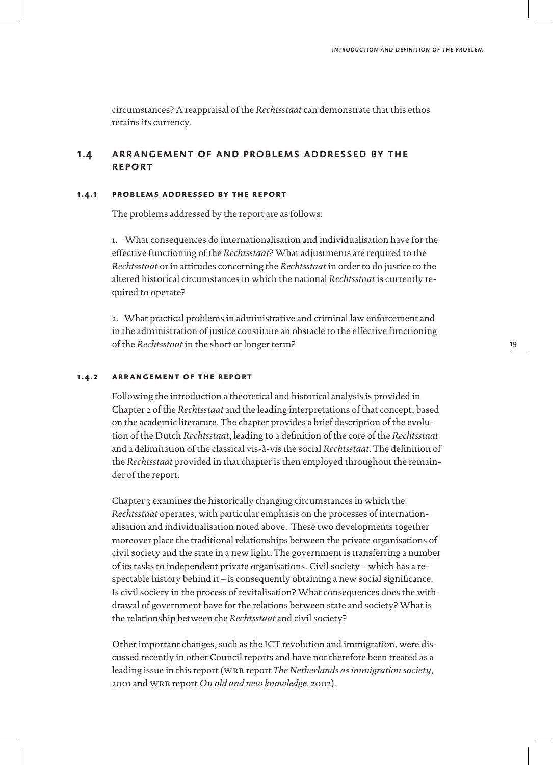circumstances? A reappraisal of the *Rechtsstaat* can demonstrate that this ethos retains its currency.

## 1.4 Arrangement of and problems addressed by the report

### 1.4.1 Problems addressed by the report

The problems addressed by the report are as follows:

1. What consequences do internationalisation and individualisation have for the effective functioning of the *Rechtsstaat*? What adjustments are required to the *Rechtsstaat* or in attitudes concerning the *Rechtsstaat* in order to do justice to the altered historical circumstances in which the national *Rechtsstaat* is currently required to operate?

2. What practical problems in administrative and criminal law enforcement and in the administration of justice constitute an obstacle to the effective functioning of the *Rechtsstaat* in the short or longer term?

### 1.4.2 Arrangement of the report

Following the introduction a theoretical and historical analysis is provided in Chapter 2 of the *Rechtsstaat* and the leading interpretations of that concept, based on the academic literature. The chapter provides a brief description of the evolution of the Dutch *Rechtsstaat*, leading to a definition of the core of the *Rechtsstaat* and a delimitation of the classical vis-à-vis the social *Rechtsstaat*. The definition of the *Rechtsstaat* provided in that chapter is then employed throughout the remainder of the report.

Chapter 3 examines the historically changing circumstances in which the *Rechtsstaat* operates, with particular emphasis on the processes of internationalisation and individualisation noted above. These two developments together moreover place the traditional relationships between the private organisations of civil society and the state in a new light. The government is transferring a number of its tasks to independent private organisations. Civil society – which has a respectable history behind it – is consequently obtaining a new social significance. Is civil society in the process of revitalisation? What consequences does the withdrawal of government have for the relations between state and society? What is the relationship between the *Rechtsstaat* and civil society?

Other important changes, such as the ICT revolution and immigration, were discussed recently in other Council reports and have not therefore been treated as a leading issue in this report (WRR report *The Netherlands as immigration society,* 2001 and WRR report *On old and new knowledge,* 2002).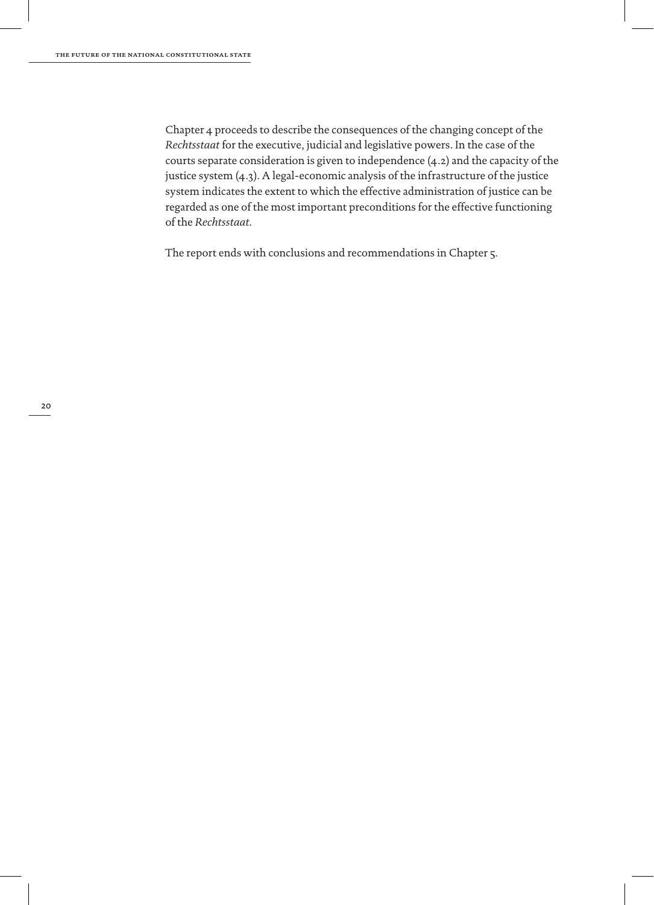Chapter 4 proceeds to describe the consequences of the changing concept of the *Rechtsstaat* for the executive, judicial and legislative powers. In the case of the courts separate consideration is given to independence (4.2) and the capacity of the justice system (4.3). A legal-economic analysis of the infrastructure of the justice system indicates the extent to which the effective administration of justice can be regarded as one of the most important preconditions for the effective functioning of the *Rechtsstaat*.

The report ends with conclusions and recommendations in Chapter 5.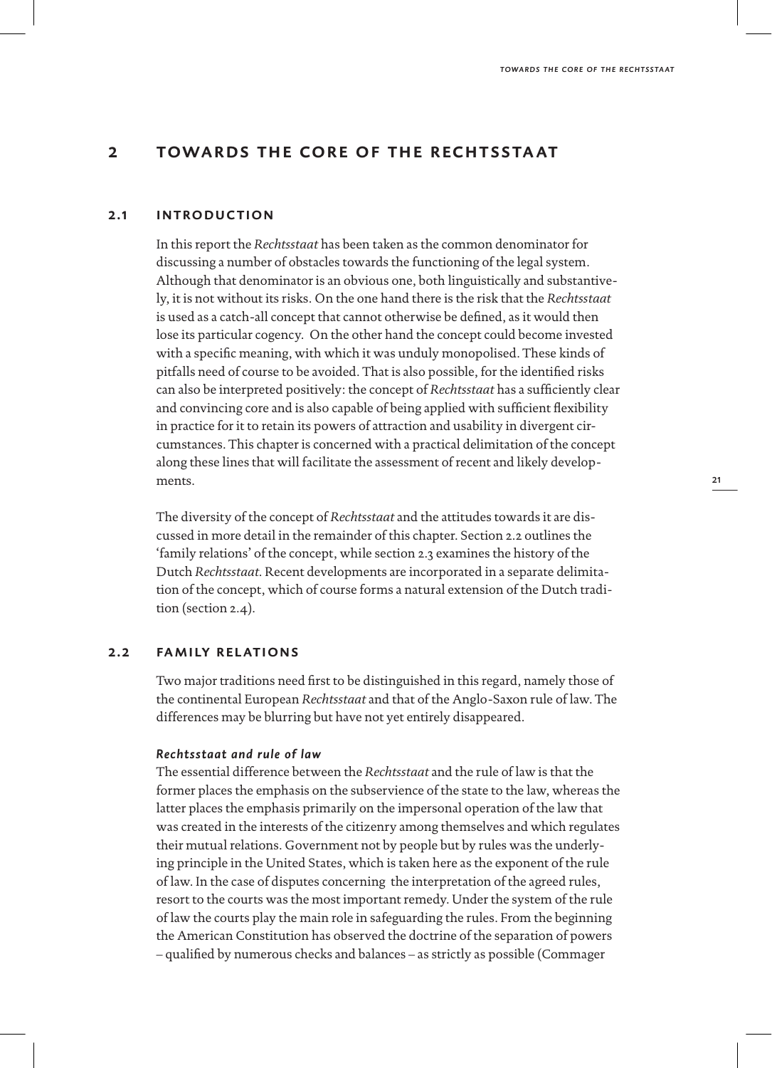# 2 TOWARDS THE CORE OF THE RECHTSSTAAT

## 2.1 INTRODUCTION

In this report the *Rechtsstaat* has been taken as the common denominator for discussing a number of obstacles towards the functioning of the legal system. Although that denominator is an obvious one, both linguistically and substantively, it is not without its risks. On the one hand there is the risk that the *Rechtsstaat* is used as a catch-all concept that cannot otherwise be defined, as it would then lose its particular cogency. On the other hand the concept could become invested with a specific meaning, with which it was unduly monopolised. These kinds of pitfalls need of course to be avoided. That is also possible, for the identified risks can also be interpreted positively: the concept of *Rechtsstaat* has a sufficiently clear and convincing core and is also capable of being applied with sufficient flexibility in practice for it to retain its powers of attraction and usability in divergent circumstances. This chapter is concerned with a practical delimitation of the concept along these lines that will facilitate the assessment of recent and likely developments.

The diversity of the concept of *Rechtsstaat* and the attitudes towards it are discussed in more detail in the remainder of this chapter. Section 2.2 outlines the 'family relations' of the concept, while section 2.3 examines the history of the Dutch *Rechtsstaat*. Recent developments are incorporated in a separate delimitation of the concept, which of course forms a natural extension of the Dutch tradition (section 2.4).

## 2.2 FAMILY RELATIONS

Two major traditions need first to be distinguished in this regard, namely those of the continental European *Rechtsstaat* and that of the Anglo-Saxon rule of law. The differences may be blurring but have not yet entirely disappeared.

### *Rechtsstaat and rule of law*

The essential difference between the *Rechtsstaat* and the rule of law is that the former places the emphasis on the subservience of the state to the law, whereas the latter places the emphasis primarily on the impersonal operation of the law that was created in the interests of the citizenry among themselves and which regulates their mutual relations. Government not by people but by rules was the underlying principle in the United States, which is taken here as the exponent of the rule of law. In the case of disputes concerning the interpretation of the agreed rules, resort to the courts was the most important remedy. Under the system of the rule of law the courts play the main role in safeguarding the rules. From the beginning the American Constitution has observed the doctrine of the separation of powers – qualified by numerous checks and balances – as strictly as possible (Commager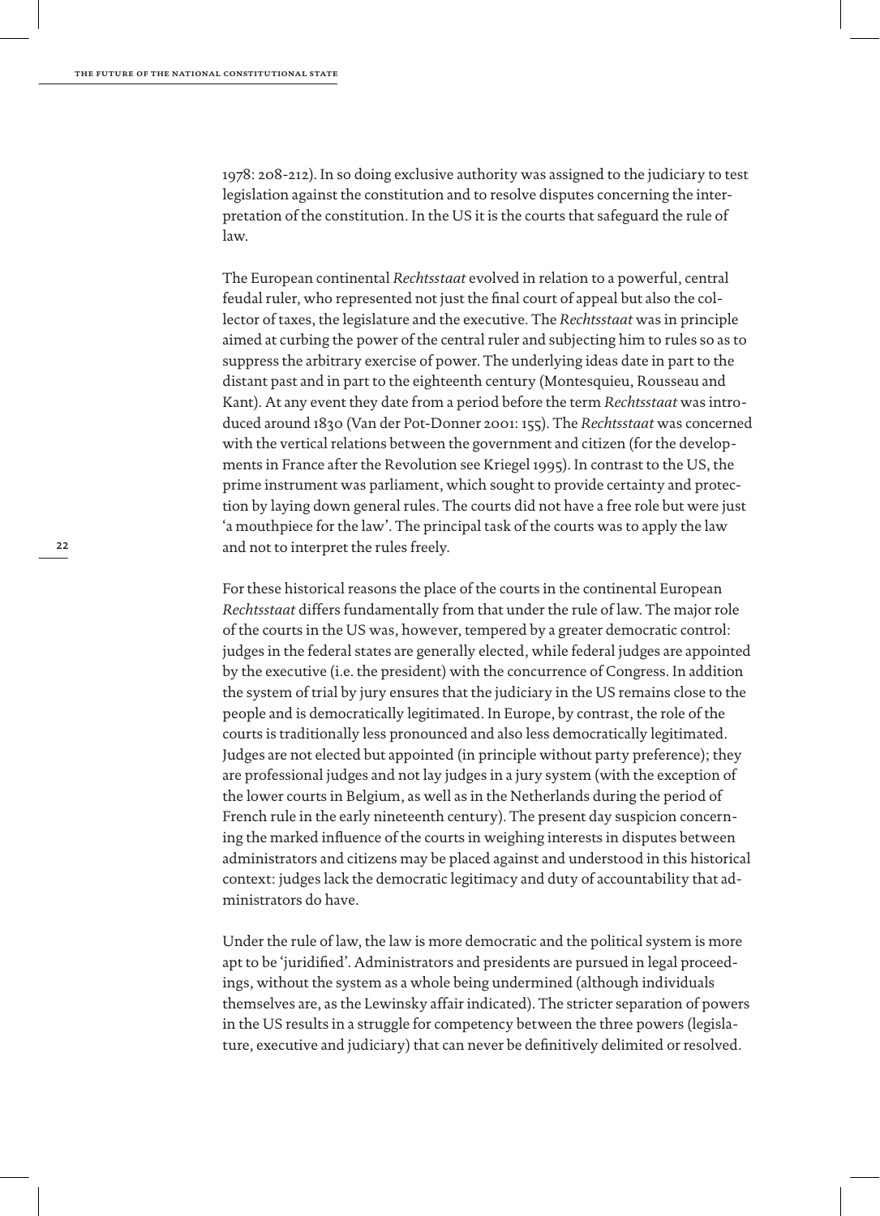1978: 208-212). In so doing exclusive authority was assigned to the judiciary to test legislation against the constitution and to resolve disputes concerning the interpretation of the constitution. In the US it is the courts that safeguard the rule of law.

The European continental *Rechtsstaat* evolved in relation to a powerful, central feudal ruler, who represented not just the final court of appeal but also the collector of taxes, the legislature and the executive. The *Rechtsstaat* was in principle aimed at curbing the power of the central ruler and subjecting him to rules so as to suppress the arbitrary exercise of power. The underlying ideas date in part to the distant past and in part to the eighteenth century (Montesquieu, Rousseau and Kant). At any event they date from a period before the term *Rechtsstaat* was introduced around 1830 (Van der Pot-Donner 2001: 155). The *Rechtsstaat* was concerned with the vertical relations between the government and citizen (for the developments in France after the Revolution see Kriegel 1995). In contrast to the US, the prime instrument was parliament, which sought to provide certainty and protection by laying down general rules. The courts did not have a free role but were just 'a mouthpiece for the law'. The principal task of the courts was to apply the law and not to interpret the rules freely.

For these historical reasons the place of the courts in the continental European *Rechtsstaat* differs fundamentally from that under the rule of law. The major role of the courts in the US was, however, tempered by a greater democratic control: judges in the federal states are generally elected, while federal judges are appointed by the executive (i.e. the president) with the concurrence of Congress. In addition the system of trial by jury ensures that the judiciary in the US remains close to the people and is democratically legitimated. In Europe, by contrast, the role of the courts is traditionally less pronounced and also less democratically legitimated. Judges are not elected but appointed (in principle without party preference); they are professional judges and not lay judges in a jury system (with the exception of the lower courts in Belgium, as well as in the Netherlands during the period of French rule in the early nineteenth century). The present day suspicion concerning the marked influence of the courts in weighing interests in disputes between administrators and citizens may be placed against and understood in this historical context: judges lack the democratic legitimacy and duty of accountability that administrators do have.

Under the rule of law, the law is more democratic and the political system is more apt to be 'juridified'. Administrators and presidents are pursued in legal proceedings, without the system as a whole being undermined (although individuals themselves are, as the Lewinsky affair indicated). The stricter separation of powers in the US results in a struggle for competency between the three powers (legislature, executive and judiciary) that can never be definitively delimited or resolved.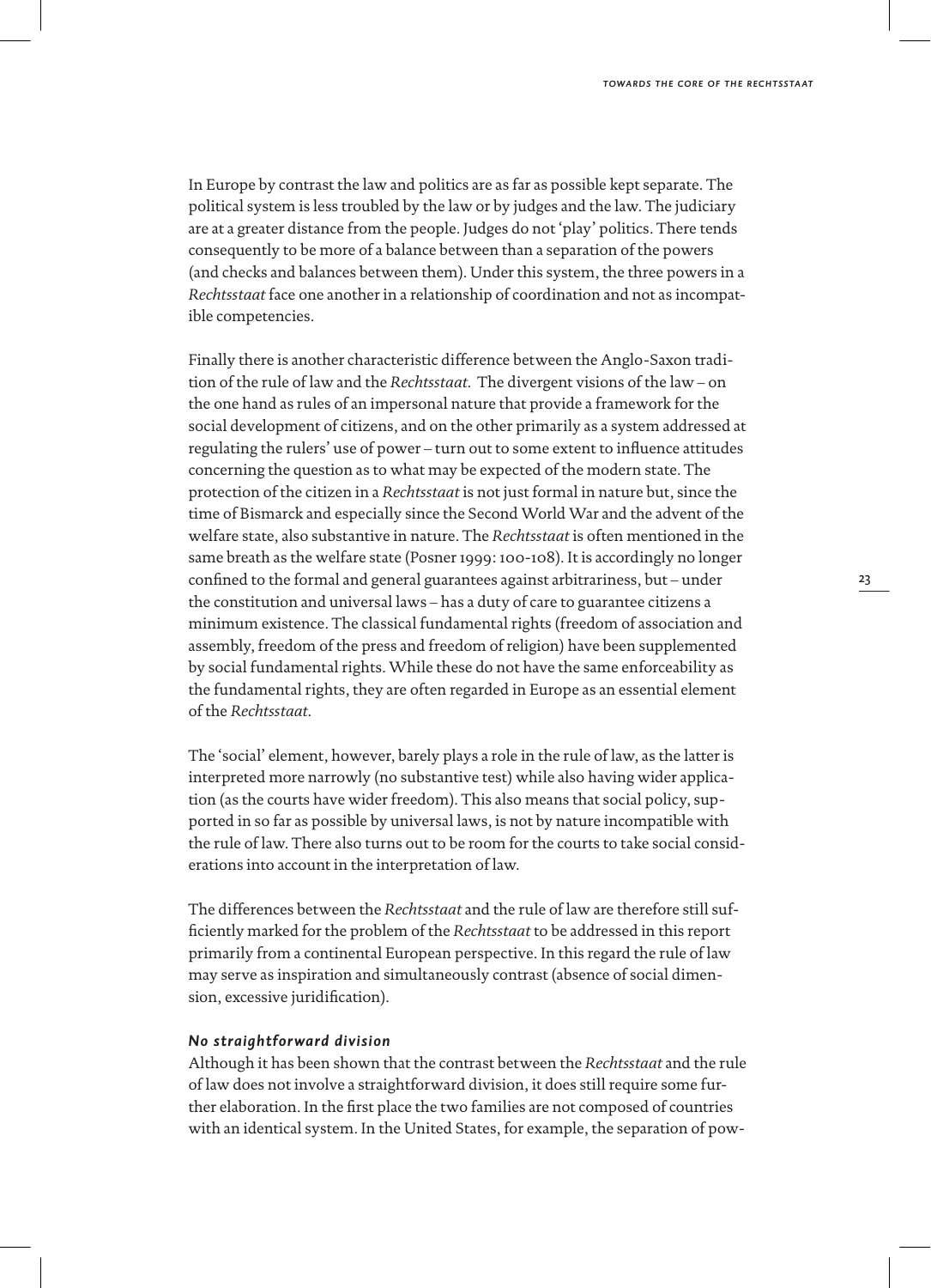In Europe by contrast the law and politics are as far as possible kept separate. The political system is less troubled by the law or by judges and the law. The judiciary are at a greater distance from the people. Judges do not 'play' politics. There tends consequently to be more of a balance between than a separation of the powers (and checks and balances between them). Under this system, the three powers in a *Rechtsstaat* face one another in a relationship of coordination and not as incompatible competencies.

Finally there is another characteristic difference between the Anglo-Saxon tradition of the rule of law and the *Rechtsstaat*. The divergent visions of the law – on the one hand as rules of an impersonal nature that provide a framework for the social development of citizens, and on the other primarily as a system addressed at regulating the rulers' use of power – turn out to some extent to influence attitudes concerning the question as to what may be expected of the modern state. The protection of the citizen in a *Rechtsstaat* is not just formal in nature but, since the time of Bismarck and especially since the Second World War and the advent of the welfare state, also substantive in nature. The *Rechtsstaat* is often mentioned in the same breath as the welfare state (Posner 1999: 100-108). It is accordingly no longer confined to the formal and general guarantees against arbitrariness, but – under the constitution and universal laws – has a duty of care to guarantee citizens a minimum existence. The classical fundamental rights (freedom of association and assembly, freedom of the press and freedom of religion) have been supplemented by social fundamental rights. While these do not have the same enforceability as the fundamental rights, they are often regarded in Europe as an essential element of the *Rechtsstaat*.

The 'social' element, however, barely plays a role in the rule of law, as the latter is interpreted more narrowly (no substantive test) while also having wider application (as the courts have wider freedom). This also means that social policy, supported in so far as possible by universal laws, is not by nature incompatible with the rule of law. There also turns out to be room for the courts to take social considerations into account in the interpretation of law.

The differences between the *Rechtsstaat* and the rule of law are therefore still sufficiently marked for the problem of the *Rechtsstaat* to be addressed in this report primarily from a continental European perspective. In this regard the rule of law may serve as inspiration and simultaneously contrast (absence of social dimension, excessive juridification).

#### *No straightforward division*

Although it has been shown that the contrast between the *Rechtsstaat* and the rule of law does not involve a straightforward division, it does still require some further elaboration. In the first place the two families are not composed of countries with an identical system. In the United States, for example, the separation of pow-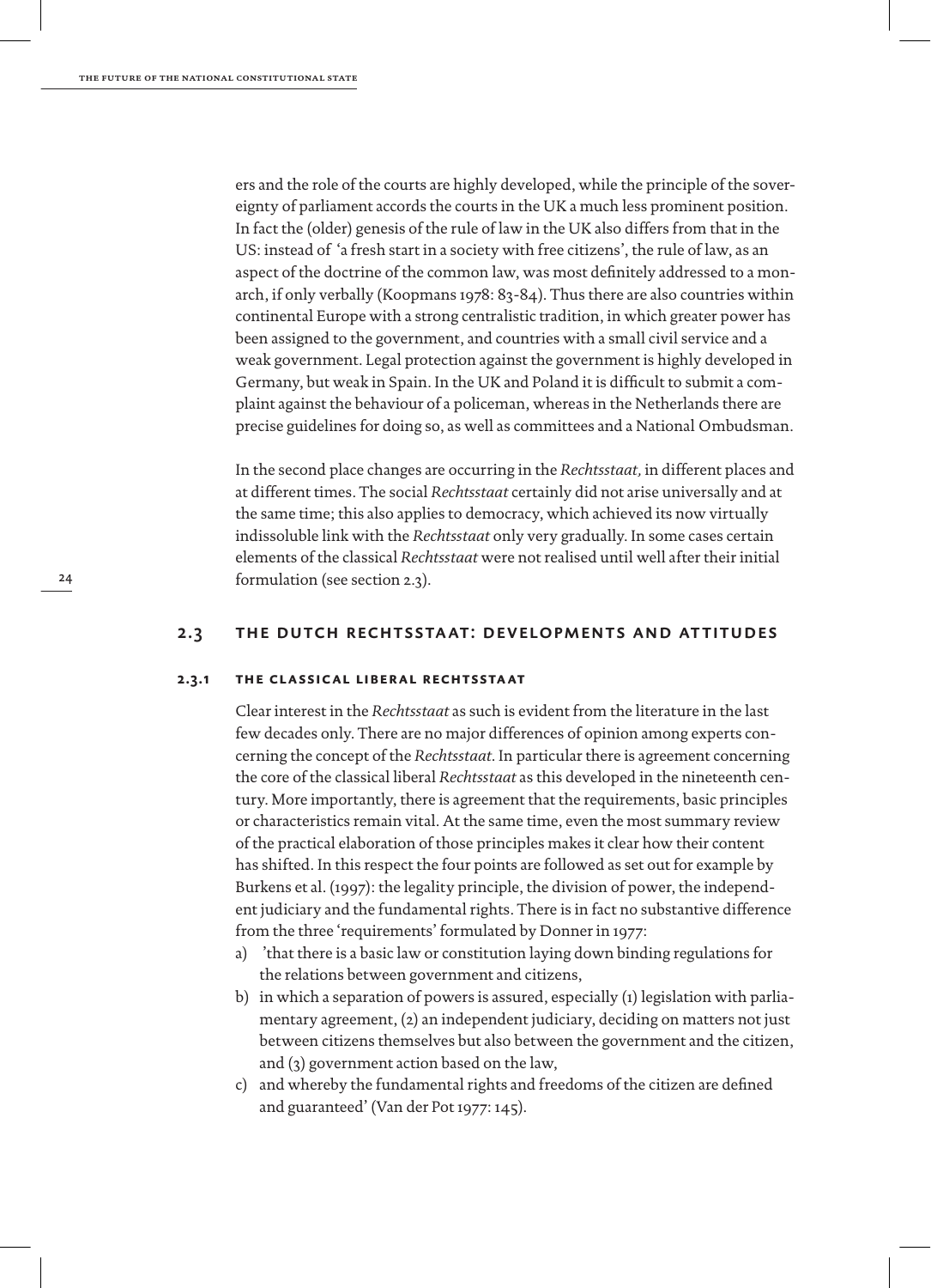ers and the role of the courts are highly developed, while the principle of the sovereignty of parliament accords the courts in the UK a much less prominent position. In fact the (older) genesis of the rule of law in the UK also differs from that in the US: instead of 'a fresh start in a society with free citizens', the rule of law, as an aspect of the doctrine of the common law, was most definitely addressed to a monarch, if only verbally (Koopmans 1978: 83-84). Thus there are also countries within continental Europe with a strong centralistic tradition, in which greater power has been assigned to the government, and countries with a small civil service and a weak government. Legal protection against the government is highly developed in Germany, but weak in Spain. In the UK and Poland it is difficult to submit a complaint against the behaviour of a policeman, whereas in the Netherlands there are precise guidelines for doing so, as well as committees and a National Ombudsman.

In the second place changes are occurring in the *Rechtsstaat,* in different places and at different times. The social *Rechtsstaat* certainly did not arise universally and at the same time; this also applies to democracy, which achieved its now virtually indissoluble link with the *Rechtsstaat* only very gradually. In some cases certain elements of the classical *Rechtsstaat* were not realised until well after their initial formulation (see section 2.3).

## 2.3 The Dutch Rechtsstaat: developments and attitudes

### 2.3.1 The classical liberal Rechtsstaat

Clear interest in the *Rechtsstaat* as such is evident from the literature in the last few decades only. There are no major differences of opinion among experts concerning the concept of the *Rechtsstaat*. In particular there is agreement concerning the core of the classical liberal *Rechtsstaat* as this developed in the nineteenth century. More importantly, there is agreement that the requirements, basic principles or characteristics remain vital. At the same time, even the most summary review of the practical elaboration of those principles makes it clear how their content has shifted. In this respect the four points are followed as set out for example by Burkens et al. (1997): the legality principle, the division of power, the independent judiciary and the fundamental rights. There is in fact no substantive difference from the three 'requirements' formulated by Donner in 1977:

a) 'that there is a basic law or constitution laying down binding regulations for the relations between government and citizens,
b) in which a separation of powers is assured, especially (1) legislation with parliamentary agreement, (2) an independent judiciary, deciding on matters not just between citizens themselves but also between the government and the citizen, and (3) government action based on the law,
c) and whereby the fundamental rights and freedoms of the citizen are defined and guaranteed' (Van der Pot 1977: 145).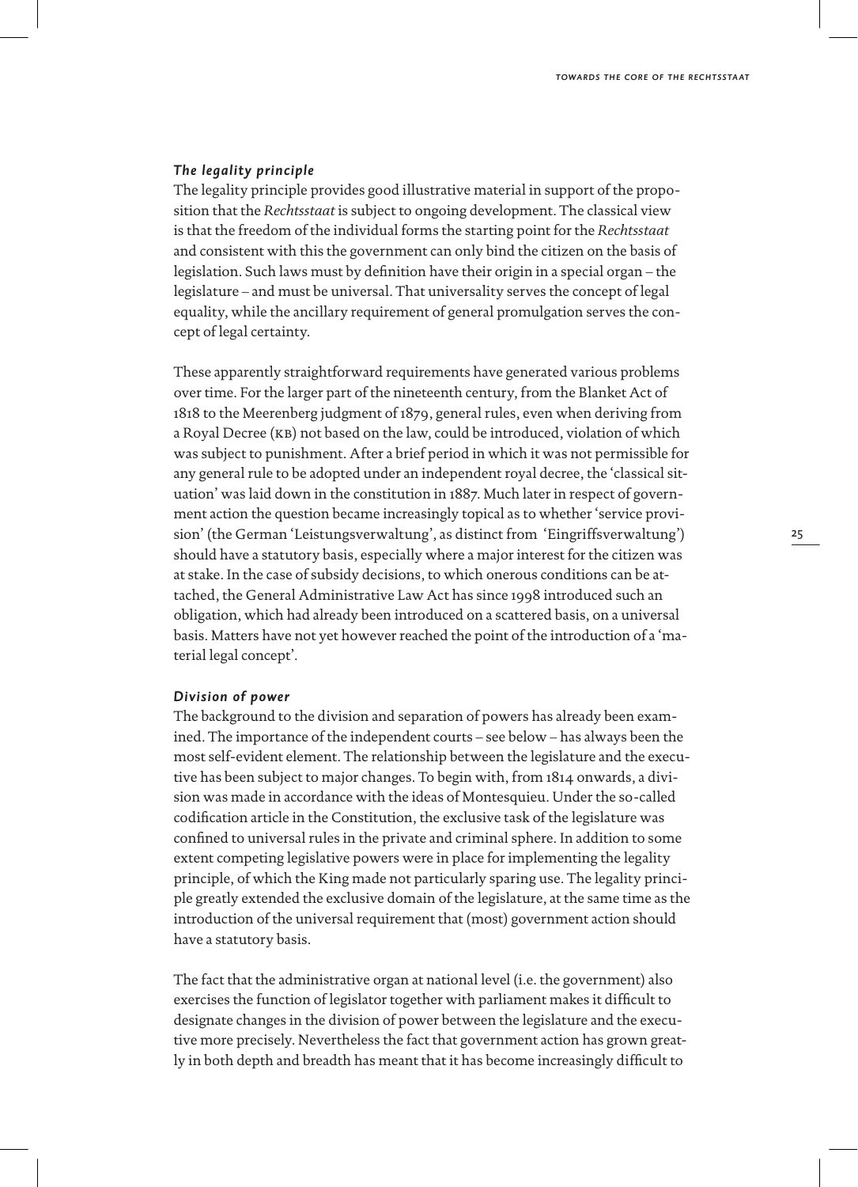### *The legality principle*

The legality principle provides good illustrative material in support of the proposition that the *Rechtsstaat* is subject to ongoing development. The classical view is that the freedom of the individual forms the starting point for the *Rechtsstaat* and consistent with this the government can only bind the citizen on the basis of legislation. Such laws must by definition have their origin in a special organ – the legislature – and must be universal. That universality serves the concept of legal equality, while the ancillary requirement of general promulgation serves the concept of legal certainty.

These apparently straightforward requirements have generated various problems over time. For the larger part of the nineteenth century, from the Blanket Act of 1818 to the Meerenberg judgment of 1879, general rules, even when deriving from a Royal Decree (KB) not based on the law, could be introduced, violation of which was subject to punishment. After a brief period in which it was not permissible for any general rule to be adopted under an independent royal decree, the 'classical situation' was laid down in the constitution in 1887. Much later in respect of government action the question became increasingly topical as to whether 'service provision' (the German 'Leistungsverwaltung', as distinct from 'Eingriffsverwaltung') should have a statutory basis, especially where a major interest for the citizen was at stake. In the case of subsidy decisions, to which onerous conditions can be attached, the General Administrative Law Act has since 1998 introduced such an obligation, which had already been introduced on a scattered basis, on a universal basis. Matters have not yet however reached the point of the introduction of a 'material legal concept'.

### *Division of power*

The background to the division and separation of powers has already been examined. The importance of the independent courts – see below – has always been the most self-evident element. The relationship between the legislature and the executive has been subject to major changes. To begin with, from 1814 onwards, a division was made in accordance with the ideas of Montesquieu. Under the so-called codification article in the Constitution, the exclusive task of the legislature was confined to universal rules in the private and criminal sphere. In addition to some extent competing legislative powers were in place for implementing the legality principle, of which the King made not particularly sparing use. The legality principle greatly extended the exclusive domain of the legislature, at the same time as the introduction of the universal requirement that (most) government action should have a statutory basis.

The fact that the administrative organ at national level (i.e. the government) also exercises the function of legislator together with parliament makes it difficult to designate changes in the division of power between the legislature and the executive more precisely. Nevertheless the fact that government action has grown greatly in both depth and breadth has meant that it has become increasingly difficult to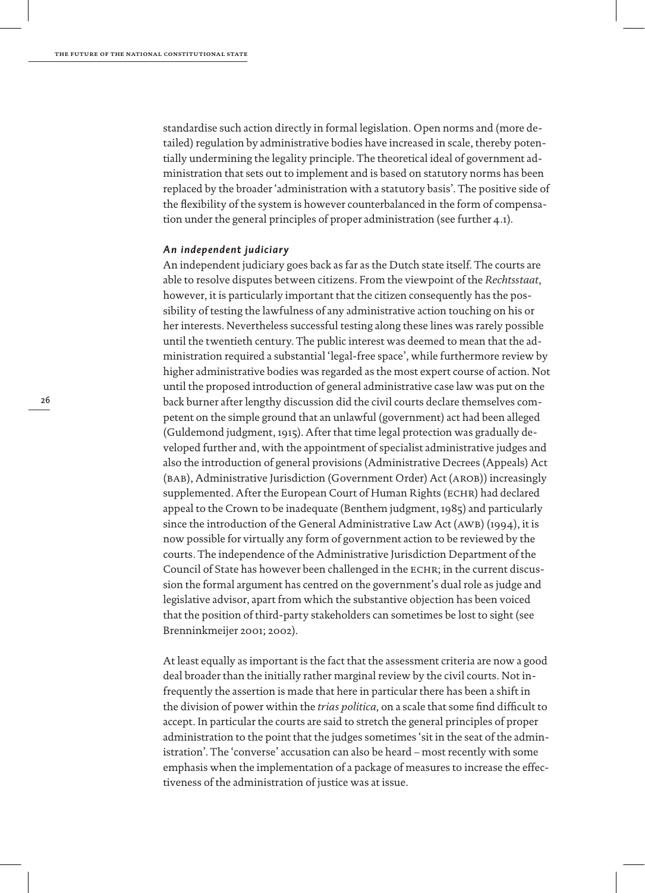standardise such action directly in formal legislation. Open norms and (more detailed) regulation by administrative bodies have increased in scale, thereby potentially undermining the legality principle. The theoretical ideal of government administration that sets out to implement and is based on statutory norms has been replaced by the broader 'administration with a statutory basis'. The positive side of the flexibility of the system is however counterbalanced in the form of compensation under the general principles of proper administration (see further 4.1).

### *An independent judiciary*

An independent judiciary goes back as far as the Dutch state itself. The courts are able to resolve disputes between citizens. From the viewpoint of the *Rechtsstaat*, however, it is particularly important that the citizen consequently has the possibility of testing the lawfulness of any administrative action touching on his or her interests. Nevertheless successful testing along these lines was rarely possible until the twentieth century. The public interest was deemed to mean that the administration required a substantial 'legal-free space', while furthermore review by higher administrative bodies was regarded as the most expert course of action. Not until the proposed introduction of general administrative case law was put on the back burner after lengthy discussion did the civil courts declare themselves competent on the simple ground that an unlawful (government) act had been alleged (Guldemond judgment, 1915). After that time legal protection was gradually developed further and, with the appointment of specialist administrative judges and also the introduction of general provisions (Administrative Decrees (Appeals) Act (BAB), Administrative Jurisdiction (Government Order) Act (AROB)) increasingly supplemented. After the European Court of Human Rights (ECHR) had declared appeal to the Crown to be inadequate (Benthem judgment, 1985) and particularly since the introduction of the General Administrative Law Act (AWB) (1994), it is now possible for virtually any form of government action to be reviewed by the courts. The independence of the Administrative Jurisdiction Department of the Council of State has however been challenged in the ECHR; in the current discussion the formal argument has centred on the government's dual role as judge and legislative advisor, apart from which the substantive objection has been voiced that the position of third-party stakeholders can sometimes be lost to sight (see Brenninkmeijer 2001; 2002).

At least equally as important is the fact that the assessment criteria are now a good deal broader than the initially rather marginal review by the civil courts. Not infrequently the assertion is made that here in particular there has been a shift in the division of power within the *trias politica*, on a scale that some find difficult to accept. In particular the courts are said to stretch the general principles of proper administration to the point that the judges sometimes 'sit in the seat of the administration'. The 'converse' accusation can also be heard – most recently with some emphasis when the implementation of a package of measures to increase the effectiveness of the administration of justice was at issue.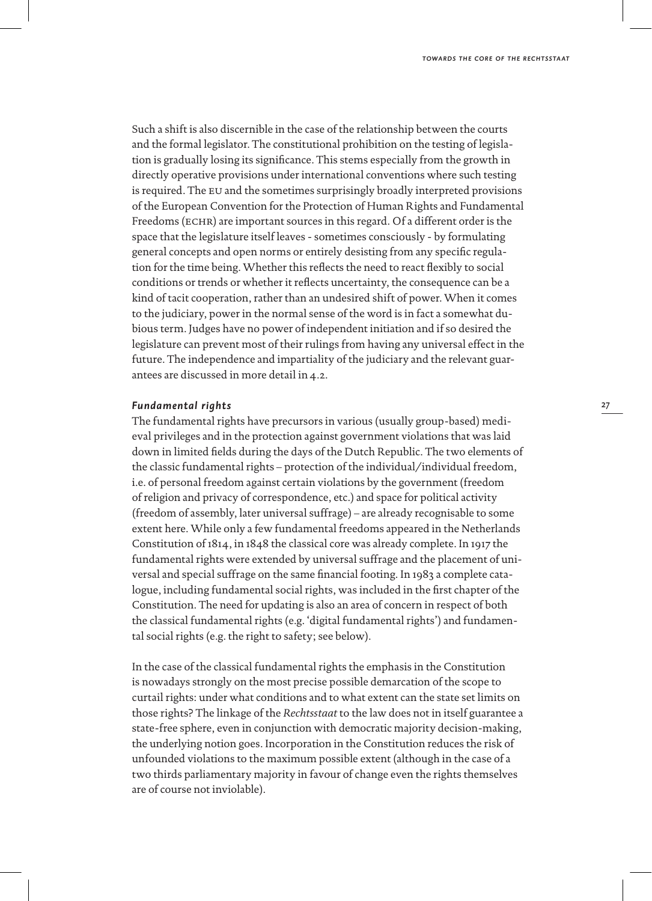Such a shift is also discernible in the case of the relationship between the courts and the formal legislator. The constitutional prohibition on the testing of legislation is gradually losing its significance. This stems especially from the growth in directly operative provisions under international conventions where such testing is required. The EU and the sometimes surprisingly broadly interpreted provisions of the European Convention for the Protection of Human Rights and Fundamental Freedoms (ECHR) are important sources in this regard. Of a different order is the space that the legislature itself leaves - sometimes consciously - by formulating general concepts and open norms or entirely desisting from any specific regulation for the time being. Whether this reflects the need to react flexibly to social conditions or trends or whether it reflects uncertainty, the consequence can be a kind of tacit cooperation, rather than an undesired shift of power. When it comes to the judiciary, power in the normal sense of the word is in fact a somewhat dubious term. Judges have no power of independent initiation and if so desired the legislature can prevent most of their rulings from having any universal effect in the future. The independence and impartiality of the judiciary and the relevant guarantees are discussed in more detail in 4.2.

### *Fundamental rights*

The fundamental rights have precursors in various (usually group-based) medieval privileges and in the protection against government violations that was laid down in limited fields during the days of the Dutch Republic. The two elements of the classic fundamental rights – protection of the individual/individual freedom, i.e. of personal freedom against certain violations by the government (freedom of religion and privacy of correspondence, etc.) and space for political activity (freedom of assembly, later universal suffrage) – are already recognisable to some extent here. While only a few fundamental freedoms appeared in the Netherlands Constitution of 1814, in 1848 the classical core was already complete. In 1917 the fundamental rights were extended by universal suffrage and the placement of universal and special suffrage on the same financial footing. In 1983 a complete catalogue, including fundamental social rights, was included in the first chapter of the Constitution. The need for updating is also an area of concern in respect of both the classical fundamental rights (e.g. 'digital fundamental rights') and fundamental social rights (e.g. the right to safety; see below).

In the case of the classical fundamental rights the emphasis in the Constitution is nowadays strongly on the most precise possible demarcation of the scope to curtail rights: under what conditions and to what extent can the state set limits on those rights? The linkage of the *Rechtsstaat* to the law does not in itself guarantee a state-free sphere, even in conjunction with democratic majority decision-making, the underlying notion goes. Incorporation in the Constitution reduces the risk of unfounded violations to the maximum possible extent (although in the case of a two thirds parliamentary majority in favour of change even the rights themselves are of course not inviolable).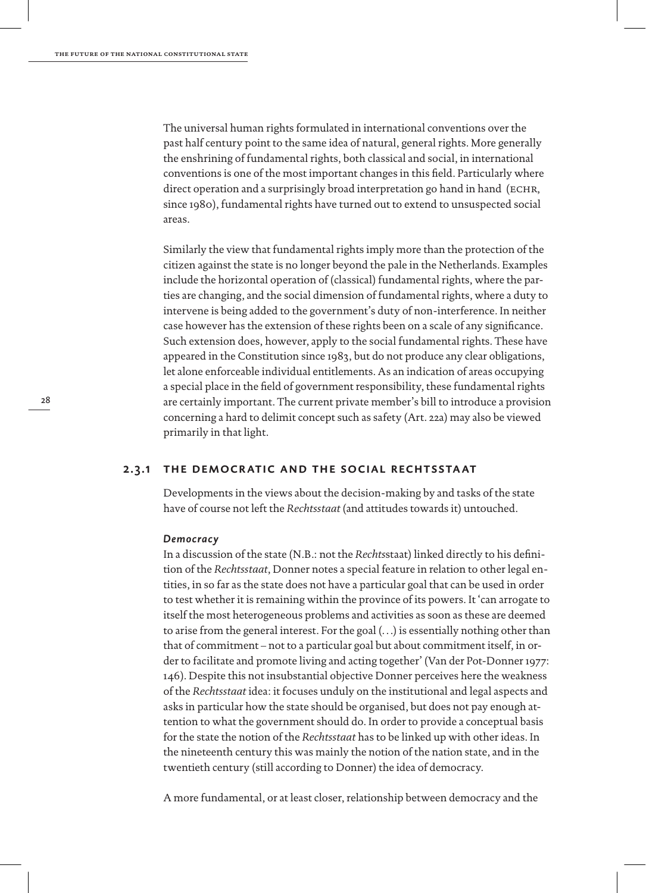The universal human rights formulated in international conventions over the past half century point to the same idea of natural, general rights. More generally the enshrining of fundamental rights, both classical and social, in international conventions is one of the most important changes in this field. Particularly where direct operation and a surprisingly broad interpretation go hand in hand (ECHR, since 1980), fundamental rights have turned out to extend to unsuspected social areas.

Similarly the view that fundamental rights imply more than the protection of the citizen against the state is no longer beyond the pale in the Netherlands. Examples include the horizontal operation of (classical) fundamental rights, where the parties are changing, and the social dimension of fundamental rights, where a duty to intervene is being added to the government's duty of non-interference. In neither case however has the extension of these rights been on a scale of any significance. Such extension does, however, apply to the social fundamental rights. These have appeared in the Constitution since 1983, but do not produce any clear obligations, let alone enforceable individual entitlements. As an indication of areas occupying a special place in the field of government responsibility, these fundamental rights are certainly important. The current private member's bill to introduce a provision concerning a hard to delimit concept such as safety (Art. 22a) may also be viewed primarily in that light.

### 2.3.1 THE DEMOCRATIC AND THE SOCIAL RECHTSSTAAT

Developments in the views about the decision-making by and tasks of the state have of course not left the *Rechtsstaat* (and attitudes towards it) untouched.

#### *Democracy*

In a discussion of the state (N.B.: not the *Rechts*staat) linked directly to his definition of the *Rechtsstaat*, Donner notes a special feature in relation to other legal entities, in so far as the state does not have a particular goal that can be used in order to test whether it is remaining within the province of its powers. It 'can arrogate to itself the most heterogeneous problems and activities as soon as these are deemed to arise from the general interest. For the goal (...) is essentially nothing other than that of commitment – not to a particular goal but about commitment itself, in order to facilitate and promote living and acting together' (Van der Pot-Donner 1977: 146). Despite this not insubstantial objective Donner perceives here the weakness of the *Rechtsstaat* idea: it focuses unduly on the institutional and legal aspects and asks in particular how the state should be organised, but does not pay enough attention to what the government should do. In order to provide a conceptual basis for the state the notion of the *Rechtsstaat* has to be linked up with other ideas. In the nineteenth century this was mainly the notion of the nation state, and in the twentieth century (still according to Donner) the idea of democracy.

A more fundamental, or at least closer, relationship between democracy and the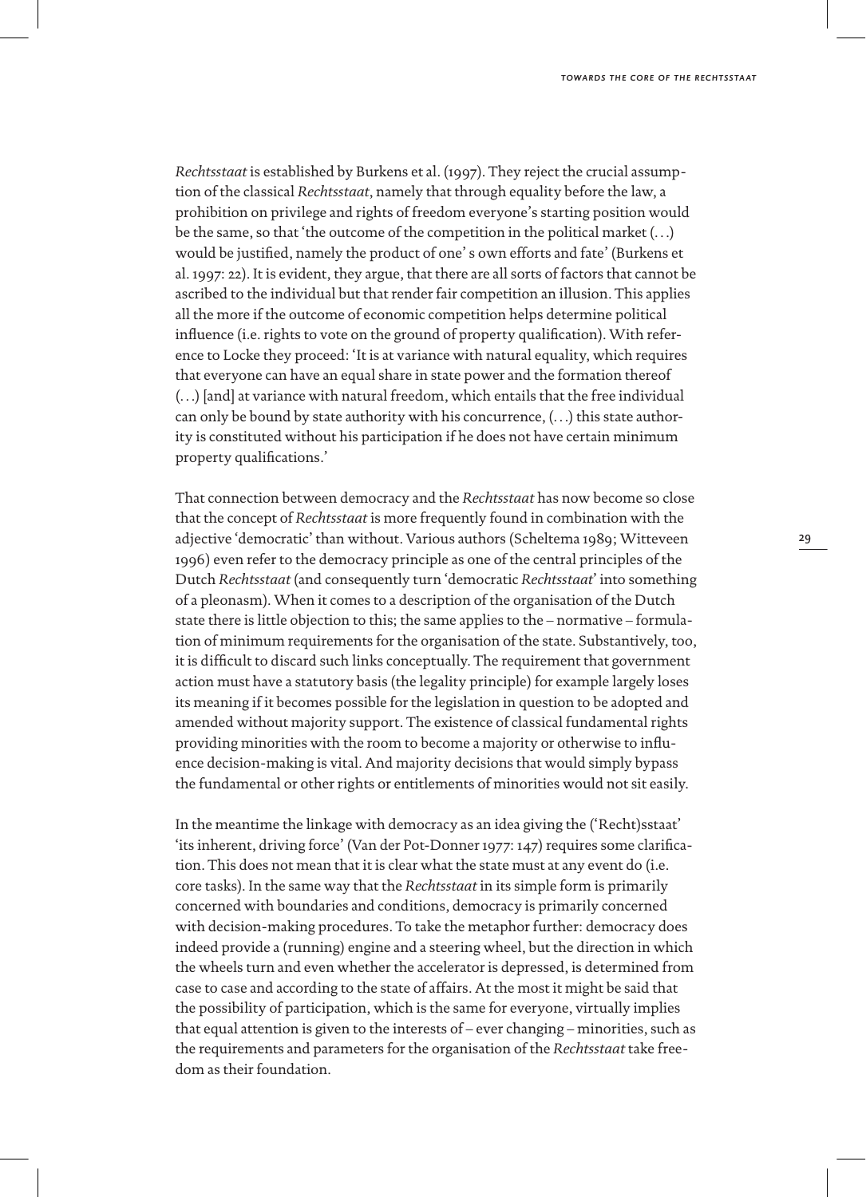*Rechtsstaat* is established by Burkens et al. (1997). They reject the crucial assumption of the classical *Rechtsstaat*, namely that through equality before the law, a prohibition on privilege and rights of freedom everyone's starting position would be the same, so that 'the outcome of the competition in the political market (…) would be justified, namely the product of one' s own efforts and fate' (Burkens et al. 1997: 22). It is evident, they argue, that there are all sorts of factors that cannot be ascribed to the individual but that render fair competition an illusion. This applies all the more if the outcome of economic competition helps determine political influence (i.e. rights to vote on the ground of property qualification). With reference to Locke they proceed: 'It is at variance with natural equality, which requires that everyone can have an equal share in state power and the formation thereof (…) [and] at variance with natural freedom, which entails that the free individual can only be bound by state authority with his concurrence, (…) this state authority is constituted without his participation if he does not have certain minimum property qualifications.'

That connection between democracy and the *Rechtsstaat* has now become so close that the concept of *Rechtsstaat* is more frequently found in combination with the adjective 'democratic' than without. Various authors (Scheltema 1989; Witteveen 1996) even refer to the democracy principle as one of the central principles of the Dutch *Rechtsstaat* (and consequently turn 'democratic *Rechtsstaat*' into something of a pleonasm). When it comes to a description of the organisation of the Dutch state there is little objection to this; the same applies to the – normative – formulation of minimum requirements for the organisation of the state. Substantively, too, it is difficult to discard such links conceptually. The requirement that government action must have a statutory basis (the legality principle) for example largely loses its meaning if it becomes possible for the legislation in question to be adopted and amended without majority support. The existence of classical fundamental rights providing minorities with the room to become a majority or otherwise to influence decision-making is vital. And majority decisions that would simply bypass the fundamental or other rights or entitlements of minorities would not sit easily.

In the meantime the linkage with democracy as an idea giving the ('Recht)sstaat' 'its inherent, driving force' (Van der Pot-Donner 1977: 147) requires some clarification. This does not mean that it is clear what the state must at any event do (i.e. core tasks). In the same way that the *Rechtsstaat* in its simple form is primarily concerned with boundaries and conditions, democracy is primarily concerned with decision-making procedures. To take the metaphor further: democracy does indeed provide a (running) engine and a steering wheel, but the direction in which the wheels turn and even whether the accelerator is depressed, is determined from case to case and according to the state of affairs. At the most it might be said that the possibility of participation, which is the same for everyone, virtually implies that equal attention is given to the interests of – ever changing – minorities, such as the requirements and parameters for the organisation of the *Rechtsstaat* take freedom as their foundation.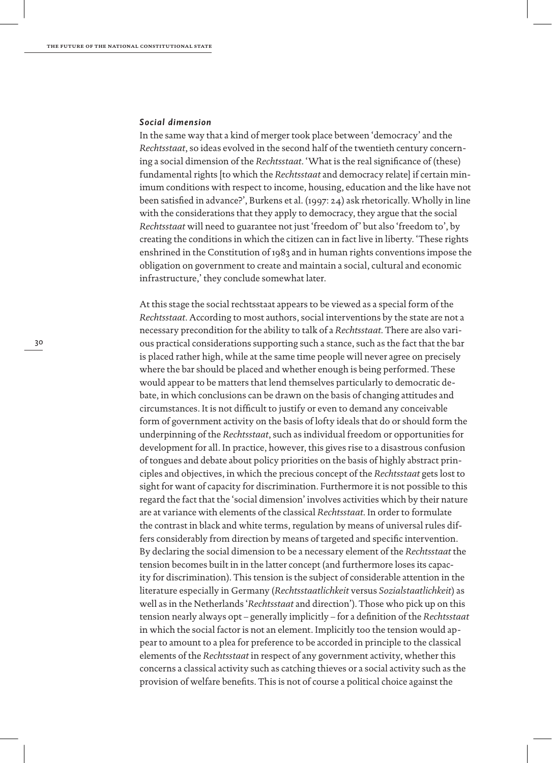### *Social dimension*

In the same way that a kind of merger took place between 'democracy' and the *Rechtsstaat*, so ideas evolved in the second half of the twentieth century concerning a social dimension of the *Rechtsstaat*. 'What is the real significance of (these) fundamental rights [to which the *Rechtsstaat* and democracy relate] if certain minimum conditions with respect to income, housing, education and the like have not been satisfied in advance?', Burkens et al. (1997: 24) ask rhetorically. Wholly in line with the considerations that they apply to democracy, they argue that the social *Rechtsstaat* will need to guarantee not just 'freedom of' but also 'freedom to', by creating the conditions in which the citizen can in fact live in liberty. 'These rights enshrined in the Constitution of 1983 and in human rights conventions impose the obligation on government to create and maintain a social, cultural and economic infrastructure,' they conclude somewhat later.

At this stage the social rechtsstaat appears to be viewed as a special form of the *Rechtsstaat*. According to most authors, social interventions by the state are not a necessary precondition for the ability to talk of a *Rechtsstaat*. There are also various practical considerations supporting such a stance, such as the fact that the bar is placed rather high, while at the same time people will never agree on precisely where the bar should be placed and whether enough is being performed. These would appear to be matters that lend themselves particularly to democratic debate, in which conclusions can be drawn on the basis of changing attitudes and circumstances. It is not difficult to justify or even to demand any conceivable form of government activity on the basis of lofty ideals that do or should form the underpinning of the *Rechtsstaat*, such as individual freedom or opportunities for development for all. In practice, however, this gives rise to a disastrous confusion of tongues and debate about policy priorities on the basis of highly abstract principles and objectives, in which the precious concept of the *Rechtsstaat* gets lost to sight for want of capacity for discrimination. Furthermore it is not possible to this regard the fact that the 'social dimension' involves activities which by their nature are at variance with elements of the classical *Rechtsstaat*. In order to formulate the contrast in black and white terms, regulation by means of universal rules differs considerably from direction by means of targeted and specific intervention. By declaring the social dimension to be a necessary element of the *Rechtsstaat* the tension becomes built in in the latter concept (and furthermore loses its capacity for discrimination). This tension is the subject of considerable attention in the literature especially in Germany (*Rechtsstaatlichkeit* versus *Sozialstaatlichkeit*) as well as in the Netherlands '*Rechtsstaat* and direction'). Those who pick up on this tension nearly always opt – generally implicitly – for a definition of the *Rechtsstaat* in which the social factor is not an element. Implicitly too the tension would appear to amount to a plea for preference to be accorded in principle to the classical elements of the *Rechtsstaat* in respect of any government activity, whether this concerns a classical activity such as catching thieves or a social activity such as the provision of welfare benefits. This is not of course a political choice against the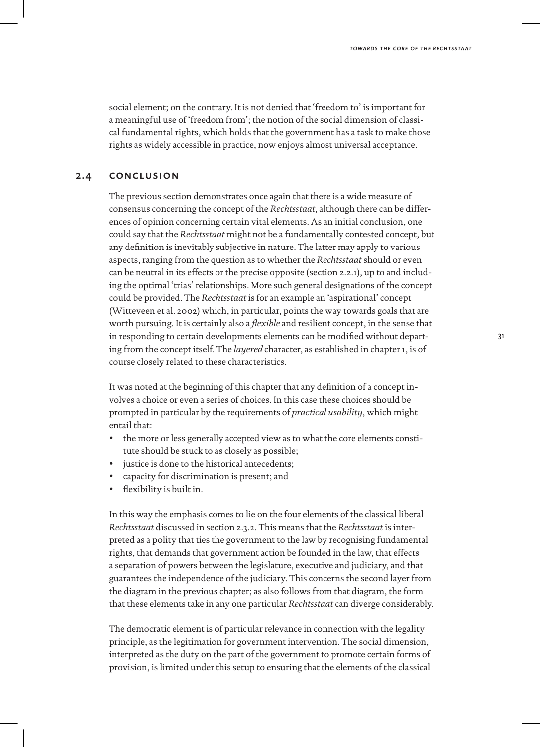social element; on the contrary. It is not denied that 'freedom to' is important for a meaningful use of 'freedom from'; the notion of the social dimension of classical fundamental rights, which holds that the government has a task to make those rights as widely accessible in practice, now enjoys almost universal acceptance.

## 2.4 conclusion

The previous section demonstrates once again that there is a wide measure of consensus concerning the concept of the *Rechtsstaat*, although there can be differences of opinion concerning certain vital elements. As an initial conclusion, one could say that the *Rechtsstaat* might not be a fundamentally contested concept, but any definition is inevitably subjective in nature. The latter may apply to various aspects, ranging from the question as to whether the *Rechtsstaat* should or even can be neutral in its effects or the precise opposite (section 2.2.1), up to and including the optimal 'trias' relationships. More such general designations of the concept could be provided. The *Rechtsstaat* is for an example an 'aspirational' concept (Witteveen et al. 2002) which, in particular, points the way towards goals that are worth pursuing. It is certainly also a *flexible* and resilient concept, in the sense that in responding to certain developments elements can be modified without departing from the concept itself. The *layered* character, as established in chapter 1, is of course closely related to these characteristics.

It was noted at the beginning of this chapter that any definition of a concept involves a choice or even a series of choices. In this case these choices should be prompted in particular by the requirements of *practical usability*, which might entail that:

- the more or less generally accepted view as to what the core elements constitute should be stuck to as closely as possible;
- justice is done to the historical antecedents;
- capacity for discrimination is present; and
- flexibility is built in.

In this way the emphasis comes to lie on the four elements of the classical liberal *Rechtsstaat* discussed in section 2.3.2. This means that the *Rechtsstaat* is interpreted as a polity that ties the government to the law by recognising fundamental rights, that demands that government action be founded in the law, that effects a separation of powers between the legislature, executive and judiciary, and that guarantees the independence of the judiciary. This concerns the second layer from the diagram in the previous chapter; as also follows from that diagram, the form that these elements take in any one particular *Rechtsstaat* can diverge considerably.

The democratic element is of particular relevance in connection with the legality principle, as the legitimation for government intervention. The social dimension, interpreted as the duty on the part of the government to promote certain forms of provision, is limited under this setup to ensuring that the elements of the classical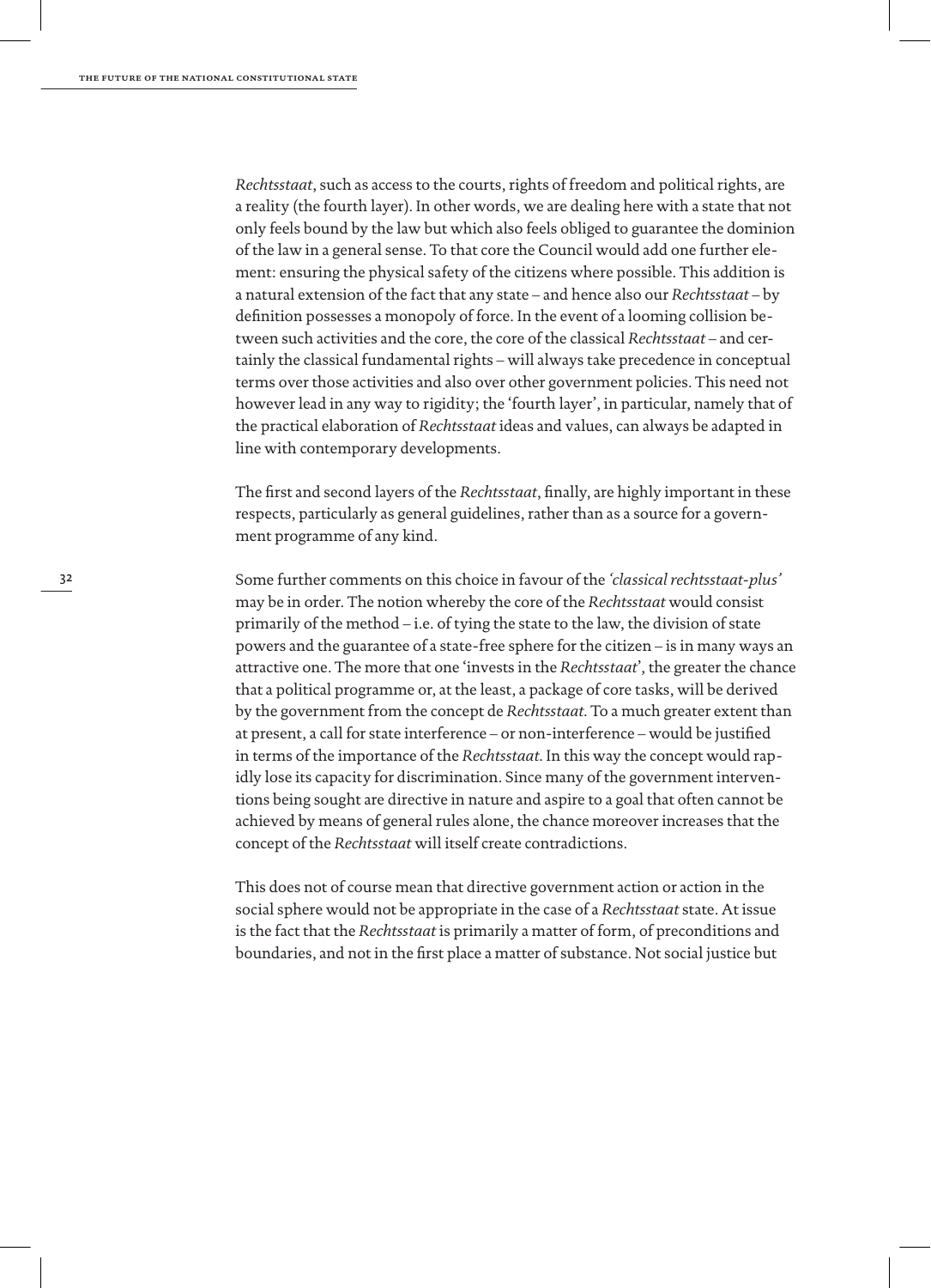*Rechtsstaat*, such as access to the courts, rights of freedom and political rights, are a reality (the fourth layer). In other words, we are dealing here with a state that not only feels bound by the law but which also feels obliged to guarantee the dominion of the law in a general sense. To that core the Council would add one further element: ensuring the physical safety of the citizens where possible. This addition is a natural extension of the fact that any state – and hence also our *Rechtsstaat* – by definition possesses a monopoly of force. In the event of a looming collision between such activities and the core, the core of the classical *Rechtsstaat* – and certainly the classical fundamental rights – will always take precedence in conceptual terms over those activities and also over other government policies. This need not however lead in any way to rigidity; the 'fourth layer', in particular, namely that of the practical elaboration of *Rechtsstaat* ideas and values, can always be adapted in line with contemporary developments.

The first and second layers of the *Rechtsstaat*, finally, are highly important in these respects, particularly as general guidelines, rather than as a source for a government programme of any kind.

Some further comments on this choice in favour of the *'classical rechtsstaat-plus'* may be in order. The notion whereby the core of the *Rechtsstaat* would consist primarily of the method – i.e. of tying the state to the law, the division of state powers and the guarantee of a state-free sphere for the citizen – is in many ways an attractive one. The more that one 'invests in the *Rechtsstaat*', the greater the chance that a political programme or, at the least, a package of core tasks, will be derived by the government from the concept de *Rechtsstaat*. To a much greater extent than at present, a call for state interference – or non-interference – would be justified in terms of the importance of the *Rechtsstaat*. In this way the concept would rapidly lose its capacity for discrimination. Since many of the government interventions being sought are directive in nature and aspire to a goal that often cannot be achieved by means of general rules alone, the chance moreover increases that the concept of the *Rechtsstaat* will itself create contradictions.

This does not of course mean that directive government action or action in the social sphere would not be appropriate in the case of a *Rechtsstaat* state. At issue is the fact that the *Rechtsstaat* is primarily a matter of form, of preconditions and boundaries, and not in the first place a matter of substance. Not social justice but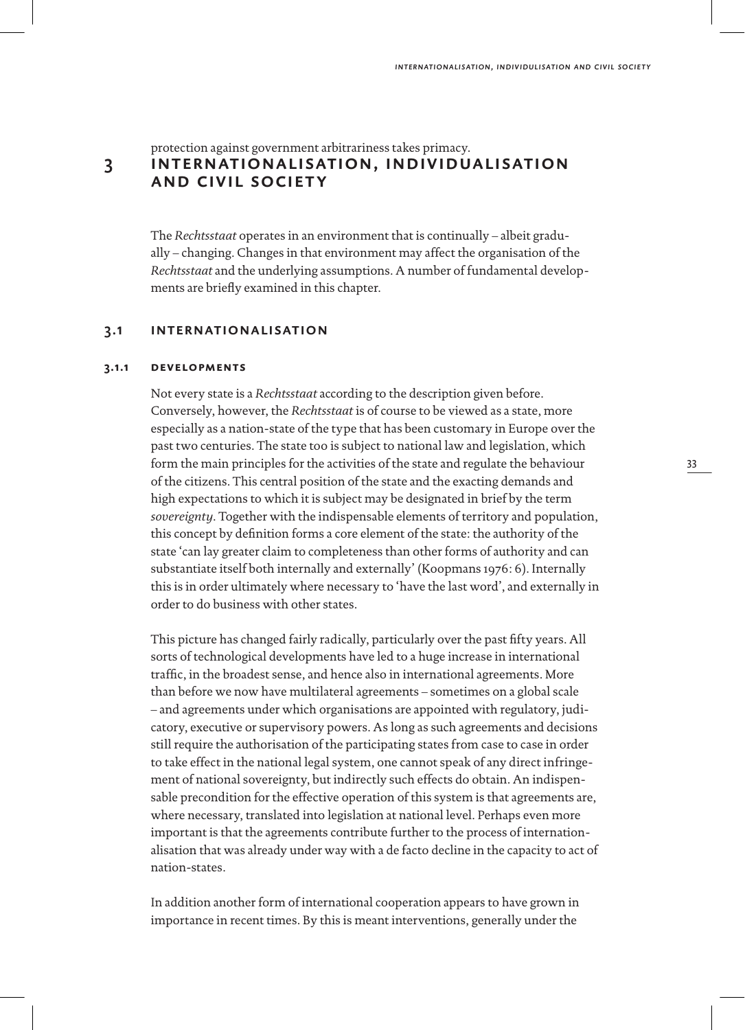protection against government arbitrariness takes primacy.

# 3 INTERNATIONALISATION, INDIVIDUALISATION AND CIVIL SOCIETY

The *Rechtsstaat* operates in an environment that is continually – albeit gradually – changing. Changes in that environment may affect the organisation of the *Rechtsstaat* and the underlying assumptions. A number of fundamental developments are briefly examined in this chapter.

## 3.1 INTERNATIONALISATION

### 3.1.1 DEVELOPMENTS

Not every state is a *Rechtsstaat* according to the description given before. Conversely, however, the *Rechtsstaat* is of course to be viewed as a state, more especially as a nation-state of the type that has been customary in Europe over the past two centuries. The state too is subject to national law and legislation, which form the main principles for the activities of the state and regulate the behaviour of the citizens. This central position of the state and the exacting demands and high expectations to which it is subject may be designated in brief by the term *sovereignty*. Together with the indispensable elements of territory and population, this concept by definition forms a core element of the state: the authority of the state 'can lay greater claim to completeness than other forms of authority and can substantiate itself both internally and externally' (Koopmans 1976: 6). Internally this is in order ultimately where necessary to 'have the last word', and externally in order to do business with other states.

This picture has changed fairly radically, particularly over the past fifty years. All sorts of technological developments have led to a huge increase in international traffic, in the broadest sense, and hence also in international agreements. More than before we now have multilateral agreements – sometimes on a global scale – and agreements under which organisations are appointed with regulatory, judicatory, executive or supervisory powers. As long as such agreements and decisions still require the authorisation of the participating states from case to case in order to take effect in the national legal system, one cannot speak of any direct infringement of national sovereignty, but indirectly such effects do obtain. An indispensable precondition for the effective operation of this system is that agreements are, where necessary, translated into legislation at national level. Perhaps even more important is that the agreements contribute further to the process of internationalisation that was already under way with a de facto decline in the capacity to act of nation-states.

In addition another form of international cooperation appears to have grown in importance in recent times. By this is meant interventions, generally under the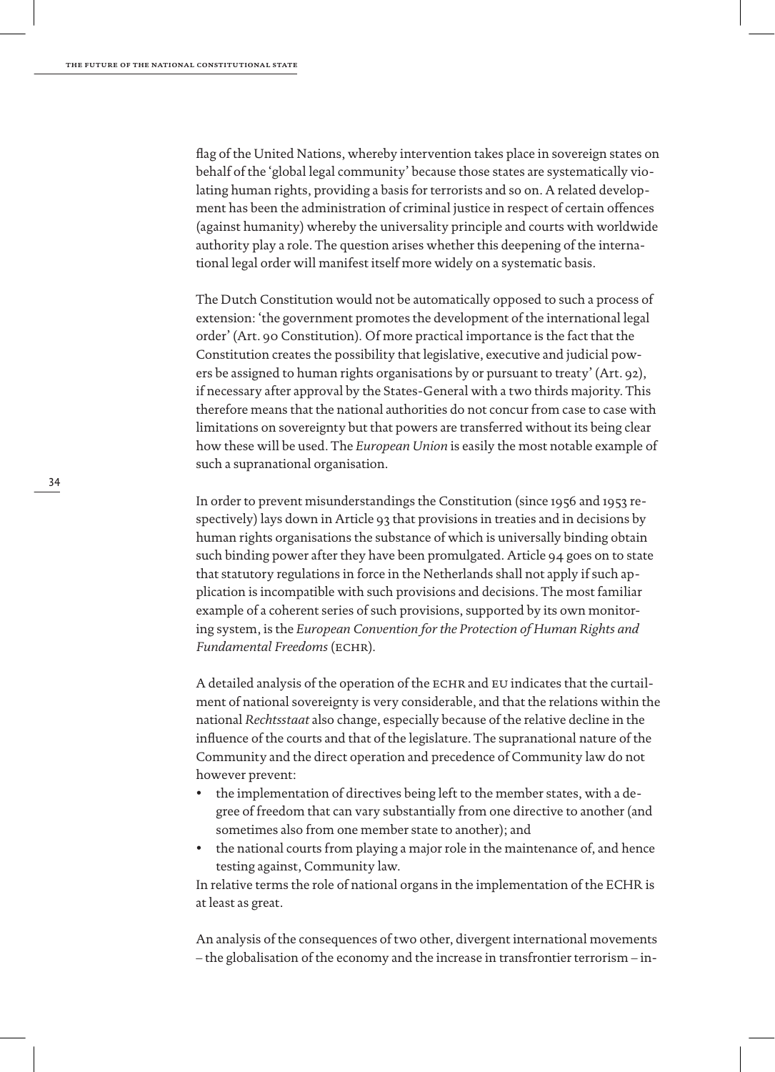flag of the United Nations, whereby intervention takes place in sovereign states on behalf of the 'global legal community' because those states are systematically violating human rights, providing a basis for terrorists and so on. A related development has been the administration of criminal justice in respect of certain offences (against humanity) whereby the universality principle and courts with worldwide authority play a role. The question arises whether this deepening of the international legal order will manifest itself more widely on a systematic basis.

The Dutch Constitution would not be automatically opposed to such a process of extension: 'the government promotes the development of the international legal order' (Art. 90 Constitution). Of more practical importance is the fact that the Constitution creates the possibility that legislative, executive and judicial powers be assigned to human rights organisations by or pursuant to treaty' (Art. 92), if necessary after approval by the States-General with a two thirds majority. This therefore means that the national authorities do not concur from case to case with limitations on sovereignty but that powers are transferred without its being clear how these will be used. The *European Union* is easily the most notable example of such a supranational organisation.

In order to prevent misunderstandings the Constitution (since 1956 and 1953 respectively) lays down in Article 93 that provisions in treaties and in decisions by human rights organisations the substance of which is universally binding obtain such binding power after they have been promulgated. Article 94 goes on to state that statutory regulations in force in the Netherlands shall not apply if such application is incompatible with such provisions and decisions. The most familiar example of a coherent series of such provisions, supported by its own monitoring system, is the *European Convention for the Protection of Human Rights and Fundamental Freedoms* (ECHR).

A detailed analysis of the operation of the ECHR and EU indicates that the curtailment of national sovereignty is very considerable, and that the relations within the national *Rechtsstaat* also change, especially because of the relative decline in the influence of the courts and that of the legislature. The supranational nature of the Community and the direct operation and precedence of Community law do not however prevent:

- the implementation of directives being left to the member states, with a degree of freedom that can vary substantially from one directive to another (and sometimes also from one member state to another); and
- the national courts from playing a major role in the maintenance of, and hence testing against, Community law.

In relative terms the role of national organs in the implementation of the ECHR is at least as great.

An analysis of the consequences of two other, divergent international movements – the globalisation of the economy and the increase in transfrontier terrorism – in-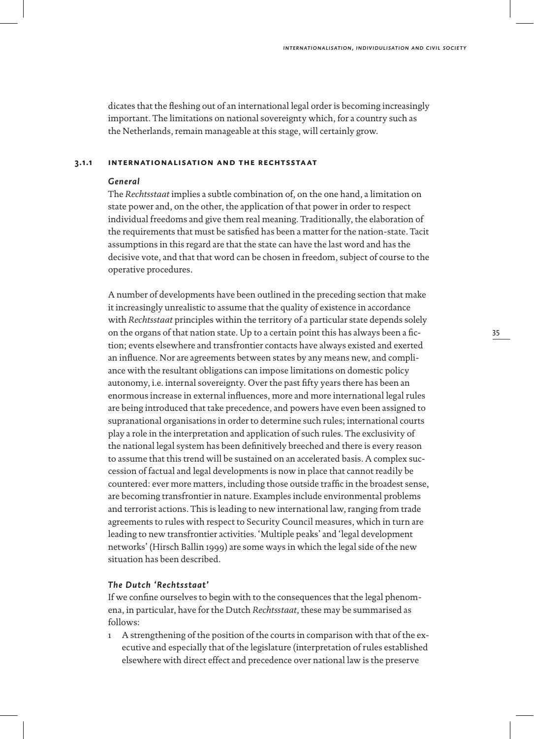dicates that the fleshing out of an international legal order is becoming increasingly important. The limitations on national sovereignty which, for a country such as the Netherlands, remain manageable at this stage, will certainly grow.

### 3.1.1 INTERNATIONALISATION AND THE RECHTSSTAAT

#### *General*

The *Rechtsstaat* implies a subtle combination of, on the one hand, a limitation on state power and, on the other, the application of that power in order to respect individual freedoms and give them real meaning. Traditionally, the elaboration of the requirements that must be satisfied has been a matter for the nation-state. Tacit assumptions in this regard are that the state can have the last word and has the decisive vote, and that that word can be chosen in freedom, subject of course to the operative procedures.

A number of developments have been outlined in the preceding section that make it increasingly unrealistic to assume that the quality of existence in accordance with *Rechtsstaat* principles within the territory of a particular state depends solely on the organs of that nation state. Up to a certain point this has always been a fiction; events elsewhere and transfrontier contacts have always existed and exerted an influence. Nor are agreements between states by any means new, and compliance with the resultant obligations can impose limitations on domestic policy autonomy, i.e. internal sovereignty. Over the past fifty years there has been an enormous increase in external influences, more and more international legal rules are being introduced that take precedence, and powers have even been assigned to supranational organisations in order to determine such rules; international courts play a role in the interpretation and application of such rules. The exclusivity of the national legal system has been definitively breeched and there is every reason to assume that this trend will be sustained on an accelerated basis. A complex succession of factual and legal developments is now in place that cannot readily be countered: ever more matters, including those outside traffic in the broadest sense, are becoming transfrontier in nature. Examples include environmental problems and terrorist actions. This is leading to new international law, ranging from trade agreements to rules with respect to Security Council measures, which in turn are leading to new transfrontier activities. 'Multiple peaks' and 'legal development networks' (Hirsch Ballin 1999) are some ways in which the legal side of the new situation has been described.

#### *The Dutch 'Rechtsstaat'*

If we confine ourselves to begin with to the consequences that the legal phenomena, in particular, have for the Dutch *Rechtsstaat*, these may be summarised as follows:

1 A strengthening of the position of the courts in comparison with that of the executive and especially that of the legislature (interpretation of rules established elsewhere with direct effect and precedence over national law is the preserve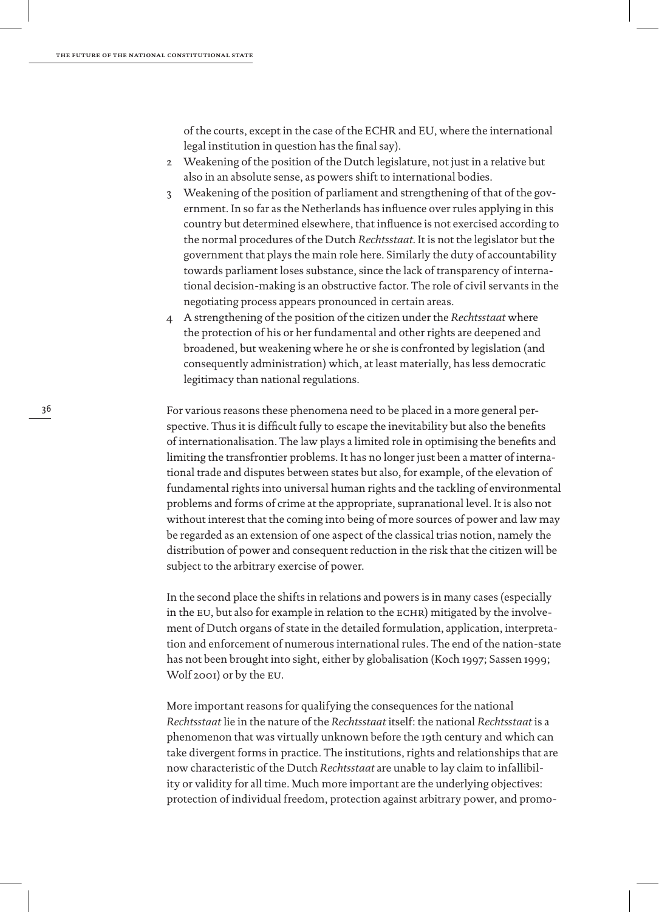of the courts, except in the case of the ECHR and EU, where the international legal institution in question has the final say).

2. Weakening of the position of the Dutch legislature, not just in a relative but also in an absolute sense, as powers shift to international bodies.
3. Weakening of the position of parliament and strengthening of that of the government. In so far as the Netherlands has influence over rules applying in this country but determined elsewhere, that influence is not exercised according to the normal procedures of the Dutch *Rechtsstaat*. It is not the legislator but the government that plays the main role here. Similarly the duty of accountability towards parliament loses substance, since the lack of transparency of international decision-making is an obstructive factor. The role of civil servants in the negotiating process appears pronounced in certain areas.
4. A strengthening of the position of the citizen under the *Rechtsstaat* where the protection of his or her fundamental and other rights are deepened and broadened, but weakening where he or she is confronted by legislation (and consequently administration) which, at least materially, has less democratic legitimacy than national regulations.

For various reasons these phenomena need to be placed in a more general perspective. Thus it is difficult fully to escape the inevitability but also the benefits of internationalisation. The law plays a limited role in optimising the benefits and limiting the transfrontier problems. It has no longer just been a matter of international trade and disputes between states but also, for example, of the elevation of fundamental rights into universal human rights and the tackling of environmental problems and forms of crime at the appropriate, supranational level. It is also not without interest that the coming into being of more sources of power and law may be regarded as an extension of one aspect of the classical trias notion, namely the distribution of power and consequent reduction in the risk that the citizen will be subject to the arbitrary exercise of power.

In the second place the shifts in relations and powers is in many cases (especially in the EU, but also for example in relation to the ECHR) mitigated by the involvement of Dutch organs of state in the detailed formulation, application, interpretation and enforcement of numerous international rules. The end of the nation-state has not been brought into sight, either by globalisation (Koch 1997; Sassen 1999; Wolf 2001) or by the EU.

More important reasons for qualifying the consequences for the national *Rechtsstaat* lie in the nature of the *Rechtsstaat* itself: the national *Rechtsstaat* is a phenomenon that was virtually unknown before the 19th century and which can take divergent forms in practice. The institutions, rights and relationships that are now characteristic of the Dutch *Rechtsstaat* are unable to lay claim to infallibility or validity for all time. Much more important are the underlying objectives: protection of individual freedom, protection against arbitrary power, and promo-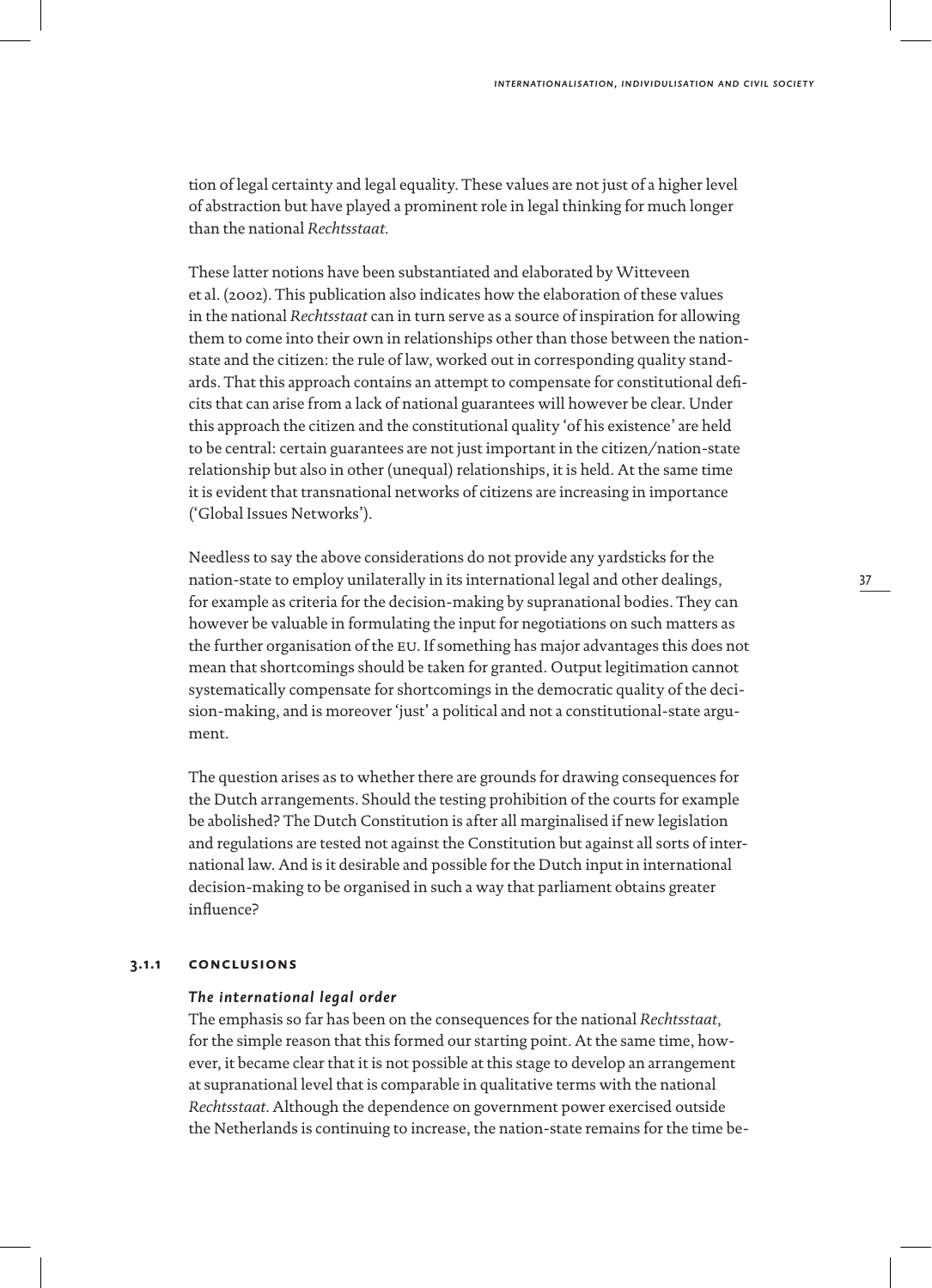tion of legal certainty and legal equality. These values are not just of a higher level of abstraction but have played a prominent role in legal thinking for much longer than the national *Rechtsstaat*.

These latter notions have been substantiated and elaborated by Witteveen et al. (2002). This publication also indicates how the elaboration of these values in the national *Rechtsstaat* can in turn serve as a source of inspiration for allowing them to come into their own in relationships other than those between the nation-state and the citizen: the rule of law, worked out in corresponding quality standards. That this approach contains an attempt to compensate for constitutional deficits that can arise from a lack of national guarantees will however be clear. Under this approach the citizen and the constitutional quality 'of his existence' are held to be central: certain guarantees are not just important in the citizen/nation-state relationship but also in other (unequal) relationships, it is held. At the same time it is evident that transnational networks of citizens are increasing in importance ('Global Issues Networks').

Needless to say the above considerations do not provide any yardsticks for the nation-state to employ unilaterally in its international legal and other dealings, for example as criteria for the decision-making by supranational bodies. They can however be valuable in formulating the input for negotiations on such matters as the further organisation of the EU. If something has major advantages this does not mean that shortcomings should be taken for granted. Output legitimation cannot systematically compensate for shortcomings in the democratic quality of the decision-making, and is moreover 'just' a political and not a constitutional-state argument.

The question arises as to whether there are grounds for drawing consequences for the Dutch arrangements. Should the testing prohibition of the courts for example be abolished? The Dutch Constitution is after all marginalised if new legislation and regulations are tested not against the Constitution but against all sorts of international law. And is it desirable and possible for the Dutch input in international decision-making to be organised in such a way that parliament obtains greater influence?

### 3.1.1 Conclusions

#### *The international legal order*

The emphasis so far has been on the consequences for the national *Rechtsstaat*, for the simple reason that this formed our starting point. At the same time, however, it became clear that it is not possible at this stage to develop an arrangement at supranational level that is comparable in qualitative terms with the national *Rechtsstaat*. Although the dependence on government power exercised outside the Netherlands is continuing to increase, the nation-state remains for the time be-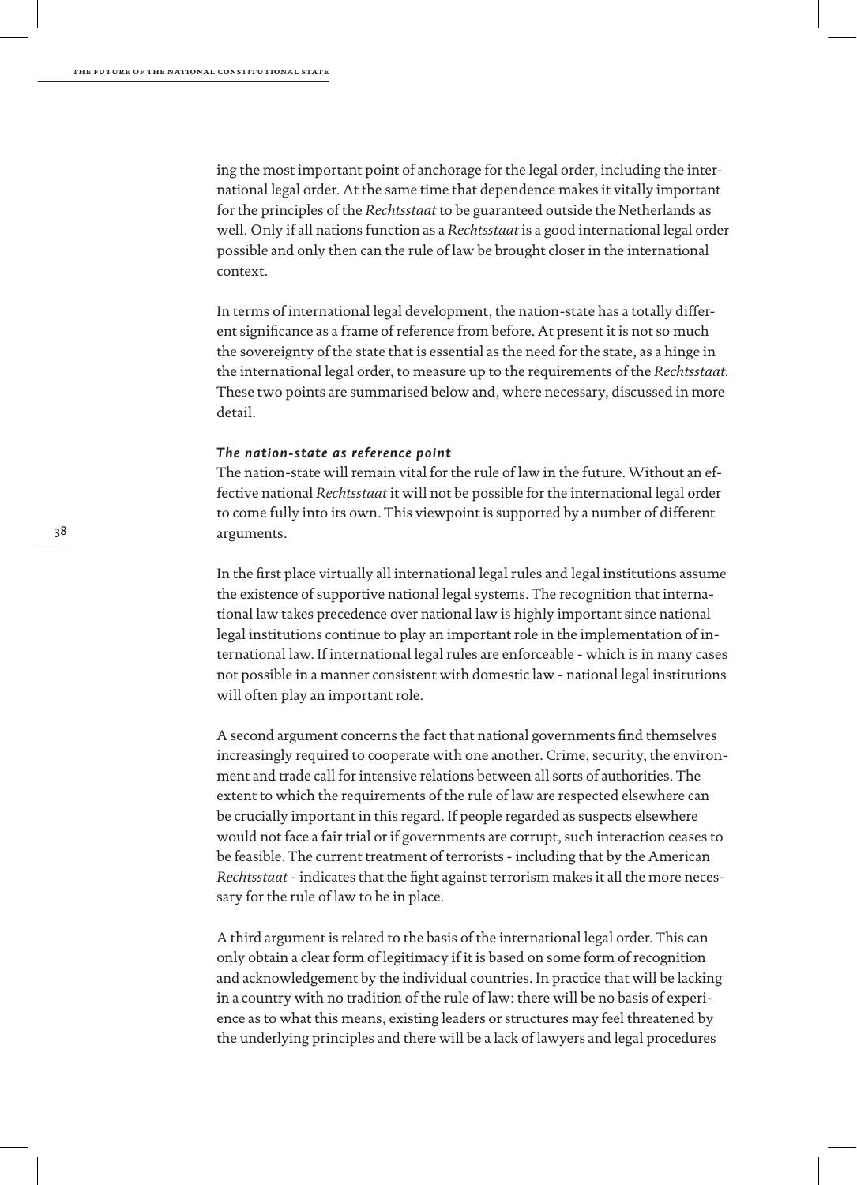ing the most important point of anchorage for the legal order, including the international legal order. At the same time that dependence makes it vitally important for the principles of the *Rechtsstaat* to be guaranteed outside the Netherlands as well. Only if all nations function as a *Rechtsstaat* is a good international legal order possible and only then can the rule of law be brought closer in the international context.

In terms of international legal development, the nation-state has a totally different significance as a frame of reference from before. At present it is not so much the sovereignty of the state that is essential as the need for the state, as a hinge in the international legal order, to measure up to the requirements of the *Rechtsstaat.* These two points are summarised below and, where necessary, discussed in more detail.

### *The nation-state as reference point*

The nation-state will remain vital for the rule of law in the future. Without an effective national *Rechtsstaat* it will not be possible for the international legal order to come fully into its own. This viewpoint is supported by a number of different arguments.

In the first place virtually all international legal rules and legal institutions assume the existence of supportive national legal systems. The recognition that international law takes precedence over national law is highly important since national legal institutions continue to play an important role in the implementation of international law. If international legal rules are enforceable - which is in many cases not possible in a manner consistent with domestic law - national legal institutions will often play an important role.

A second argument concerns the fact that national governments find themselves increasingly required to cooperate with one another. Crime, security, the environment and trade call for intensive relations between all sorts of authorities. The extent to which the requirements of the rule of law are respected elsewhere can be crucially important in this regard. If people regarded as suspects elsewhere would not face a fair trial or if governments are corrupt, such interaction ceases to be feasible. The current treatment of terrorists - including that by the American *Rechtsstaat* - indicates that the fight against terrorism makes it all the more necessary for the rule of law to be in place.

A third argument is related to the basis of the international legal order. This can only obtain a clear form of legitimacy if it is based on some form of recognition and acknowledgement by the individual countries. In practice that will be lacking in a country with no tradition of the rule of law: there will be no basis of experience as to what this means, existing leaders or structures may feel threatened by the underlying principles and there will be a lack of lawyers and legal procedures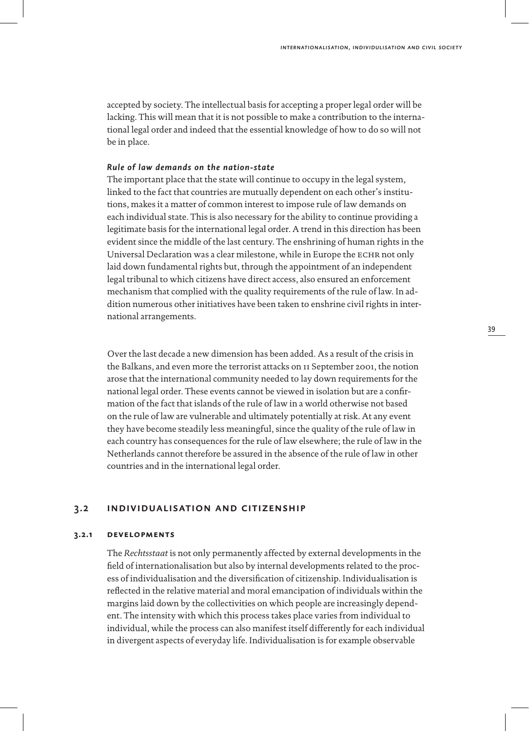accepted by society. The intellectual basis for accepting a proper legal order will be lacking. This will mean that it is not possible to make a contribution to the international legal order and indeed that the essential knowledge of how to do so will not be in place.

***Rule of law demands on the nation-state***

The important place that the state will continue to occupy in the legal system, linked to the fact that countries are mutually dependent on each other's institutions, makes it a matter of common interest to impose rule of law demands on each individual state. This is also necessary for the ability to continue providing a legitimate basis for the international legal order. A trend in this direction has been evident since the middle of the last century. The enshrining of human rights in the Universal Declaration was a clear milestone, while in Europe the ECHR not only laid down fundamental rights but, through the appointment of an independent legal tribunal to which citizens have direct access, also ensured an enforcement mechanism that complied with the quality requirements of the rule of law. In addition numerous other initiatives have been taken to enshrine civil rights in international arrangements.

Over the last decade a new dimension has been added. As a result of the crisis in the Balkans, and even more the terrorist attacks on 11 September 2001, the notion arose that the international community needed to lay down requirements for the national legal order. These events cannot be viewed in isolation but are a confirmation of the fact that islands of the rule of law in a world otherwise not based on the rule of law are vulnerable and ultimately potentially at risk. At any event they have become steadily less meaningful, since the quality of the rule of law in each country has consequences for the rule of law elsewhere; the rule of law in the Netherlands cannot therefore be assured in the absence of the rule of law in other countries and in the international legal order.

## 3.2 INDIVIDUALISATION AND CITIZENSHIP

### 3.2.1 DEVELOPMENTS

The *Rechtsstaat* is not only permanently affected by external developments in the field of internationalisation but also by internal developments related to the process of individualisation and the diversification of citizenship. Individualisation is reflected in the relative material and moral emancipation of individuals within the margins laid down by the collectivities on which people are increasingly dependent. The intensity with which this process takes place varies from individual to individual, while the process can also manifest itself differently for each individual in divergent aspects of everyday life. Individualisation is for example observable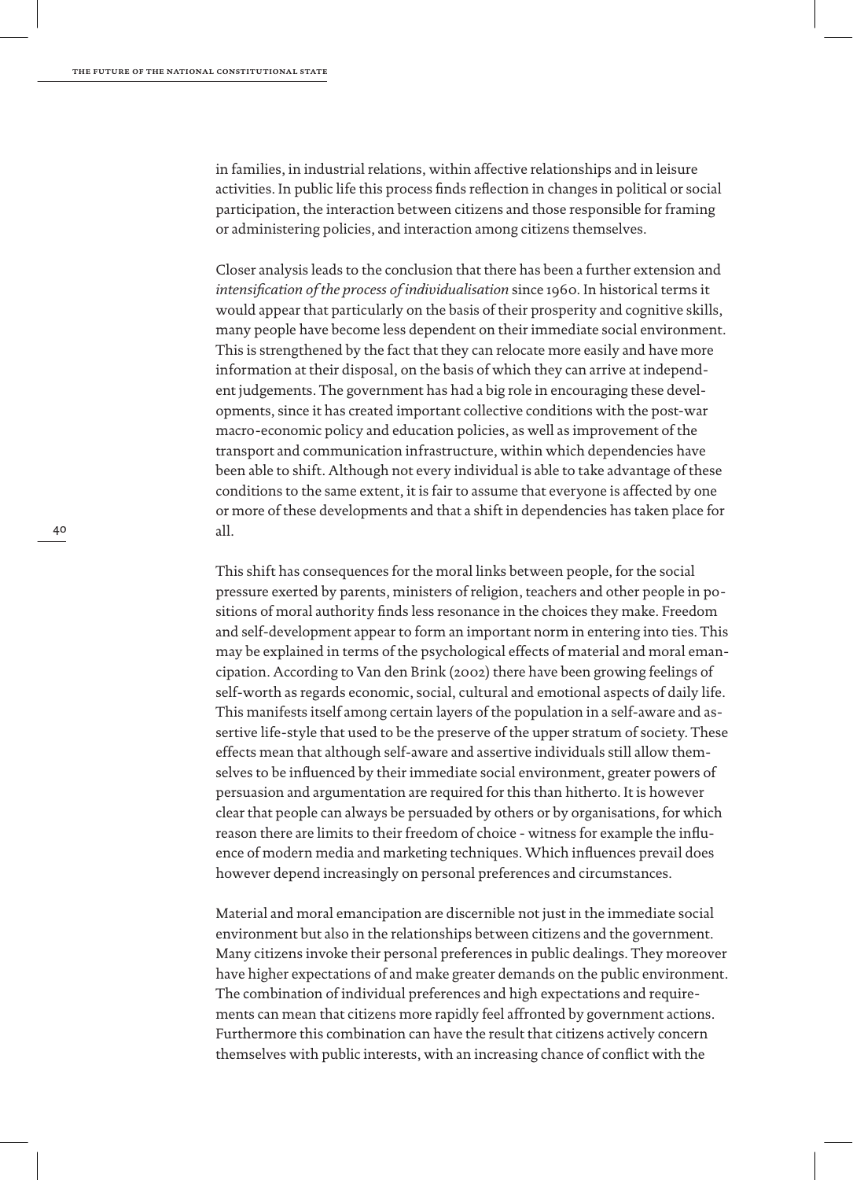in families, in industrial relations, within affective relationships and in leisure activities. In public life this process finds reflection in changes in political or social participation, the interaction between citizens and those responsible for framing or administering policies, and interaction among citizens themselves.

Closer analysis leads to the conclusion that there has been a further extension and *intensification of the process of individualisation* since 1960. In historical terms it would appear that particularly on the basis of their prosperity and cognitive skills, many people have become less dependent on their immediate social environment. This is strengthened by the fact that they can relocate more easily and have more information at their disposal, on the basis of which they can arrive at independent judgements. The government has had a big role in encouraging these developments, since it has created important collective conditions with the post-war macro-economic policy and education policies, as well as improvement of the transport and communication infrastructure, within which dependencies have been able to shift. Although not every individual is able to take advantage of these conditions to the same extent, it is fair to assume that everyone is affected by one or more of these developments and that a shift in dependencies has taken place for all.

This shift has consequences for the moral links between people, for the social pressure exerted by parents, ministers of religion, teachers and other people in positions of moral authority finds less resonance in the choices they make. Freedom and self-development appear to form an important norm in entering into ties. This may be explained in terms of the psychological effects of material and moral emancipation. According to Van den Brink (2002) there have been growing feelings of self-worth as regards economic, social, cultural and emotional aspects of daily life. This manifests itself among certain layers of the population in a self-aware and assertive life-style that used to be the preserve of the upper stratum of society. These effects mean that although self-aware and assertive individuals still allow themselves to be influenced by their immediate social environment, greater powers of persuasion and argumentation are required for this than hitherto. It is however clear that people can always be persuaded by others or by organisations, for which reason there are limits to their freedom of choice - witness for example the influence of modern media and marketing techniques. Which influences prevail does however depend increasingly on personal preferences and circumstances.

Material and moral emancipation are discernible not just in the immediate social environment but also in the relationships between citizens and the government. Many citizens invoke their personal preferences in public dealings. They moreover have higher expectations of and make greater demands on the public environment. The combination of individual preferences and high expectations and requirements can mean that citizens more rapidly feel affronted by government actions. Furthermore this combination can have the result that citizens actively concern themselves with public interests, with an increasing chance of conflict with the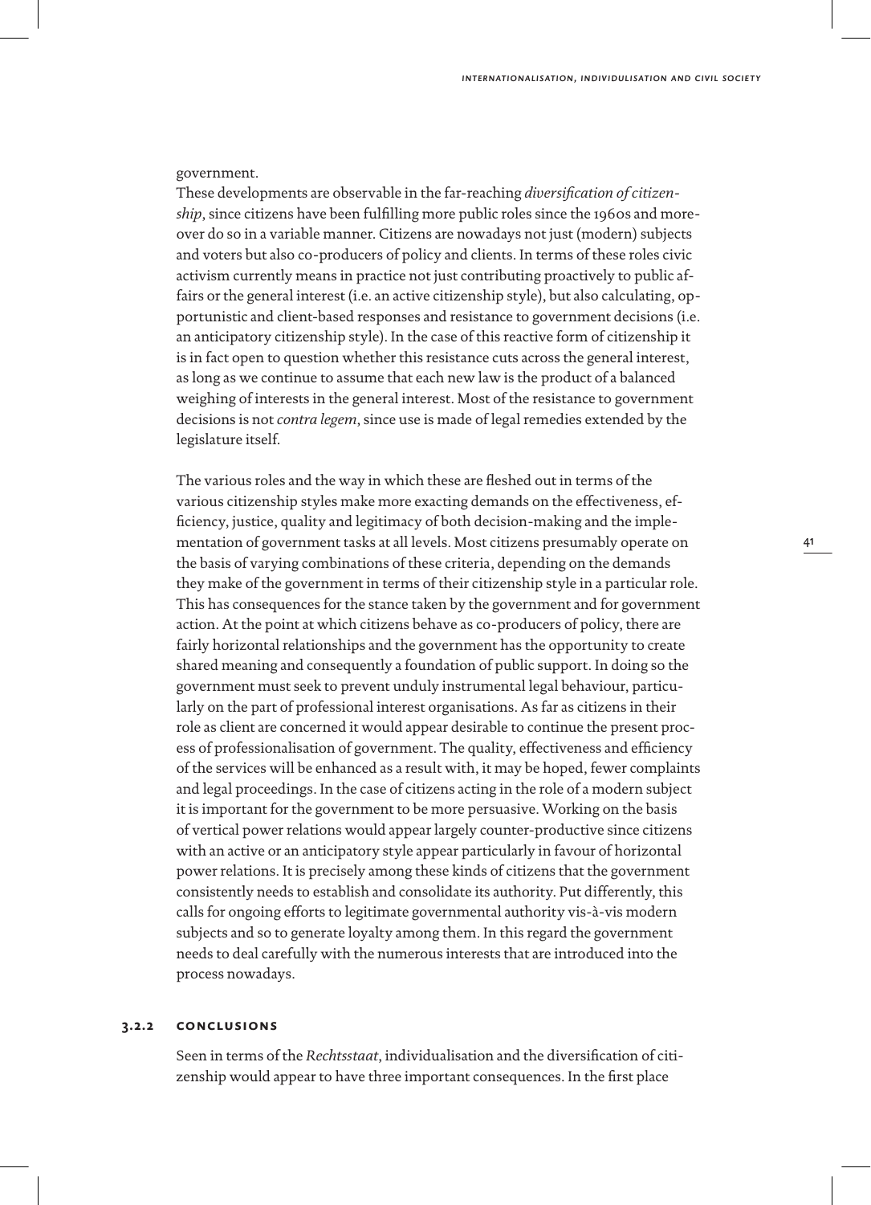government.
These developments are observable in the far-reaching *diversification of citizenship*, since citizens have been fulfilling more public roles since the 1960s and moreover do so in a variable manner. Citizens are nowadays not just (modern) subjects and voters but also co-producers of policy and clients. In terms of these roles civic activism currently means in practice not just contributing proactively to public affairs or the general interest (i.e. an active citizenship style), but also calculating, opportunistic and client-based responses and resistance to government decisions (i.e. an anticipatory citizenship style). In the case of this reactive form of citizenship it is in fact open to question whether this resistance cuts across the general interest, as long as we continue to assume that each new law is the product of a balanced weighing of interests in the general interest. Most of the resistance to government decisions is not *contra legem*, since use is made of legal remedies extended by the legislature itself.

The various roles and the way in which these are fleshed out in terms of the various citizenship styles make more exacting demands on the effectiveness, efficiency, justice, quality and legitimacy of both decision-making and the implementation of government tasks at all levels. Most citizens presumably operate on the basis of varying combinations of these criteria, depending on the demands they make of the government in terms of their citizenship style in a particular role. This has consequences for the stance taken by the government and for government action. At the point at which citizens behave as co-producers of policy, there are fairly horizontal relationships and the government has the opportunity to create shared meaning and consequently a foundation of public support. In doing so the government must seek to prevent unduly instrumental legal behaviour, particularly on the part of professional interest organisations. As far as citizens in their role as client are concerned it would appear desirable to continue the present process of professionalisation of government. The quality, effectiveness and efficiency of the services will be enhanced as a result with, it may be hoped, fewer complaints and legal proceedings. In the case of citizens acting in the role of a modern subject it is important for the government to be more persuasive. Working on the basis of vertical power relations would appear largely counter-productive since citizens with an active or an anticipatory style appear particularly in favour of horizontal power relations. It is precisely among these kinds of citizens that the government consistently needs to establish and consolidate its authority. Put differently, this calls for ongoing efforts to legitimate governmental authority vis-à-vis modern subjects and so to generate loyalty among them. In this regard the government needs to deal carefully with the numerous interests that are introduced into the process nowadays.

### 3.2.2 Conclusions

Seen in terms of the *Rechtsstaat*, individualisation and the diversification of citizenship would appear to have three important consequences. In the first place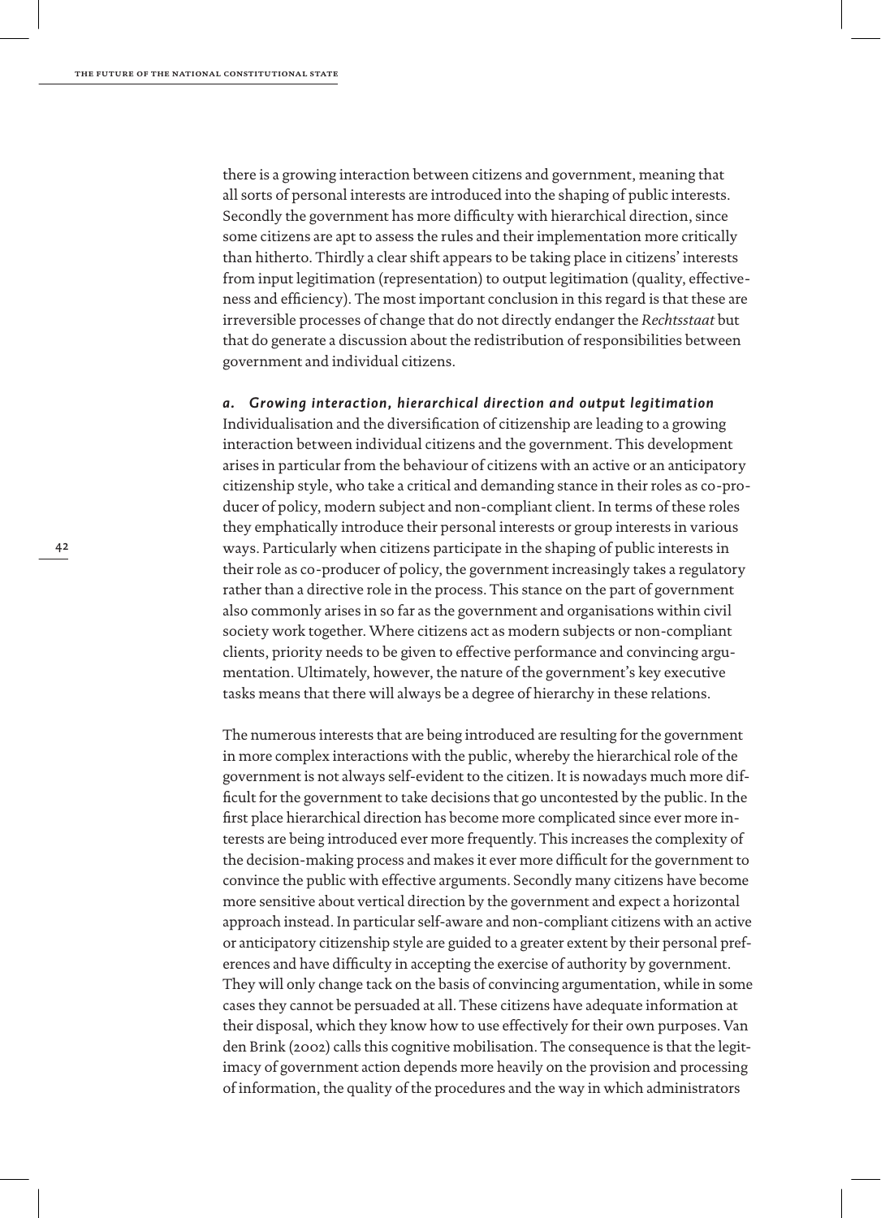there is a growing interaction between citizens and government, meaning that all sorts of personal interests are introduced into the shaping of public interests. Secondly the government has more difficulty with hierarchical direction, since some citizens are apt to assess the rules and their implementation more critically than hitherto. Thirdly a clear shift appears to be taking place in citizens' interests from input legitimation (representation) to output legitimation (quality, effectiveness and efficiency). The most important conclusion in this regard is that these are irreversible processes of change that do not directly endanger the *Rechtsstaat* but that do generate a discussion about the redistribution of responsibilities between government and individual citizens.

#### *a. Growing interaction, hierarchical direction and output legitimation*

Individualisation and the diversification of citizenship are leading to a growing interaction between individual citizens and the government. This development arises in particular from the behaviour of citizens with an active or an anticipatory citizenship style, who take a critical and demanding stance in their roles as co-producer of policy, modern subject and non-compliant client. In terms of these roles they emphatically introduce their personal interests or group interests in various ways. Particularly when citizens participate in the shaping of public interests in their role as co-producer of policy, the government increasingly takes a regulatory rather than a directive role in the process. This stance on the part of government also commonly arises in so far as the government and organisations within civil society work together. Where citizens act as modern subjects or non-compliant clients, priority needs to be given to effective performance and convincing argumentation. Ultimately, however, the nature of the government's key executive tasks means that there will always be a degree of hierarchy in these relations.

The numerous interests that are being introduced are resulting for the government in more complex interactions with the public, whereby the hierarchical role of the government is not always self-evident to the citizen. It is nowadays much more difficult for the government to take decisions that go uncontested by the public. In the first place hierarchical direction has become more complicated since ever more interests are being introduced ever more frequently. This increases the complexity of the decision-making process and makes it ever more difficult for the government to convince the public with effective arguments. Secondly many citizens have become more sensitive about vertical direction by the government and expect a horizontal approach instead. In particular self-aware and non-compliant citizens with an active or anticipatory citizenship style are guided to a greater extent by their personal preferences and have difficulty in accepting the exercise of authority by government. They will only change tack on the basis of convincing argumentation, while in some cases they cannot be persuaded at all. These citizens have adequate information at their disposal, which they know how to use effectively for their own purposes. Van den Brink (2002) calls this cognitive mobilisation. The consequence is that the legitimacy of government action depends more heavily on the provision and processing of information, the quality of the procedures and the way in which administrators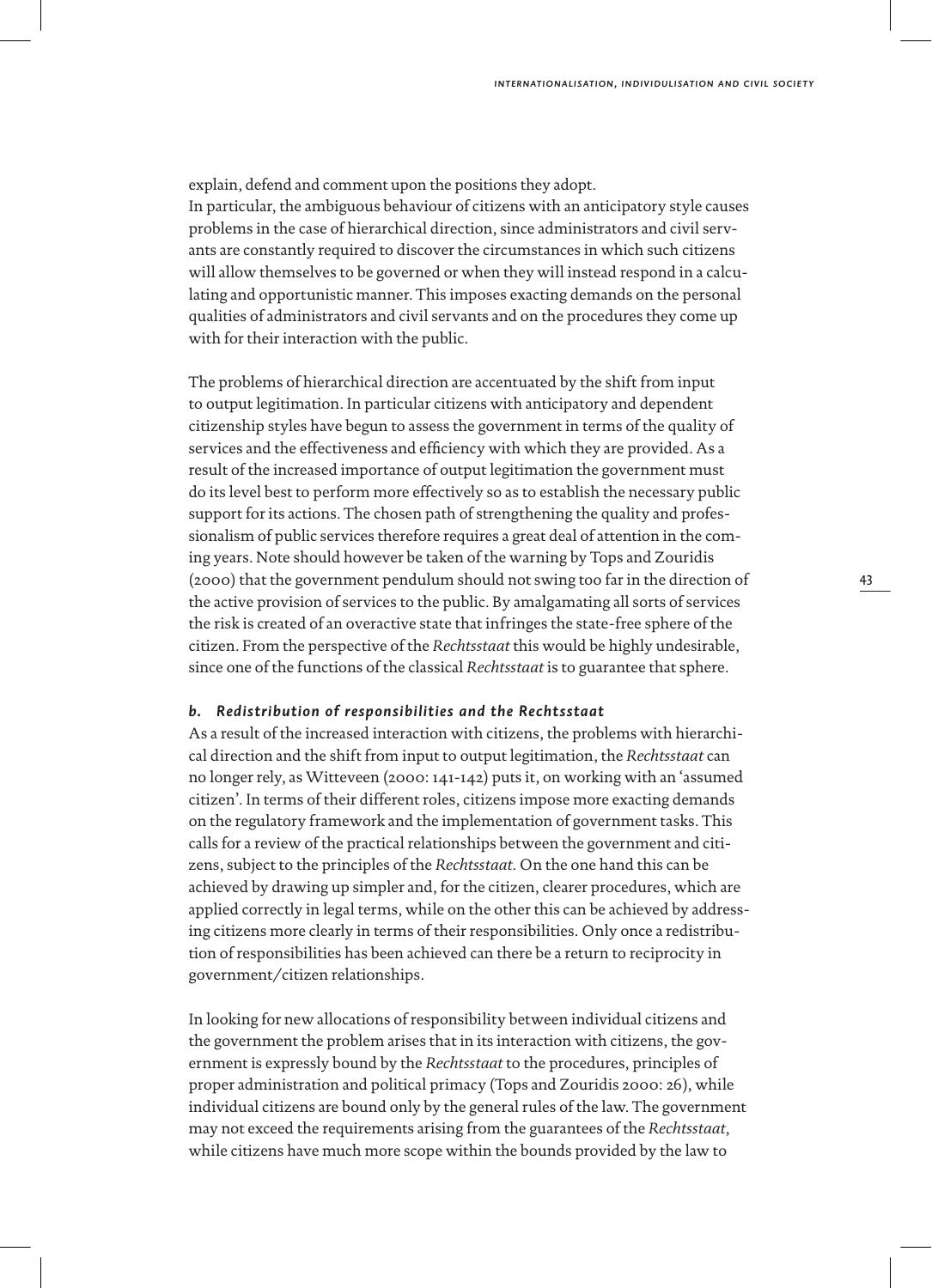explain, defend and comment upon the positions they adopt.
In particular, the ambiguous behaviour of citizens with an anticipatory style causes problems in the case of hierarchical direction, since administrators and civil servants are constantly required to discover the circumstances in which such citizens will allow themselves to be governed or when they will instead respond in a calculating and opportunistic manner. This imposes exacting demands on the personal qualities of administrators and civil servants and on the procedures they come up with for their interaction with the public.

The problems of hierarchical direction are accentuated by the shift from input to output legitimation. In particular citizens with anticipatory and dependent citizenship styles have begun to assess the government in terms of the quality of services and the effectiveness and efficiency with which they are provided. As a result of the increased importance of output legitimation the government must do its level best to perform more effectively so as to establish the necessary public support for its actions. The chosen path of strengthening the quality and professionalism of public services therefore requires a great deal of attention in the coming years. Note should however be taken of the warning by Tops and Zouridis (2000) that the government pendulum should not swing too far in the direction of the active provision of services to the public. By amalgamating all sorts of services the risk is created of an overactive state that infringes the state-free sphere of the citizen. From the perspective of the *Rechtsstaat* this would be highly undesirable, since one of the functions of the classical *Rechtsstaat* is to guarantee that sphere.

#### *b. Redistribution of responsibilities and the Rechtsstaat*

As a result of the increased interaction with citizens, the problems with hierarchical direction and the shift from input to output legitimation, the *Rechtsstaat* can no longer rely, as Witteveen (2000: 141-142) puts it, on working with an 'assumed citizen'. In terms of their different roles, citizens impose more exacting demands on the regulatory framework and the implementation of government tasks. This calls for a review of the practical relationships between the government and citizens, subject to the principles of the *Rechtsstaat*. On the one hand this can be achieved by drawing up simpler and, for the citizen, clearer procedures, which are applied correctly in legal terms, while on the other this can be achieved by addressing citizens more clearly in terms of their responsibilities. Only once a redistribution of responsibilities has been achieved can there be a return to reciprocity in government/citizen relationships.

In looking for new allocations of responsibility between individual citizens and the government the problem arises that in its interaction with citizens, the government is expressly bound by the *Rechtsstaat* to the procedures, principles of proper administration and political primacy (Tops and Zouridis 2000: 26), while individual citizens are bound only by the general rules of the law. The government may not exceed the requirements arising from the guarantees of the *Rechtsstaat*, while citizens have much more scope within the bounds provided by the law to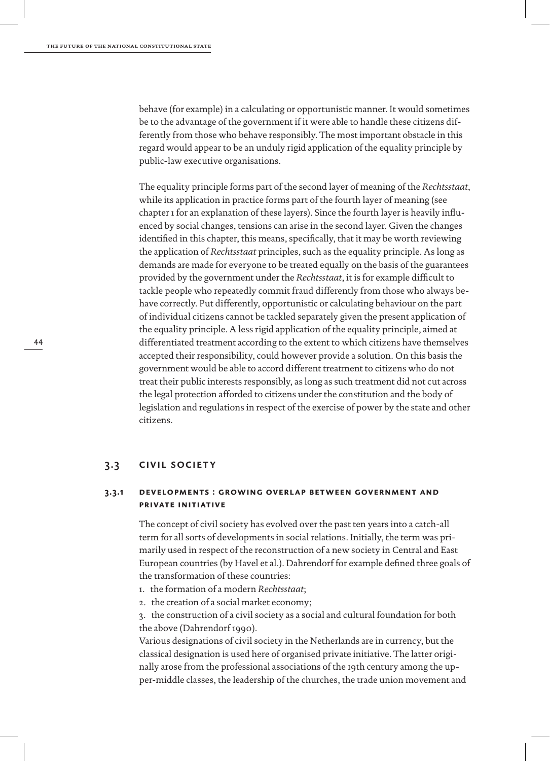behave (for example) in a calculating or opportunistic manner. It would sometimes be to the advantage of the government if it were able to handle these citizens differently from those who behave responsibly. The most important obstacle in this regard would appear to be an unduly rigid application of the equality principle by public-law executive organisations.

The equality principle forms part of the second layer of meaning of the *Rechtsstaat*, while its application in practice forms part of the fourth layer of meaning (see chapter 1 for an explanation of these layers). Since the fourth layer is heavily influenced by social changes, tensions can arise in the second layer. Given the changes identified in this chapter, this means, specifically, that it may be worth reviewing the application of *Rechtsstaat* principles, such as the equality principle. As long as demands are made for everyone to be treated equally on the basis of the guarantees provided by the government under the *Rechtsstaat*, it is for example difficult to tackle people who repeatedly commit fraud differently from those who always behave correctly. Put differently, opportunistic or calculating behaviour on the part of individual citizens cannot be tackled separately given the present application of the equality principle. A less rigid application of the equality principle, aimed at differentiated treatment according to the extent to which citizens have themselves accepted their responsibility, could however provide a solution. On this basis the government would be able to accord different treatment to citizens who do not treat their public interests responsibly, as long as such treatment did not cut across the legal protection afforded to citizens under the constitution and the body of legislation and regulations in respect of the exercise of power by the state and other citizens.

## 3.3 CIVIL SOCIETY

### 3.3.1 DEVELOPMENTS: GROWING OVERLAP BETWEEN GOVERNMENT AND PRIVATE INITIATIVE

The concept of civil society has evolved over the past ten years into a catch-all term for all sorts of developments in social relations. Initially, the term was primarily used in respect of the reconstruction of a new society in Central and East European countries (by Havel et al.). Dahrendorf for example defined three goals of the transformation of these countries:

1. the formation of a modern *Rechtsstaat*;
2. the creation of a social market economy;
3. the construction of a civil society as a social and cultural foundation for both the above (Dahrendorf 1990).

Various designations of civil society in the Netherlands are in currency, but the classical designation is used here of organised private initiative. The latter originally arose from the professional associations of the 19th century among the upper-middle classes, the leadership of the churches, the trade union movement and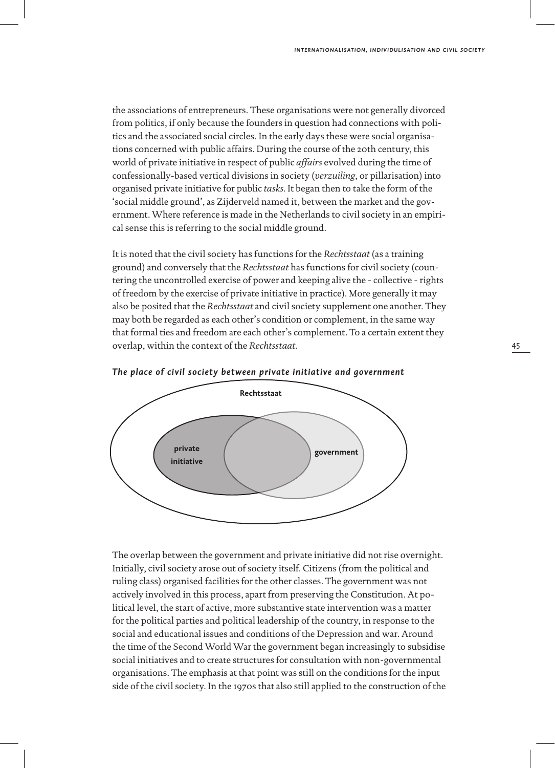the associations of entrepreneurs. These organisations were not generally divorced from politics, if only because the founders in question had connections with politics and the associated social circles. In the early days these were social organisations concerned with public affairs. During the course of the 20th century, this world of private initiative in respect of public *affairs* evolved during the time of confessionally-based vertical divisions in society (*verzuiling*, or pillarisation) into organised private initiative for public *tasks*. It began then to take the form of the 'social middle ground', as Zijderveld named it, between the market and the government. Where reference is made in the Netherlands to civil society in an empirical sense this is referring to the social middle ground.

It is noted that the civil society has functions for the *Rechtsstaat* (as a training ground) and conversely that the *Rechtsstaat* has functions for civil society (countering the uncontrolled exercise of power and keeping alive the - collective - rights of freedom by the exercise of private initiative in practice). More generally it may also be posited that the *Rechtsstaat* and civil society supplement one another. They may both be regarded as each other's condition or complement, in the same way that formal ties and freedom are each other's complement. To a certain extent they overlap, within the context of the *Rechtsstaat*.

***The place of civil society between private initiative and government***

**Rechtsstaat**

**private initiative**

**government**

The overlap between the government and private initiative did not rise overnight. Initially, civil society arose out of society itself. Citizens (from the political and ruling class) organised facilities for the other classes. The government was not actively involved in this process, apart from preserving the Constitution. At political level, the start of active, more substantive state intervention was a matter for the political parties and political leadership of the country, in response to the social and educational issues and conditions of the Depression and war. Around the time of the Second World War the government began increasingly to subsidise social initiatives and to create structures for consultation with non-governmental organisations. The emphasis at that point was still on the conditions for the input side of the civil society. In the 1970s that also still applied to the construction of the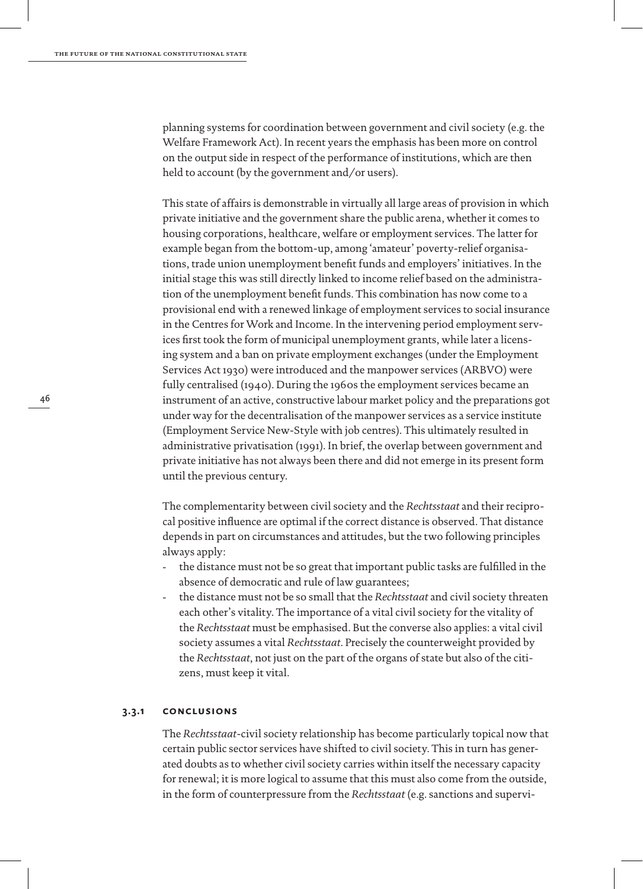planning systems for coordination between government and civil society (e.g. the Welfare Framework Act). In recent years the emphasis has been more on control on the output side in respect of the performance of institutions, which are then held to account (by the government and/or users).

This state of affairs is demonstrable in virtually all large areas of provision in which private initiative and the government share the public arena, whether it comes to housing corporations, healthcare, welfare or employment services. The latter for example began from the bottom-up, among 'amateur' poverty-relief organisations, trade union unemployment benefit funds and employers' initiatives. In the initial stage this was still directly linked to income relief based on the administration of the unemployment benefit funds. This combination has now come to a provisional end with a renewed linkage of employment services to social insurance in the Centres for Work and Income. In the intervening period employment services first took the form of municipal unemployment grants, while later a licensing system and a ban on private employment exchanges (under the Employment Services Act 1930) were introduced and the manpower services (ARBVO) were fully centralised (1940). During the 1960s the employment services became an instrument of an active, constructive labour market policy and the preparations got under way for the decentralisation of the manpower services as a service institute (Employment Service New-Style with job centres). This ultimately resulted in administrative privatisation (1991). In brief, the overlap between government and private initiative has not always been there and did not emerge in its present form until the previous century.

The complementarity between civil society and the *Rechtsstaat* and their reciprocal positive influence are optimal if the correct distance is observed. That distance depends in part on circumstances and attitudes, but the two following principles always apply:

- the distance must not be so great that important public tasks are fulfilled in the absence of democratic and rule of law guarantees;
- the distance must not be so small that the *Rechtsstaat* and civil society threaten each other's vitality. The importance of a vital civil society for the vitality of the *Rechtsstaat* must be emphasised. But the converse also applies: a vital civil society assumes a vital *Rechtsstaat*. Precisely the counterweight provided by the *Rechtsstaat*, not just on the part of the organs of state but also of the citizens, must keep it vital.

### 3.3.1 Conclusions

The *Rechtsstaat*-civil society relationship has become particularly topical now that certain public sector services have shifted to civil society. This in turn has generated doubts as to whether civil society carries within itself the necessary capacity for renewal; it is more logical to assume that this must also come from the outside, in the form of counterpressure from the *Rechtsstaat* (e.g. sanctions and supervi-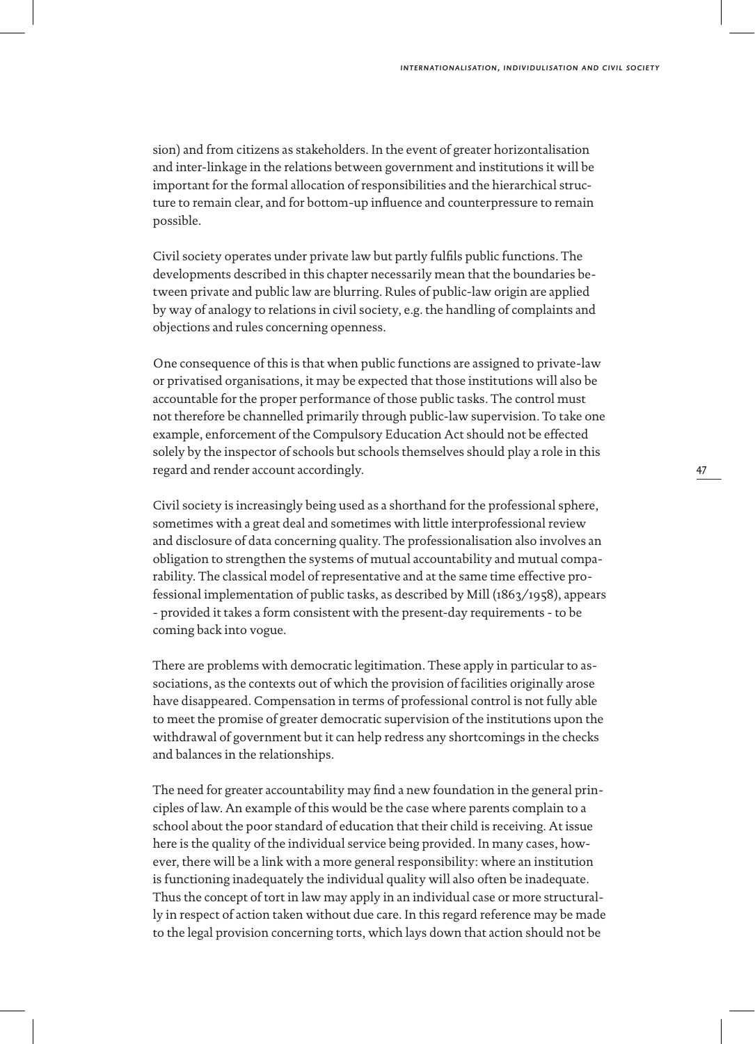sion) and from citizens as stakeholders. In the event of greater horizontalisation and inter-linkage in the relations between government and institutions it will be important for the formal allocation of responsibilities and the hierarchical structure to remain clear, and for bottom-up influence and counterpressure to remain possible.

Civil society operates under private law but partly fulfils public functions. The developments described in this chapter necessarily mean that the boundaries between private and public law are blurring. Rules of public-law origin are applied by way of analogy to relations in civil society, e.g. the handling of complaints and objections and rules concerning openness.

One consequence of this is that when public functions are assigned to private-law or privatised organisations, it may be expected that those institutions will also be accountable for the proper performance of those public tasks. The control must not therefore be channelled primarily through public-law supervision. To take one example, enforcement of the Compulsory Education Act should not be effected solely by the inspector of schools but schools themselves should play a role in this regard and render account accordingly.

Civil society is increasingly being used as a shorthand for the professional sphere, sometimes with a great deal and sometimes with little interprofessional review and disclosure of data concerning quality. The professionalisation also involves an obligation to strengthen the systems of mutual accountability and mutual comparability. The classical model of representative and at the same time effective professional implementation of public tasks, as described by Mill (1863/1958), appears - provided it takes a form consistent with the present-day requirements - to be coming back into vogue.

There are problems with democratic legitimation. These apply in particular to associations, as the contexts out of which the provision of facilities originally arose have disappeared. Compensation in terms of professional control is not fully able to meet the promise of greater democratic supervision of the institutions upon the withdrawal of government but it can help redress any shortcomings in the checks and balances in the relationships.

The need for greater accountability may find a new foundation in the general principles of law. An example of this would be the case where parents complain to a school about the poor standard of education that their child is receiving. At issue here is the quality of the individual service being provided. In many cases, however, there will be a link with a more general responsibility: where an institution is functioning inadequately the individual quality will also often be inadequate. Thus the concept of tort in law may apply in an individual case or more structurally in respect of action taken without due care. In this regard reference may be made to the legal provision concerning torts, which lays down that action should not be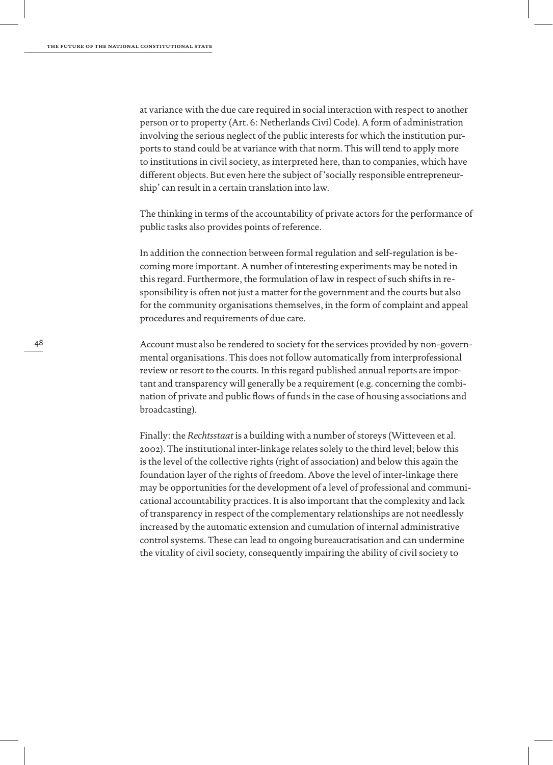at variance with the due care required in social interaction with respect to another person or to property (Art. 6: Netherlands Civil Code). A form of administration involving the serious neglect of the public interests for which the institution purports to stand could be at variance with that norm. This will tend to apply more to institutions in civil society, as interpreted here, than to companies, which have different objects. But even here the subject of 'socially responsible entrepreneurship' can result in a certain translation into law.

The thinking in terms of the accountability of private actors for the performance of public tasks also provides points of reference.

In addition the connection between formal regulation and self-regulation is becoming more important. A number of interesting experiments may be noted in this regard. Furthermore, the formulation of law in respect of such shifts in responsibility is often not just a matter for the government and the courts but also for the community organisations themselves, in the form of complaint and appeal procedures and requirements of due care.

Account must also be rendered to society for the services provided by non-governmental organisations. This does not follow automatically from interprofessional review or resort to the courts. In this regard published annual reports are important and transparency will generally be a requirement (e.g. concerning the combination of private and public flows of funds in the case of housing associations and broadcasting).

Finally: the *Rechtsstaat* is a building with a number of storeys (Witteveen et al. 2002). The institutional inter-linkage relates solely to the third level; below this is the level of the collective rights (right of association) and below this again the foundation layer of the rights of freedom. Above the level of inter-linkage there may be opportunities for the development of a level of professional and communicational accountability practices. It is also important that the complexity and lack of transparency in respect of the complementary relationships are not needlessly increased by the automatic extension and cumulation of internal administrative control systems. These can lead to ongoing bureaucratisation and can undermine the vitality of civil society, consequently impairing the ability of civil society to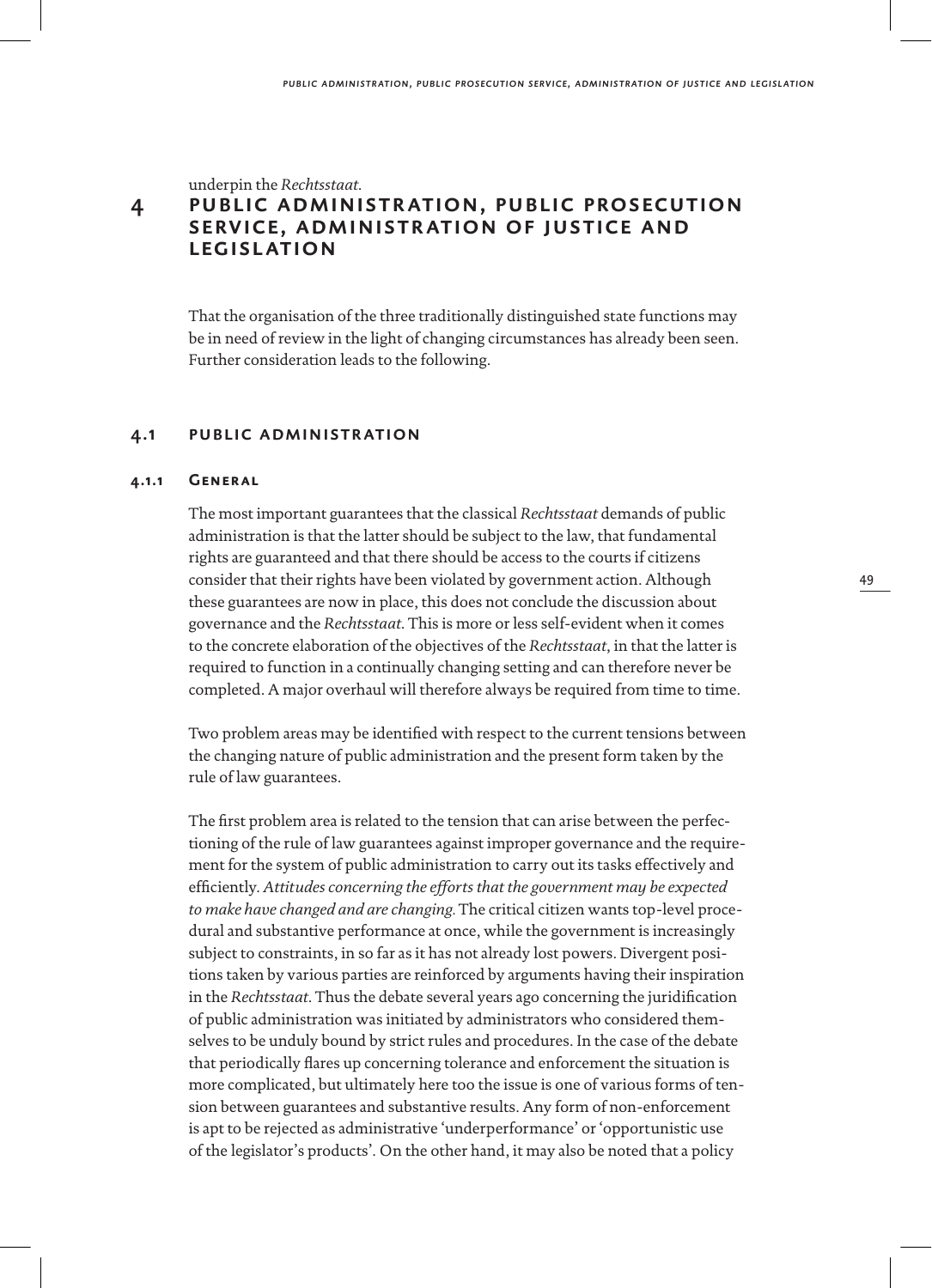underpin the *Rechtsstaat*.

# 4 PUBLIC ADMINISTRATION, PUBLIC PROSECUTION SERVICE, ADMINISTRATION OF JUSTICE AND LEGISLATION

That the organisation of the three traditionally distinguished state functions may be in need of review in the light of changing circumstances has already been seen. Further consideration leads to the following.

## 4.1 PUBLIC ADMINISTRATION

### 4.1.1 General

The most important guarantees that the classical *Rechtsstaat* demands of public administration is that the latter should be subject to the law, that fundamental rights are guaranteed and that there should be access to the courts if citizens consider that their rights have been violated by government action. Although these guarantees are now in place, this does not conclude the discussion about governance and the *Rechtsstaat*. This is more or less self-evident when it comes to the concrete elaboration of the objectives of the *Rechtsstaat*, in that the latter is required to function in a continually changing setting and can therefore never be completed. A major overhaul will therefore always be required from time to time.

Two problem areas may be identified with respect to the current tensions between the changing nature of public administration and the present form taken by the rule of law guarantees.

The first problem area is related to the tension that can arise between the perfectioning of the rule of law guarantees against improper governance and the requirement for the system of public administration to carry out its tasks effectively and efficiently. *Attitudes concerning the efforts that the government may be expected to make have changed and are changing.* The critical citizen wants top-level procedural and substantive performance at once, while the government is increasingly subject to constraints, in so far as it has not already lost powers. Divergent positions taken by various parties are reinforced by arguments having their inspiration in the *Rechtsstaat*. Thus the debate several years ago concerning the juridification of public administration was initiated by administrators who considered themselves to be unduly bound by strict rules and procedures. In the case of the debate that periodically flares up concerning tolerance and enforcement the situation is more complicated, but ultimately here too the issue is one of various forms of tension between guarantees and substantive results. Any form of non-enforcement is apt to be rejected as administrative 'underperformance' or 'opportunistic use of the legislator's products'. On the other hand, it may also be noted that a policy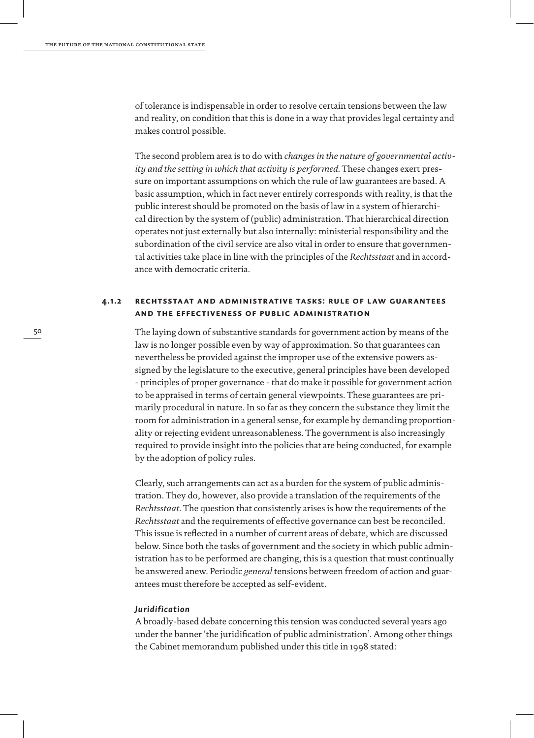of tolerance is indispensable in order to resolve certain tensions between the law and reality, on condition that this is done in a way that provides legal certainty and makes control possible.

The second problem area is to do with *changes in the nature of governmental activity and the setting in which that activity is performed*. These changes exert pressure on important assumptions on which the rule of law guarantees are based. A basic assumption, which in fact never entirely corresponds with reality, is that the public interest should be promoted on the basis of law in a system of hierarchical direction by the system of (public) administration. That hierarchical direction operates not just externally but also internally: ministerial responsibility and the subordination of the civil service are also vital in order to ensure that governmental activities take place in line with the principles of the *Rechtsstaat* and in accordance with democratic criteria.

### 4.1.2 Rechtsstaat and administrative tasks: rule of law guarantees and the effectiveness of public administration

The laying down of substantive standards for government action by means of the law is no longer possible even by way of approximation. So that guarantees can nevertheless be provided against the improper use of the extensive powers assigned by the legislature to the executive, general principles have been developed - principles of proper governance - that do make it possible for government action to be appraised in terms of certain general viewpoints. These guarantees are primarily procedural in nature. In so far as they concern the substance they limit the room for administration in a general sense, for example by demanding proportionality or rejecting evident unreasonableness. The government is also increasingly required to provide insight into the policies that are being conducted, for example by the adoption of policy rules.

Clearly, such arrangements can act as a burden for the system of public administration. They do, however, also provide a translation of the requirements of the *Rechtsstaat*. The question that consistently arises is how the requirements of the *Rechtsstaat* and the requirements of effective governance can best be reconciled. This issue is reflected in a number of current areas of debate, which are discussed below. Since both the tasks of government and the society in which public administration has to be performed are changing, this is a question that must continually be answered anew. Periodic *general* tensions between freedom of action and guarantees must therefore be accepted as self-evident.

#### *Juridification*

A broadly-based debate concerning this tension was conducted several years ago under the banner 'the juridification of public administration'. Among other things the Cabinet memorandum published under this title in 1998 stated: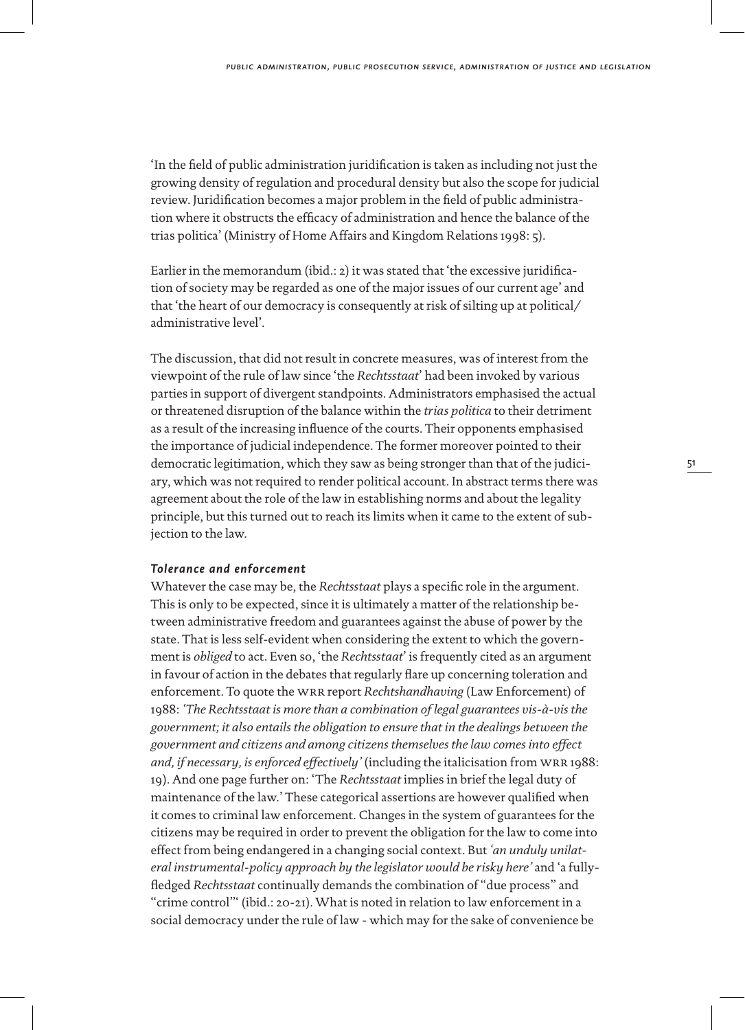'In the field of public administration juridification is taken as including not just the growing density of regulation and procedural density but also the scope for judicial review. Juridification becomes a major problem in the field of public administration where it obstructs the efficacy of administration and hence the balance of the trias politica' (Ministry of Home Affairs and Kingdom Relations 1998: 5).

Earlier in the memorandum (ibid.: 2) it was stated that 'the excessive juridification of society may be regarded as one of the major issues of our current age' and that 'the heart of our democracy is consequently at risk of silting up at political/administrative level'.

The discussion, that did not result in concrete measures, was of interest from the viewpoint of the rule of law since 'the *Rechtsstaat*' had been invoked by various parties in support of divergent standpoints. Administrators emphasised the actual or threatened disruption of the balance within the *trias politica* to their detriment as a result of the increasing influence of the courts. Their opponents emphasised the importance of judicial independence. The former moreover pointed to their democratic legitimation, which they saw as being stronger than that of the judiciary, which was not required to render political account. In abstract terms there was agreement about the role of the law in establishing norms and about the legality principle, but this turned out to reach its limits when it came to the extent of subjection to the law.

### *Tolerance and enforcement*

Whatever the case may be, the *Rechtsstaat* plays a specific role in the argument. This is only to be expected, since it is ultimately a matter of the relationship between administrative freedom and guarantees against the abuse of power by the state. That is less self-evident when considering the extent to which the government is *obliged* to act. Even so, 'the *Rechtsstaat*' is frequently cited as an argument in favour of action in the debates that regularly flare up concerning toleration and enforcement. To quote the WRR report *Rechtshandhaving* (Law Enforcement) of 1988: *'The Rechtsstaat is more than a combination of legal guarantees vis-à-vis the government; it also entails the obligation to ensure that in the dealings between the government and citizens and among citizens themselves the law comes into effect and, if necessary, is enforced effectively'* (including the italicisation from WRR 1988: 19). And one page further on: 'The *Rechtsstaat* implies in brief the legal duty of maintenance of the law.' These categorical assertions are however qualified when it comes to criminal law enforcement. Changes in the system of guarantees for the citizens may be required in order to prevent the obligation for the law to come into effect from being endangered in a changing social context. But *'an unduly unilateral instrumental-policy approach by the legislator would be risky here'* and 'a fully-fledged *Rechtsstaat* continually demands the combination of "due process" and "crime control"' (ibid.: 20-21). What is noted in relation to law enforcement in a social democracy under the rule of law - which may for the sake of convenience be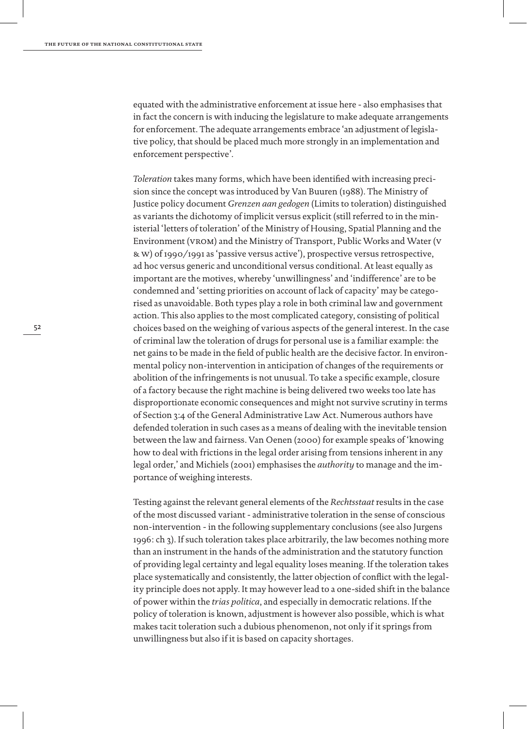equated with the administrative enforcement at issue here - also emphasises that in fact the concern is with inducing the legislature to make adequate arrangements for enforcement. The adequate arrangements embrace 'an adjustment of legislative policy, that should be placed much more strongly in an implementation and enforcement perspective'.

*Toleration* takes many forms, which have been identified with increasing precision since the concept was introduced by Van Buuren (1988). The Ministry of Justice policy document *Grenzen aan gedogen* (Limits to toleration) distinguished as variants the dichotomy of implicit versus explicit (still referred to in the ministerial 'letters of toleration' of the Ministry of Housing, Spatial Planning and the Environment (VROM) and the Ministry of Transport, Public Works and Water (V & W) of 1990/1991 as 'passive versus active'), prospective versus retrospective, ad hoc versus generic and unconditional versus conditional. At least equally as important are the motives, whereby 'unwillingness' and 'indifference' are to be condemned and 'setting priorities on account of lack of capacity' may be categorised as unavoidable. Both types play a role in both criminal law and government action. This also applies to the most complicated category, consisting of political choices based on the weighing of various aspects of the general interest. In the case of criminal law the toleration of drugs for personal use is a familiar example: the net gains to be made in the field of public health are the decisive factor. In environmental policy non-intervention in anticipation of changes of the requirements or abolition of the infringements is not unusual. To take a specific example, closure of a factory because the right machine is being delivered two weeks too late has disproportionate economic consequences and might not survive scrutiny in terms of Section 3:4 of the General Administrative Law Act. Numerous authors have defended toleration in such cases as a means of dealing with the inevitable tension between the law and fairness. Van Oenen (2000) for example speaks of 'knowing how to deal with frictions in the legal order arising from tensions inherent in any legal order,' and Michiels (2001) emphasises the *authority* to manage and the importance of weighing interests.

Testing against the relevant general elements of the *Rechtsstaat* results in the case of the most discussed variant - administrative toleration in the sense of conscious non-intervention - in the following supplementary conclusions (see also Jurgens 1996: ch 3). If such toleration takes place arbitrarily, the law becomes nothing more than an instrument in the hands of the administration and the statutory function of providing legal certainty and legal equality loses meaning. If the toleration takes place systematically and consistently, the latter objection of conflict with the legality principle does not apply. It may however lead to a one-sided shift in the balance of power within the *trias politica*, and especially in democratic relations. If the policy of toleration is known, adjustment is however also possible, which is what makes tacit toleration such a dubious phenomenon, not only if it springs from unwillingness but also if it is based on capacity shortages.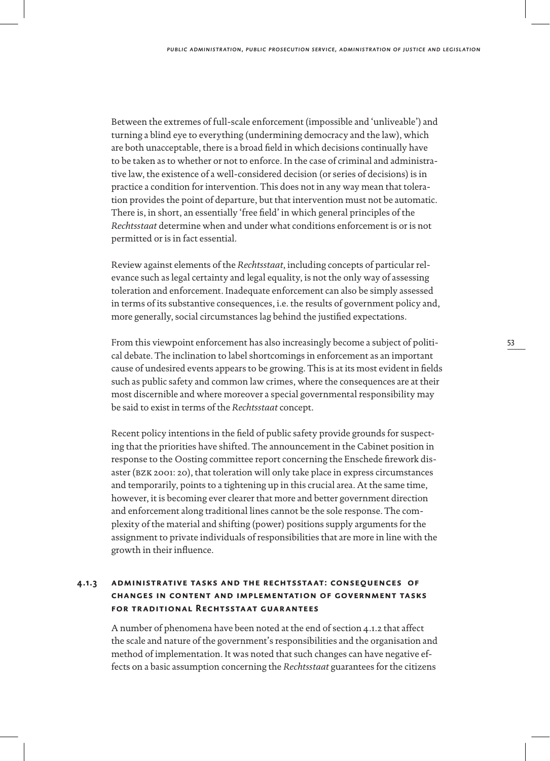Between the extremes of full-scale enforcement (impossible and 'unliveable') and turning a blind eye to everything (undermining democracy and the law), which are both unacceptable, there is a broad field in which decisions continually have to be taken as to whether or not to enforce. In the case of criminal and administrative law, the existence of a well-considered decision (or series of decisions) is in practice a condition for intervention. This does not in any way mean that toleration provides the point of departure, but that intervention must not be automatic. There is, in short, an essentially 'free field' in which general principles of the *Rechtsstaat* determine when and under what conditions enforcement is or is not permitted or is in fact essential.

Review against elements of the *Rechtsstaat*, including concepts of particular relevance such as legal certainty and legal equality, is not the only way of assessing toleration and enforcement. Inadequate enforcement can also be simply assessed in terms of its substantive consequences, i.e. the results of government policy and, more generally, social circumstances lag behind the justified expectations.

From this viewpoint enforcement has also increasingly become a subject of political debate. The inclination to label shortcomings in enforcement as an important cause of undesired events appears to be growing. This is at its most evident in fields such as public safety and common law crimes, where the consequences are at their most discernible and where moreover a special governmental responsibility may be said to exist in terms of the *Rechtsstaat* concept.

Recent policy intentions in the field of public safety provide grounds for suspecting that the priorities have shifted. The announcement in the Cabinet position in response to the Oosting committee report concerning the Enschede firework disaster (BZK 2001: 20), that toleration will only take place in express circumstances and temporarily, points to a tightening up in this crucial area. At the same time, however, it is becoming ever clearer that more and better government direction and enforcement along traditional lines cannot be the sole response. The complexity of the material and shifting (power) positions supply arguments for the assignment to private individuals of responsibilities that are more in line with the growth in their influence.

### 4.1.3 Administrative tasks and the Rechtsstaat: consequences of changes in content and implementation of government tasks for traditional Rechtsstaat guarantees

A number of phenomena have been noted at the end of section 4.1.2 that affect the scale and nature of the government's responsibilities and the organisation and method of implementation. It was noted that such changes can have negative effects on a basic assumption concerning the *Rechtsstaat* guarantees for the citizens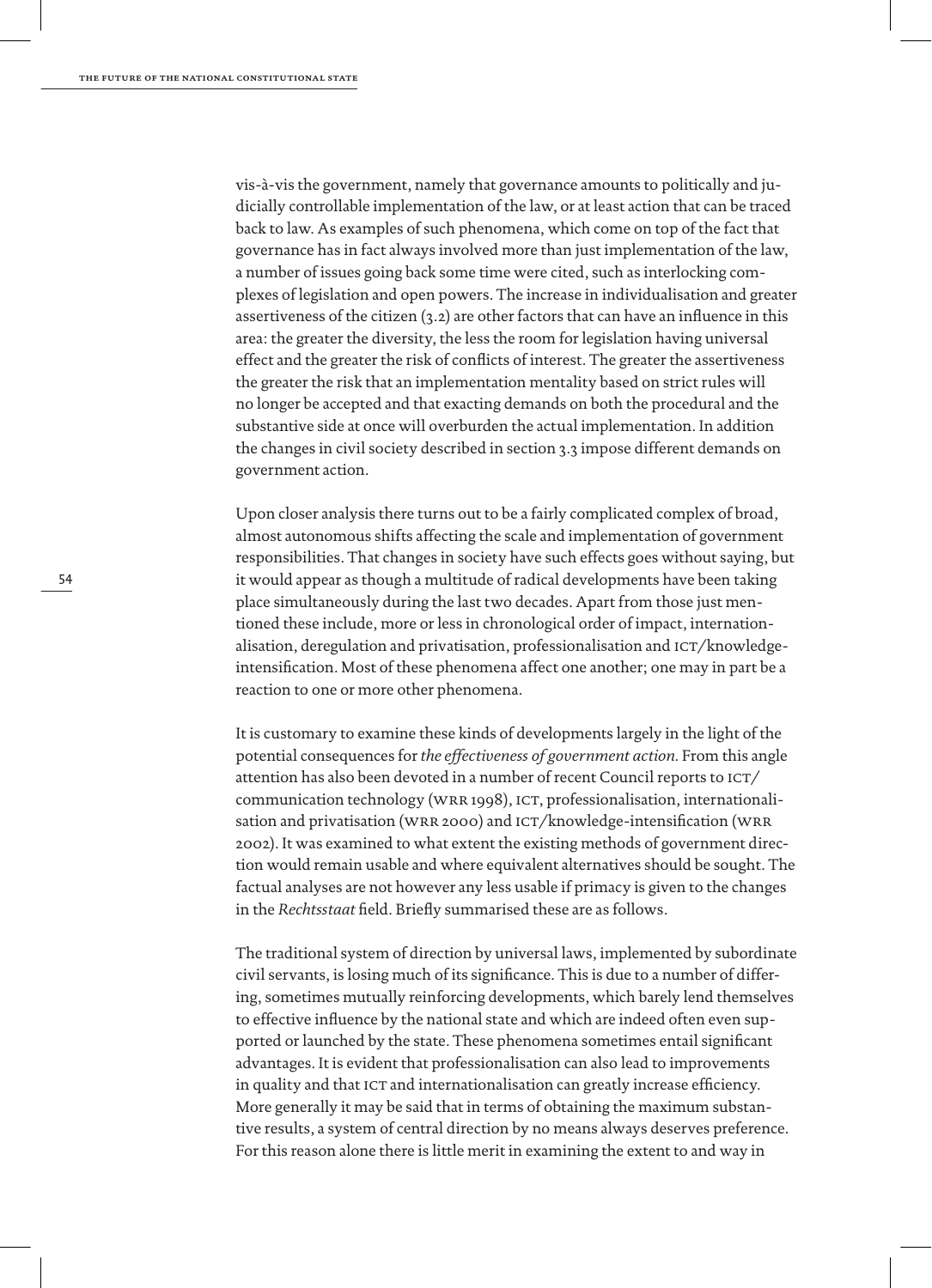vis-à-vis the government, namely that governance amounts to politically and judicially controllable implementation of the law, or at least action that can be traced back to law. As examples of such phenomena, which come on top of the fact that governance has in fact always involved more than just implementation of the law, a number of issues going back some time were cited, such as interlocking complexes of legislation and open powers. The increase in individualisation and greater assertiveness of the citizen (3.2) are other factors that can have an influence in this area: the greater the diversity, the less the room for legislation having universal effect and the greater the risk of conflicts of interest. The greater the assertiveness the greater the risk that an implementation mentality based on strict rules will no longer be accepted and that exacting demands on both the procedural and the substantive side at once will overburden the actual implementation. In addition the changes in civil society described in section 3.3 impose different demands on government action.

Upon closer analysis there turns out to be a fairly complicated complex of broad, almost autonomous shifts affecting the scale and implementation of government responsibilities. That changes in society have such effects goes without saying, but it would appear as though a multitude of radical developments have been taking place simultaneously during the last two decades. Apart from those just mentioned these include, more or less in chronological order of impact, internationalisation, deregulation and privatisation, professionalisation and ICT/knowledge-intensification. Most of these phenomena affect one another; one may in part be a reaction to one or more other phenomena.

It is customary to examine these kinds of developments largely in the light of the potential consequences for *the effectiveness of government action.* From this angle attention has also been devoted in a number of recent Council reports to ICT/communication technology (WRR 1998), ICT, professionalisation, internationalisation and privatisation (WRR 2000) and ICT/knowledge-intensification (WRR 2002). It was examined to what extent the existing methods of government direction would remain usable and where equivalent alternatives should be sought. The factual analyses are not however any less usable if primacy is given to the changes in the *Rechtsstaat* field. Briefly summarised these are as follows.

The traditional system of direction by universal laws, implemented by subordinate civil servants, is losing much of its significance. This is due to a number of differing, sometimes mutually reinforcing developments, which barely lend themselves to effective influence by the national state and which are indeed often even supported or launched by the state. These phenomena sometimes entail significant advantages. It is evident that professionalisation can also lead to improvements in quality and that ICT and internationalisation can greatly increase efficiency. More generally it may be said that in terms of obtaining the maximum substantive results, a system of central direction by no means always deserves preference. For this reason alone there is little merit in examining the extent to and way in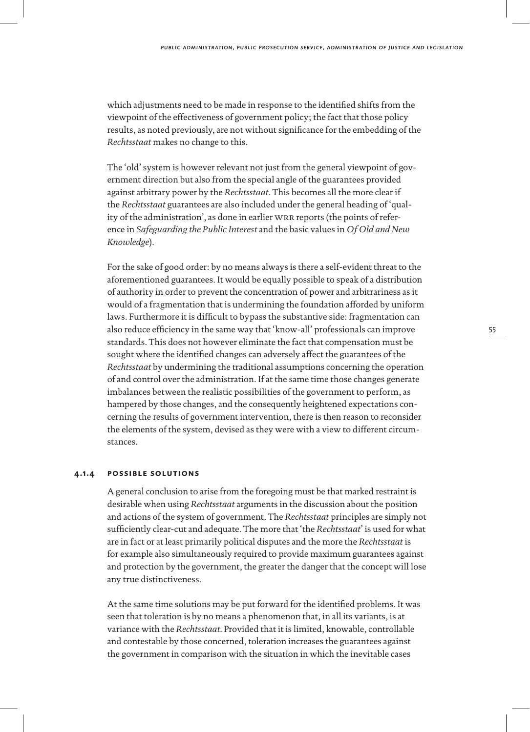which adjustments need to be made in response to the identified shifts from the viewpoint of the effectiveness of government policy; the fact that those policy results, as noted previously, are not without significance for the embedding of the *Rechtsstaat* makes no change to this.

The 'old' system is however relevant not just from the general viewpoint of government direction but also from the special angle of the guarantees provided against arbitrary power by the *Rechtsstaat*. This becomes all the more clear if the *Rechtsstaat* guarantees are also included under the general heading of 'quality of the administration', as done in earlier WRR reports (the points of reference in *Safeguarding the Public Interest* and the basic values in *Of Old and New Knowledge*).

For the sake of good order: by no means always is there a self-evident threat to the aforementioned guarantees. It would be equally possible to speak of a distribution of authority in order to prevent the concentration of power and arbitrariness as it would of a fragmentation that is undermining the foundation afforded by uniform laws. Furthermore it is difficult to bypass the substantive side: fragmentation can also reduce efficiency in the same way that 'know-all' professionals can improve standards. This does not however eliminate the fact that compensation must be sought where the identified changes can adversely affect the guarantees of the *Rechtsstaat* by undermining the traditional assumptions concerning the operation of and control over the administration. If at the same time those changes generate imbalances between the realistic possibilities of the government to perform, as hampered by those changes, and the consequently heightened expectations concerning the results of government intervention, there is then reason to reconsider the elements of the system, devised as they were with a view to different circumstances.

### 4.1.4 Possible solutions

A general conclusion to arise from the foregoing must be that marked restraint is desirable when using *Rechtsstaat* arguments in the discussion about the position and actions of the system of government. The *Rechtsstaat* principles are simply not sufficiently clear-cut and adequate. The more that 'the *Rechtsstaat*' is used for what are in fact or at least primarily political disputes and the more the *Rechtsstaat* is for example also simultaneously required to provide maximum guarantees against and protection by the government, the greater the danger that the concept will lose any true distinctiveness.

At the same time solutions may be put forward for the identified problems. It was seen that toleration is by no means a phenomenon that, in all its variants, is at variance with the *Rechtsstaat*. Provided that it is limited, knowable, controllable and contestable by those concerned, toleration increases the guarantees against the government in comparison with the situation in which the inevitable cases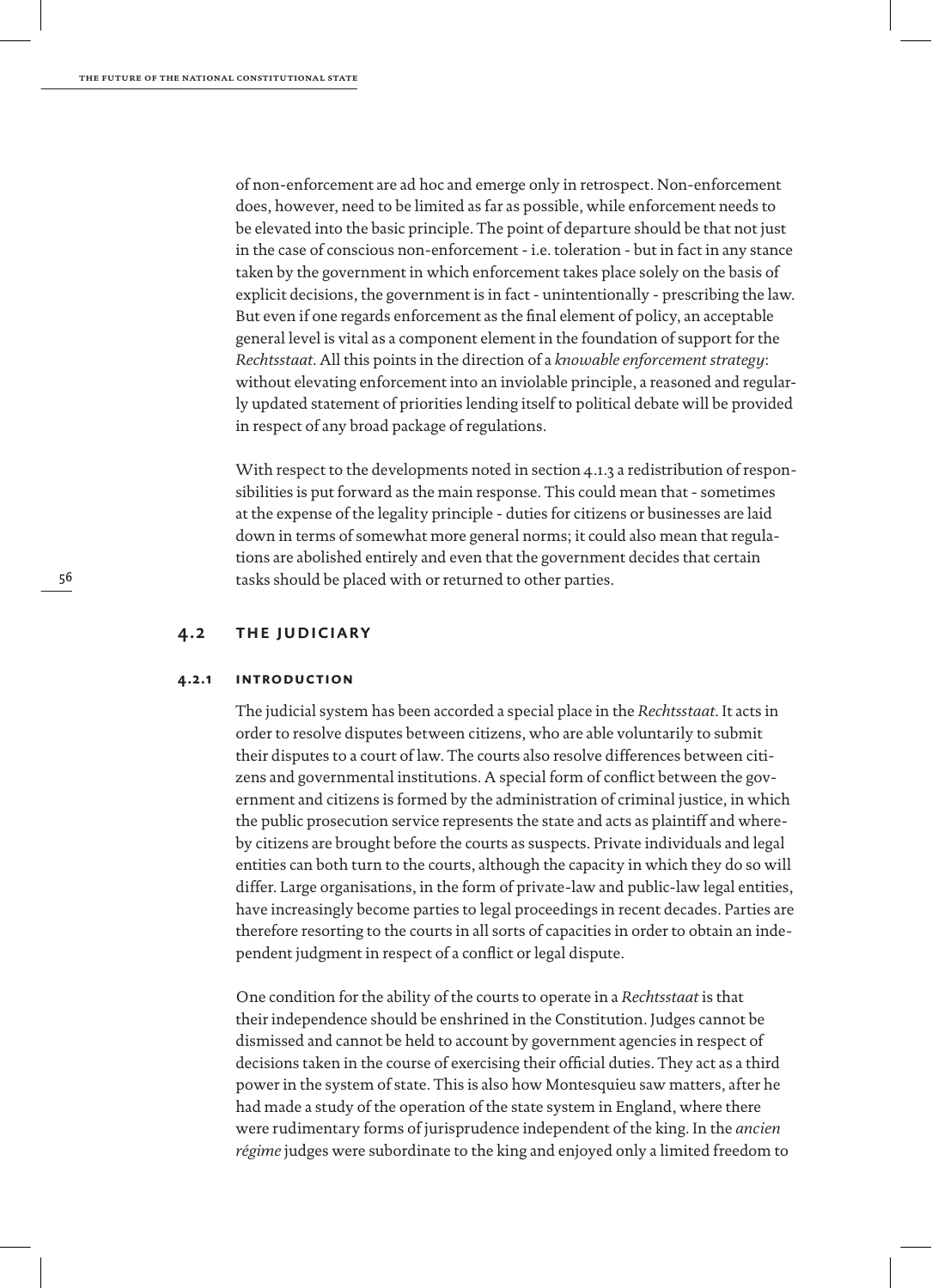of non-enforcement are ad hoc and emerge only in retrospect. Non-enforcement does, however, need to be limited as far as possible, while enforcement needs to be elevated into the basic principle. The point of departure should be that not just in the case of conscious non-enforcement - i.e. toleration - but in fact in any stance taken by the government in which enforcement takes place solely on the basis of explicit decisions, the government is in fact - unintentionally - prescribing the law. But even if one regards enforcement as the final element of policy, an acceptable general level is vital as a component element in the foundation of support for the *Rechtsstaat*. All this points in the direction of a *knowable enforcement strategy*: without elevating enforcement into an inviolable principle, a reasoned and regularly updated statement of priorities lending itself to political debate will be provided in respect of any broad package of regulations.

With respect to the developments noted in section 4.1.3 a redistribution of responsibilities is put forward as the main response. This could mean that - sometimes at the expense of the legality principle - duties for citizens or businesses are laid down in terms of somewhat more general norms; it could also mean that regulations are abolished entirely and even that the government decides that certain tasks should be placed with or returned to other parties.

## 4.2 The Judiciary

### 4.2.1 Introduction

The judicial system has been accorded a special place in the *Rechtsstaat*. It acts in order to resolve disputes between citizens, who are able voluntarily to submit their disputes to a court of law. The courts also resolve differences between citizens and governmental institutions. A special form of conflict between the government and citizens is formed by the administration of criminal justice, in which the public prosecution service represents the state and acts as plaintiff and whereby citizens are brought before the courts as suspects. Private individuals and legal entities can both turn to the courts, although the capacity in which they do so will differ. Large organisations, in the form of private-law and public-law legal entities, have increasingly become parties to legal proceedings in recent decades. Parties are therefore resorting to the courts in all sorts of capacities in order to obtain an independent judgment in respect of a conflict or legal dispute.

One condition for the ability of the courts to operate in a *Rechtsstaat* is that their independence should be enshrined in the Constitution. Judges cannot be dismissed and cannot be held to account by government agencies in respect of decisions taken in the course of exercising their official duties. They act as a third power in the system of state. This is also how Montesquieu saw matters, after he had made a study of the operation of the state system in England, where there were rudimentary forms of jurisprudence independent of the king. In the *ancien régime* judges were subordinate to the king and enjoyed only a limited freedom to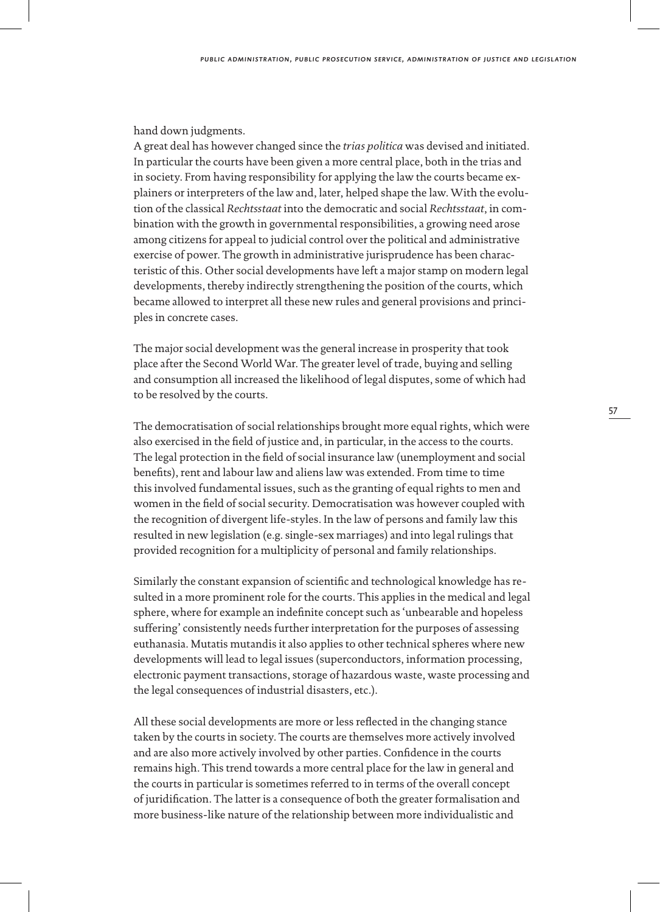hand down judgments.

A great deal has however changed since the *trias politica* was devised and initiated. In particular the courts have been given a more central place, both in the trias and in society. From having responsibility for applying the law the courts became explainers or interpreters of the law and, later, helped shape the law. With the evolution of the classical *Rechtsstaat* into the democratic and social *Rechtsstaat*, in combination with the growth in governmental responsibilities, a growing need arose among citizens for appeal to judicial control over the political and administrative exercise of power. The growth in administrative jurisprudence has been characteristic of this. Other social developments have left a major stamp on modern legal developments, thereby indirectly strengthening the position of the courts, which became allowed to interpret all these new rules and general provisions and principles in concrete cases.

The major social development was the general increase in prosperity that took place after the Second World War. The greater level of trade, buying and selling and consumption all increased the likelihood of legal disputes, some of which had to be resolved by the courts.

The democratisation of social relationships brought more equal rights, which were also exercised in the field of justice and, in particular, in the access to the courts. The legal protection in the field of social insurance law (unemployment and social benefits), rent and labour law and aliens law was extended. From time to time this involved fundamental issues, such as the granting of equal rights to men and women in the field of social security. Democratisation was however coupled with the recognition of divergent life-styles. In the law of persons and family law this resulted in new legislation (e.g. single-sex marriages) and into legal rulings that provided recognition for a multiplicity of personal and family relationships.

Similarly the constant expansion of scientific and technological knowledge has resulted in a more prominent role for the courts. This applies in the medical and legal sphere, where for example an indefinite concept such as 'unbearable and hopeless suffering' consistently needs further interpretation for the purposes of assessing euthanasia. Mutatis mutandis it also applies to other technical spheres where new developments will lead to legal issues (superconductors, information processing, electronic payment transactions, storage of hazardous waste, waste processing and the legal consequences of industrial disasters, etc.).

All these social developments are more or less reflected in the changing stance taken by the courts in society. The courts are themselves more actively involved and are also more actively involved by other parties. Confidence in the courts remains high. This trend towards a more central place for the law in general and the courts in particular is sometimes referred to in terms of the overall concept of juridification. The latter is a consequence of both the greater formalisation and more business-like nature of the relationship between more individualistic and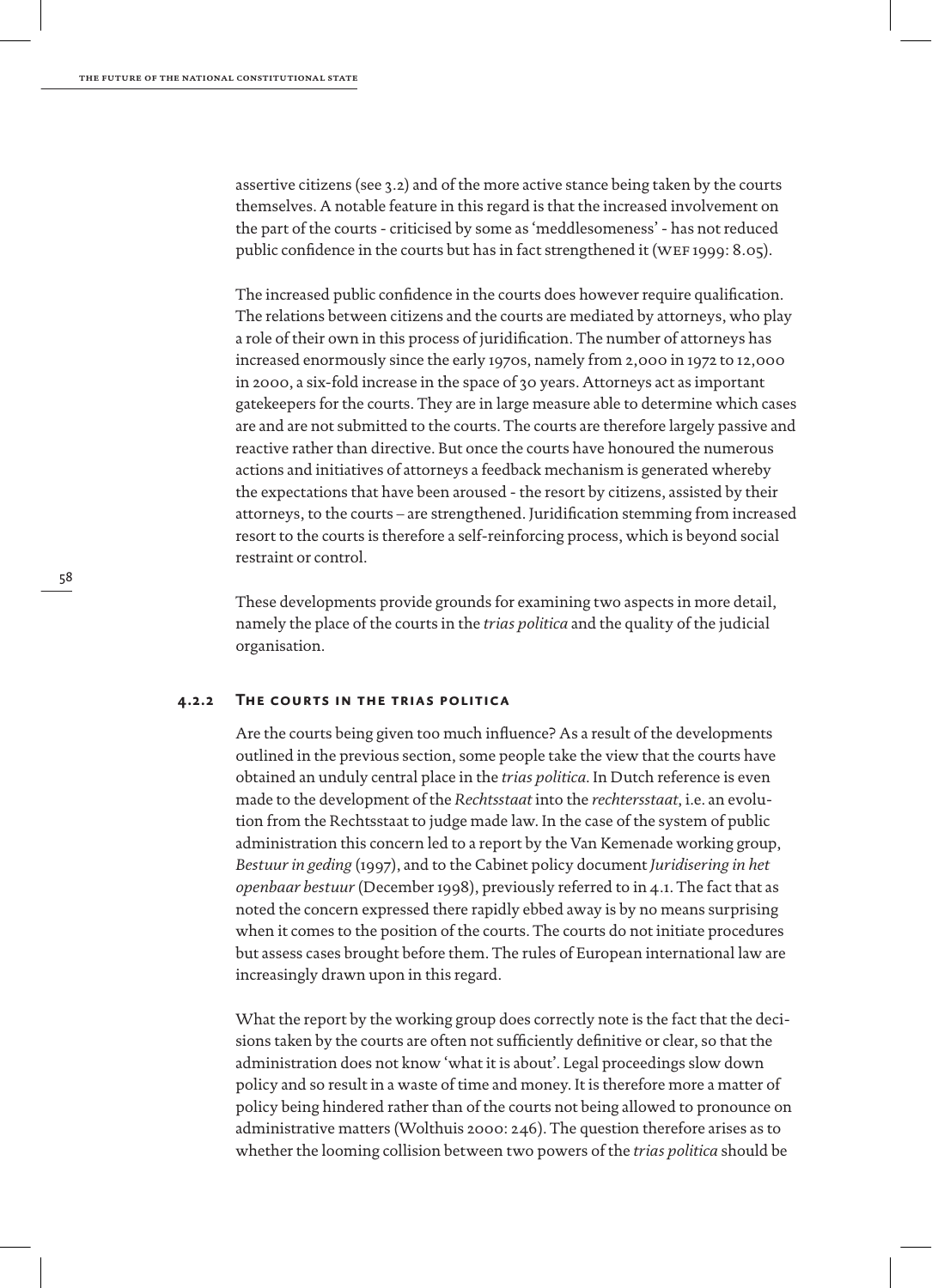assertive citizens (see 3.2) and of the more active stance being taken by the courts themselves. A notable feature in this regard is that the increased involvement on the part of the courts - criticised by some as 'meddlesomeness' - has not reduced public confidence in the courts but has in fact strengthened it (WEF 1999: 8.05).

The increased public confidence in the courts does however require qualification. The relations between citizens and the courts are mediated by attorneys, who play a role of their own in this process of juridification. The number of attorneys has increased enormously since the early 1970s, namely from 2,000 in 1972 to 12,000 in 2000, a six-fold increase in the space of 30 years. Attorneys act as important gatekeepers for the courts. They are in large measure able to determine which cases are and are not submitted to the courts. The courts are therefore largely passive and reactive rather than directive. But once the courts have honoured the numerous actions and initiatives of attorneys a feedback mechanism is generated whereby the expectations that have been aroused - the resort by citizens, assisted by their attorneys, to the courts – are strengthened. Juridification stemming from increased resort to the courts is therefore a self-reinforcing process, which is beyond social restraint or control.

These developments provide grounds for examining two aspects in more detail, namely the place of the courts in the *trias politica* and the quality of the judicial organisation.

### 4.2.2 The courts in the trias politica

Are the courts being given too much influence? As a result of the developments outlined in the previous section, some people take the view that the courts have obtained an unduly central place in the *trias politica*. In Dutch reference is even made to the development of the *Rechtsstaat* into the *rechtersstaat*, i.e. an evolution from the Rechtsstaat to judge made law. In the case of the system of public administration this concern led to a report by the Van Kemenade working group, *Bestuur in geding* (1997), and to the Cabinet policy document *Juridisering in het openbaar bestuur* (December 1998), previously referred to in 4.1. The fact that as noted the concern expressed there rapidly ebbed away is by no means surprising when it comes to the position of the courts. The courts do not initiate procedures but assess cases brought before them. The rules of European international law are increasingly drawn upon in this regard.

What the report by the working group does correctly note is the fact that the decisions taken by the courts are often not sufficiently definitive or clear, so that the administration does not know 'what it is about'. Legal proceedings slow down policy and so result in a waste of time and money. It is therefore more a matter of policy being hindered rather than of the courts not being allowed to pronounce on administrative matters (Wolthuis 2000: 246). The question therefore arises as to whether the looming collision between two powers of the *trias politica* should be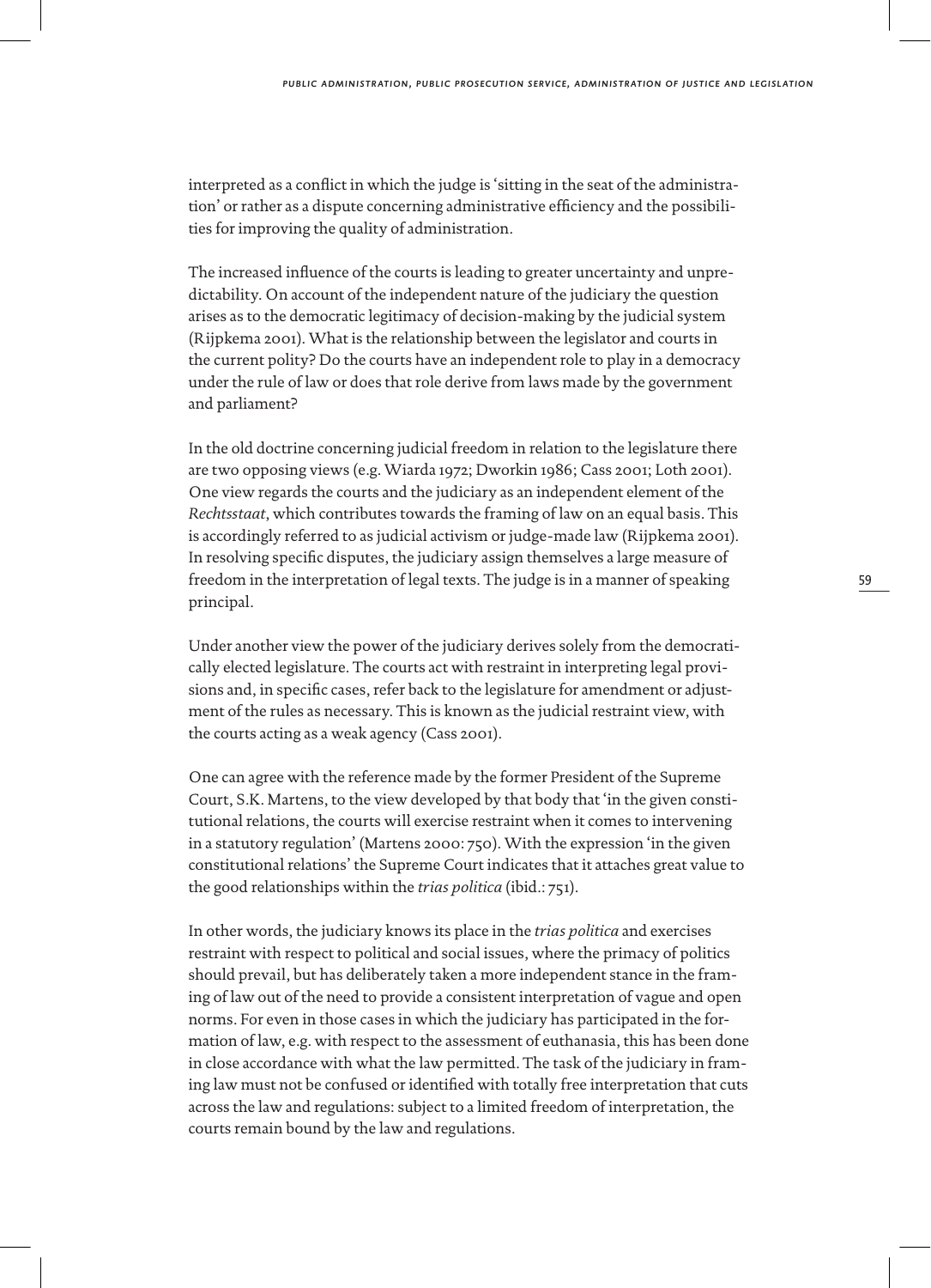interpreted as a conflict in which the judge is 'sitting in the seat of the administration' or rather as a dispute concerning administrative efficiency and the possibilities for improving the quality of administration.

The increased influence of the courts is leading to greater uncertainty and unpredictability. On account of the independent nature of the judiciary the question arises as to the democratic legitimacy of decision-making by the judicial system (Rijpkema 2001). What is the relationship between the legislator and courts in the current polity? Do the courts have an independent role to play in a democracy under the rule of law or does that role derive from laws made by the government and parliament?

In the old doctrine concerning judicial freedom in relation to the legislature there are two opposing views (e.g. Wiarda 1972; Dworkin 1986; Cass 2001; Loth 2001). One view regards the courts and the judiciary as an independent element of the *Rechtsstaat*, which contributes towards the framing of law on an equal basis. This is accordingly referred to as judicial activism or judge-made law (Rijpkema 2001). In resolving specific disputes, the judiciary assign themselves a large measure of freedom in the interpretation of legal texts. The judge is in a manner of speaking principal.

Under another view the power of the judiciary derives solely from the democratically elected legislature. The courts act with restraint in interpreting legal provisions and, in specific cases, refer back to the legislature for amendment or adjustment of the rules as necessary. This is known as the judicial restraint view, with the courts acting as a weak agency (Cass 2001).

One can agree with the reference made by the former President of the Supreme Court, S.K. Martens, to the view developed by that body that 'in the given constitutional relations, the courts will exercise restraint when it comes to intervening in a statutory regulation' (Martens 2000: 750). With the expression 'in the given constitutional relations' the Supreme Court indicates that it attaches great value to the good relationships within the *trias politica* (ibid.: 751).

In other words, the judiciary knows its place in the *trias politica* and exercises restraint with respect to political and social issues, where the primacy of politics should prevail, but has deliberately taken a more independent stance in the framing of law out of the need to provide a consistent interpretation of vague and open norms. For even in those cases in which the judiciary has participated in the formation of law, e.g. with respect to the assessment of euthanasia, this has been done in close accordance with what the law permitted. The task of the judiciary in framing law must not be confused or identified with totally free interpretation that cuts across the law and regulations: subject to a limited freedom of interpretation, the courts remain bound by the law and regulations.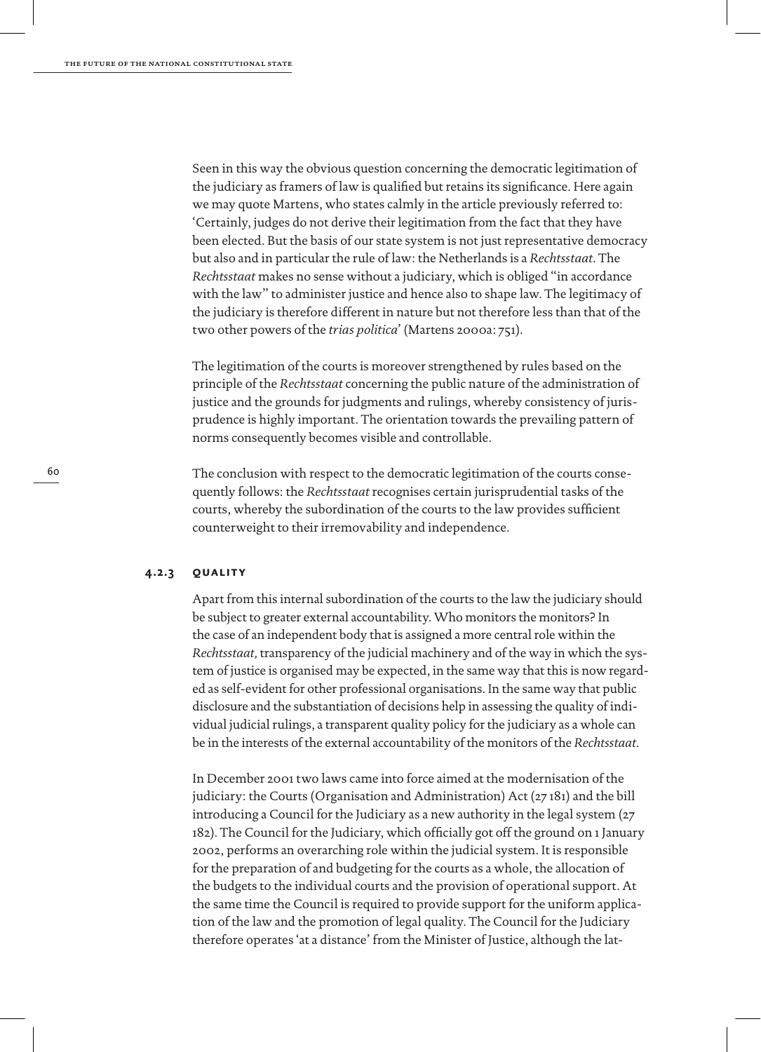Seen in this way the obvious question concerning the democratic legitimation of the judiciary as framers of law is qualified but retains its significance. Here again we may quote Martens, who states calmly in the article previously referred to: 'Certainly, judges do not derive their legitimation from the fact that they have been elected. But the basis of our state system is not just representative democracy but also and in particular the rule of law: the Netherlands is a *Rechtsstaat*. The *Rechtsstaat* makes no sense without a judiciary, which is obliged "in accordance with the law" to administer justice and hence also to shape law. The legitimacy of the judiciary is therefore different in nature but not therefore less than that of the two other powers of the *trias politica*' (Martens 2000a: 751).

The legitimation of the courts is moreover strengthened by rules based on the principle of the *Rechtsstaat* concerning the public nature of the administration of justice and the grounds for judgments and rulings, whereby consistency of jurisprudence is highly important. The orientation towards the prevailing pattern of norms consequently becomes visible and controllable.

The conclusion with respect to the democratic legitimation of the courts consequently follows: the *Rechtsstaat* recognises certain jurisprudential tasks of the courts, whereby the subordination of the courts to the law provides sufficient counterweight to their irremovability and independence.

### 4.2.3 Quality

Apart from this internal subordination of the courts to the law the judiciary should be subject to greater external accountability. Who monitors the monitors? In the case of an independent body that is assigned a more central role within the *Rechtsstaat*, transparency of the judicial machinery and of the way in which the system of justice is organised may be expected, in the same way that this is now regarded as self-evident for other professional organisations. In the same way that public disclosure and the substantiation of decisions help in assessing the quality of individual judicial rulings, a transparent quality policy for the judiciary as a whole can be in the interests of the external accountability of the monitors of the *Rechtsstaat*.

In December 2001 two laws came into force aimed at the modernisation of the judiciary: the Courts (Organisation and Administration) Act (27 181) and the bill introducing a Council for the Judiciary as a new authority in the legal system (27 182). The Council for the Judiciary, which officially got off the ground on 1 January 2002, performs an overarching role within the judicial system. It is responsible for the preparation of and budgeting for the courts as a whole, the allocation of the budgets to the individual courts and the provision of operational support. At the same time the Council is required to provide support for the uniform application of the law and the promotion of legal quality. The Council for the Judiciary therefore operates 'at a distance' from the Minister of Justice, although the lat-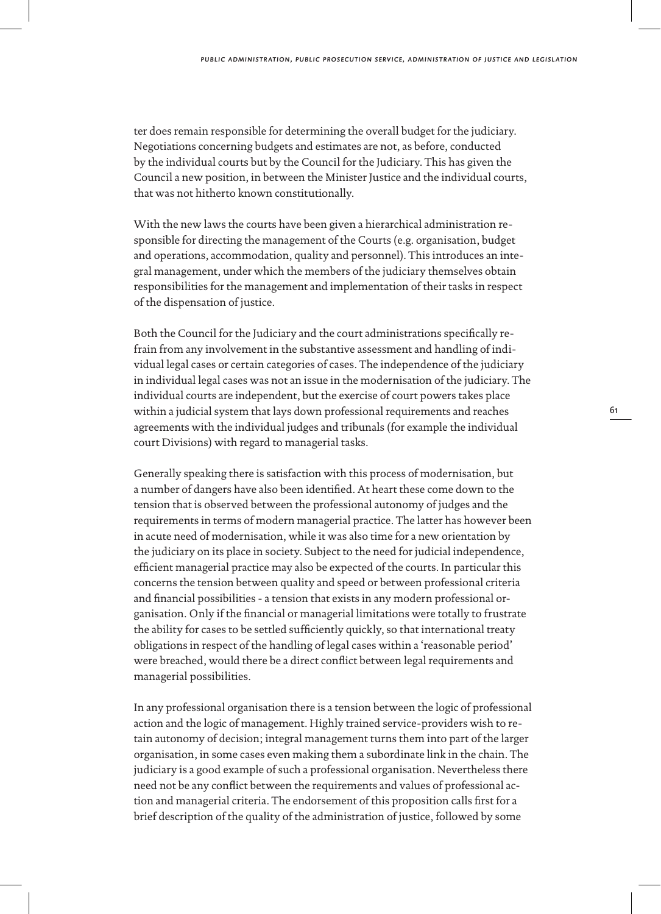ter does remain responsible for determining the overall budget for the judiciary. Negotiations concerning budgets and estimates are not, as before, conducted by the individual courts but by the Council for the Judiciary. This has given the Council a new position, in between the Minister Justice and the individual courts, that was not hitherto known constitutionally.

With the new laws the courts have been given a hierarchical administration responsible for directing the management of the Courts (e.g. organisation, budget and operations, accommodation, quality and personnel). This introduces an integral management, under which the members of the judiciary themselves obtain responsibilities for the management and implementation of their tasks in respect of the dispensation of justice.

Both the Council for the Judiciary and the court administrations specifically refrain from any involvement in the substantive assessment and handling of individual legal cases or certain categories of cases. The independence of the judiciary in individual legal cases was not an issue in the modernisation of the judiciary. The individual courts are independent, but the exercise of court powers takes place within a judicial system that lays down professional requirements and reaches agreements with the individual judges and tribunals (for example the individual court Divisions) with regard to managerial tasks.

Generally speaking there is satisfaction with this process of modernisation, but a number of dangers have also been identified. At heart these come down to the tension that is observed between the professional autonomy of judges and the requirements in terms of modern managerial practice. The latter has however been in acute need of modernisation, while it was also time for a new orientation by the judiciary on its place in society. Subject to the need for judicial independence, efficient managerial practice may also be expected of the courts. In particular this concerns the tension between quality and speed or between professional criteria and financial possibilities - a tension that exists in any modern professional organisation. Only if the financial or managerial limitations were totally to frustrate the ability for cases to be settled sufficiently quickly, so that international treaty obligations in respect of the handling of legal cases within a 'reasonable period' were breached, would there be a direct conflict between legal requirements and managerial possibilities.

In any professional organisation there is a tension between the logic of professional action and the logic of management. Highly trained service-providers wish to retain autonomy of decision; integral management turns them into part of the larger organisation, in some cases even making them a subordinate link in the chain. The judiciary is a good example of such a professional organisation. Nevertheless there need not be any conflict between the requirements and values of professional action and managerial criteria. The endorsement of this proposition calls first for a brief description of the quality of the administration of justice, followed by some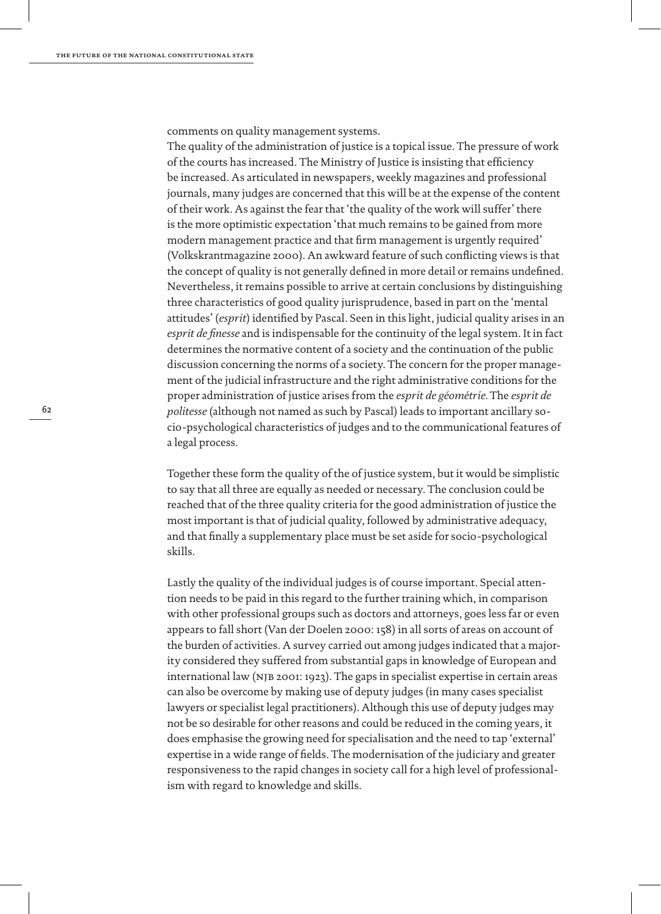comments on quality management systems.

The quality of the administration of justice is a topical issue. The pressure of work of the courts has increased. The Ministry of Justice is insisting that efficiency be increased. As articulated in newspapers, weekly magazines and professional journals, many judges are concerned that this will be at the expense of the content of their work. As against the fear that 'the quality of the work will suffer' there is the more optimistic expectation 'that much remains to be gained from more modern management practice and that firm management is urgently required' (Volkskrantmagazine 2000). An awkward feature of such conflicting views is that the concept of quality is not generally defined in more detail or remains undefined. Nevertheless, it remains possible to arrive at certain conclusions by distinguishing three characteristics of good quality jurisprudence, based in part on the 'mental attitudes' (*esprit*) identified by Pascal. Seen in this light, judicial quality arises in an *esprit de finesse* and is indispensable for the continuity of the legal system. It in fact determines the normative content of a society and the continuation of the public discussion concerning the norms of a society. The concern for the proper management of the judicial infrastructure and the right administrative conditions for the proper administration of justice arises from the *esprit de géométrie*. The *esprit de politesse* (although not named as such by Pascal) leads to important ancillary socio-psychological characteristics of judges and to the communicational features of a legal process.

Together these form the quality of the of justice system, but it would be simplistic to say that all three are equally as needed or necessary. The conclusion could be reached that of the three quality criteria for the good administration of justice the most important is that of judicial quality, followed by administrative adequacy, and that finally a supplementary place must be set aside for socio-psychological skills.

Lastly the quality of the individual judges is of course important. Special attention needs to be paid in this regard to the further training which, in comparison with other professional groups such as doctors and attorneys, goes less far or even appears to fall short (Van der Doelen 2000: 158) in all sorts of areas on account of the burden of activities. A survey carried out among judges indicated that a majority considered they suffered from substantial gaps in knowledge of European and international law (NJB 2001: 1923). The gaps in specialist expertise in certain areas can also be overcome by making use of deputy judges (in many cases specialist lawyers or specialist legal practitioners). Although this use of deputy judges may not be so desirable for other reasons and could be reduced in the coming years, it does emphasise the growing need for specialisation and the need to tap 'external' expertise in a wide range of fields. The modernisation of the judiciary and greater responsiveness to the rapid changes in society call for a high level of professionalism with regard to knowledge and skills.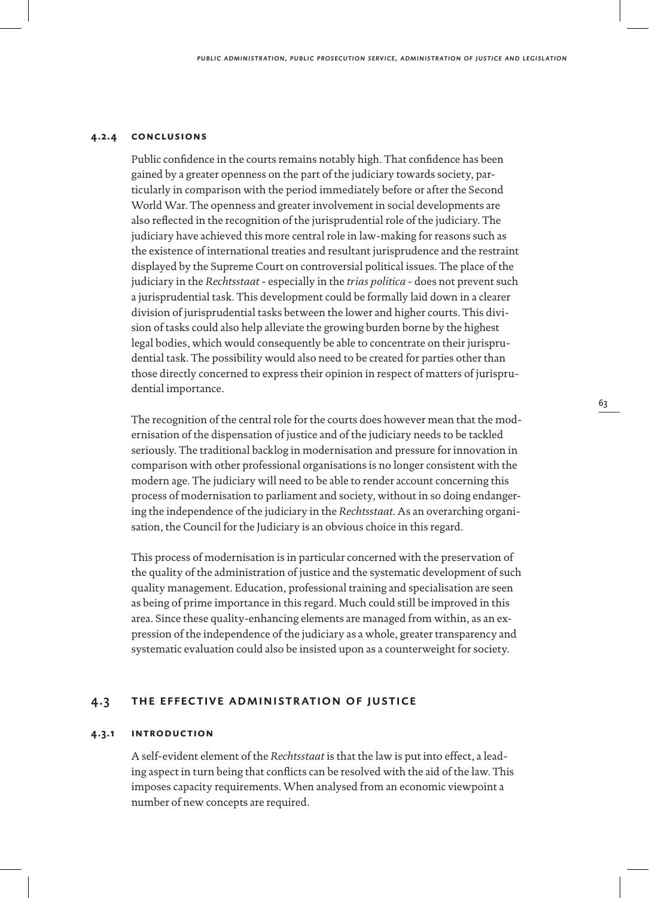### 4.2.4 conclusions

Public confidence in the courts remains notably high. That confidence has been gained by a greater openness on the part of the judiciary towards society, particularly in comparison with the period immediately before or after the Second World War. The openness and greater involvement in social developments are also reflected in the recognition of the jurisprudential role of the judiciary. The judiciary have achieved this more central role in law-making for reasons such as the existence of international treaties and resultant jurisprudence and the restraint displayed by the Supreme Court on controversial political issues. The place of the judiciary in the *Rechtsstaat* - especially in the *trias politica* - does not prevent such a jurisprudential task. This development could be formally laid down in a clearer division of jurisprudential tasks between the lower and higher courts. This division of tasks could also help alleviate the growing burden borne by the highest legal bodies, which would consequently be able to concentrate on their jurisprudential task. The possibility would also need to be created for parties other than those directly concerned to express their opinion in respect of matters of jurisprudential importance.

The recognition of the central role for the courts does however mean that the modernisation of the dispensation of justice and of the judiciary needs to be tackled seriously. The traditional backlog in modernisation and pressure for innovation in comparison with other professional organisations is no longer consistent with the modern age. The judiciary will need to be able to render account concerning this process of modernisation to parliament and society, without in so doing endangering the independence of the judiciary in the *Rechtsstaat*. As an overarching organisation, the Council for the Judiciary is an obvious choice in this regard.

This process of modernisation is in particular concerned with the preservation of the quality of the administration of justice and the systematic development of such quality management. Education, professional training and specialisation are seen as being of prime importance in this regard. Much could still be improved in this area. Since these quality-enhancing elements are managed from within, as an expression of the independence of the judiciary as a whole, greater transparency and systematic evaluation could also be insisted upon as a counterweight for society.

## 4.3 the effective administration of justice

### 4.3.1 introduction

A self-evident element of the *Rechtsstaat* is that the law is put into effect, a leading aspect in turn being that conflicts can be resolved with the aid of the law. This imposes capacity requirements. When analysed from an economic viewpoint a number of new concepts are required.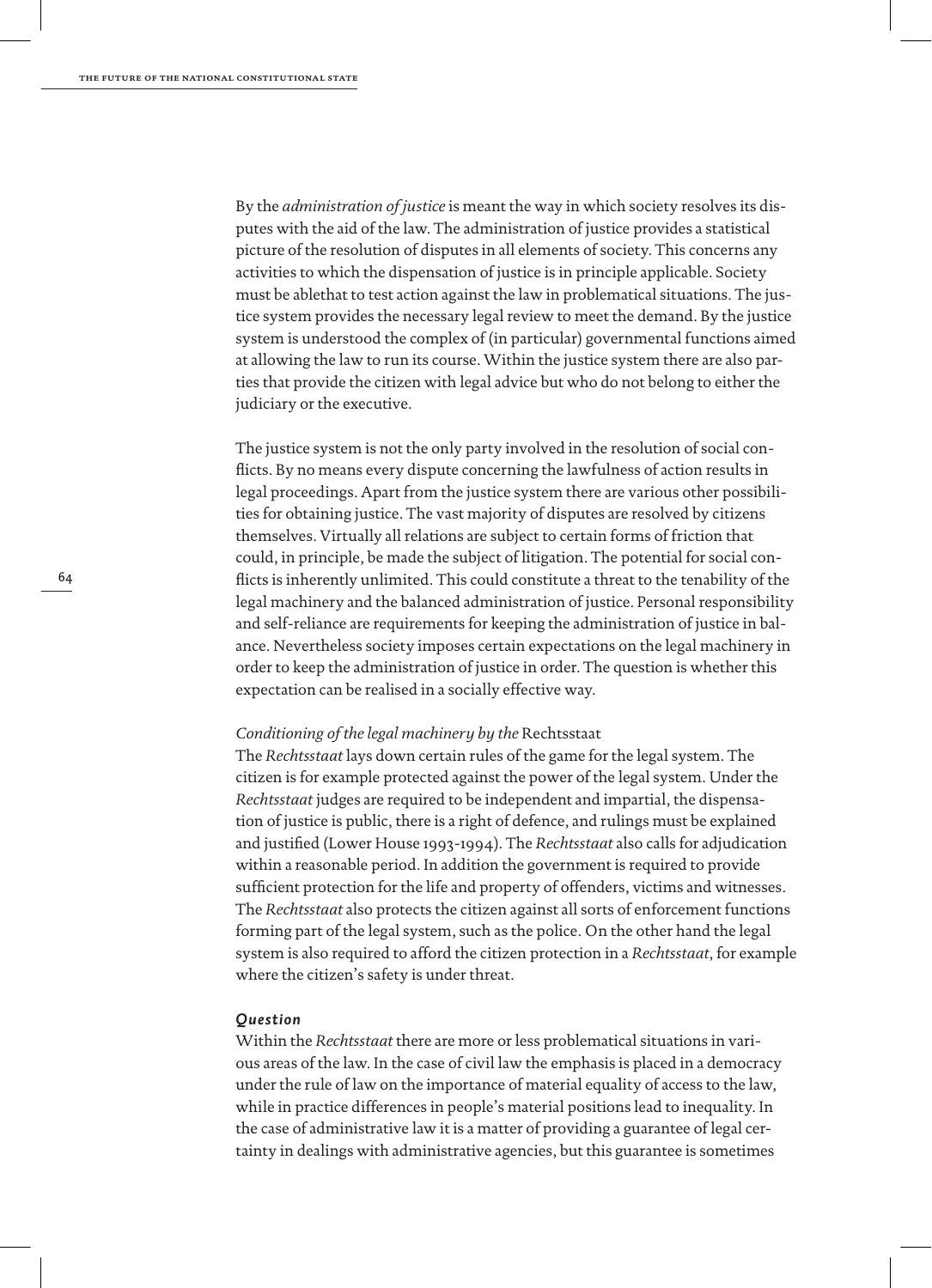By the *administration of justice* is meant the way in which society resolves its disputes with the aid of the law. The administration of justice provides a statistical picture of the resolution of disputes in all elements of society. This concerns any activities to which the dispensation of justice is in principle applicable. Society must be ablethat to test action against the law in problematical situations. The justice system provides the necessary legal review to meet the demand. By the justice system is understood the complex of (in particular) governmental functions aimed at allowing the law to run its course. Within the justice system there are also parties that provide the citizen with legal advice but who do not belong to either the judiciary or the executive.

The justice system is not the only party involved in the resolution of social conflicts. By no means every dispute concerning the lawfulness of action results in legal proceedings. Apart from the justice system there are various other possibilities for obtaining justice. The vast majority of disputes are resolved by citizens themselves. Virtually all relations are subject to certain forms of friction that could, in principle, be made the subject of litigation. The potential for social conflicts is inherently unlimited. This could constitute a threat to the tenability of the legal machinery and the balanced administration of justice. Personal responsibility and self-reliance are requirements for keeping the administration of justice in balance. Nevertheless society imposes certain expectations on the legal machinery in order to keep the administration of justice in order. The question is whether this expectation can be realised in a socially effective way.

*Conditioning of the legal machinery by the* Rechtsstaat

The *Rechtsstaat* lays down certain rules of the game for the legal system. The citizen is for example protected against the power of the legal system. Under the *Rechtsstaat* judges are required to be independent and impartial, the dispensation of justice is public, there is a right of defence, and rulings must be explained and justified (Lower House 1993-1994). The *Rechtsstaat* also calls for adjudication within a reasonable period. In addition the government is required to provide sufficient protection for the life and property of offenders, victims and witnesses. The *Rechtsstaat* also protects the citizen against all sorts of enforcement functions forming part of the legal system, such as the police. On the other hand the legal system is also required to afford the citizen protection in a *Rechtsstaat*, for example where the citizen's safety is under threat.

***Question***

Within the *Rechtsstaat* there are more or less problematical situations in various areas of the law. In the case of civil law the emphasis is placed in a democracy under the rule of law on the importance of material equality of access to the law, while in practice differences in people's material positions lead to inequality. In the case of administrative law it is a matter of providing a guarantee of legal certainty in dealings with administrative agencies, but this guarantee is sometimes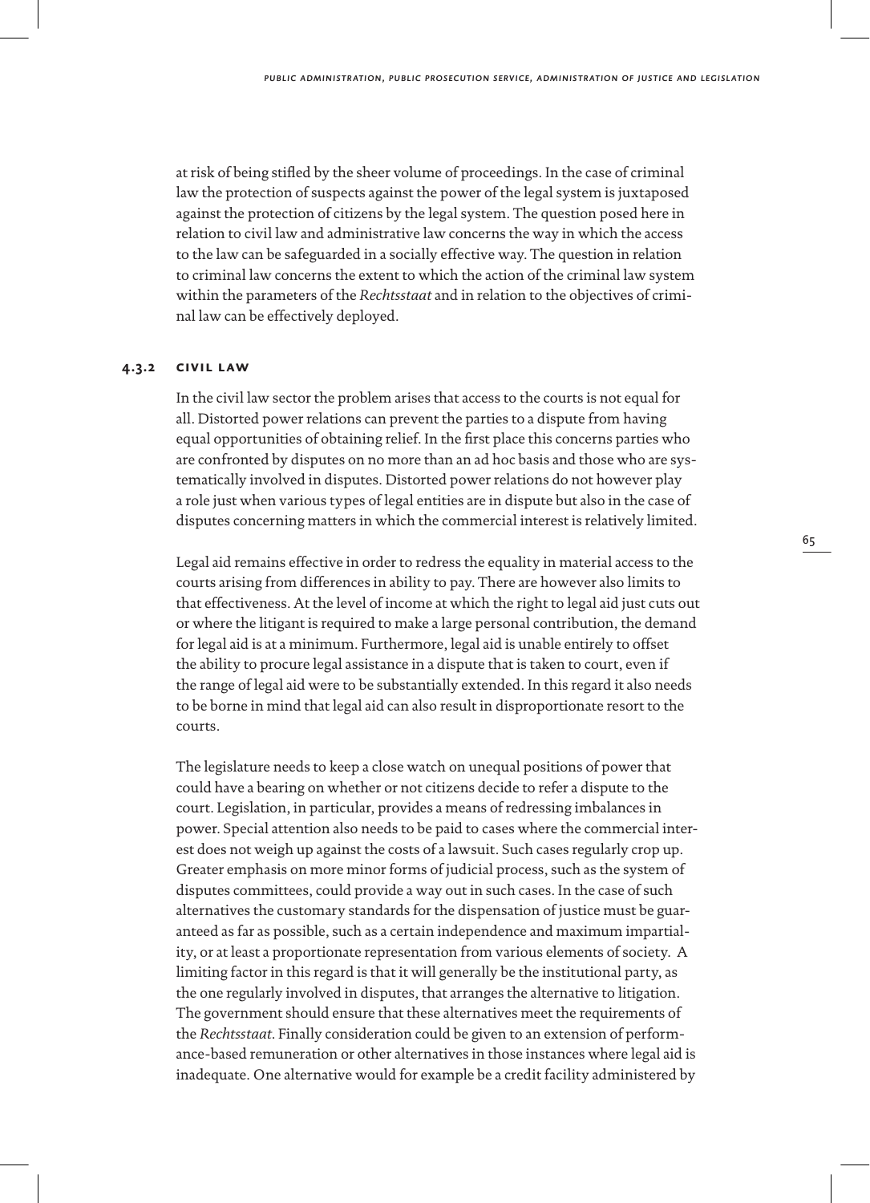at risk of being stifled by the sheer volume of proceedings. In the case of criminal law the protection of suspects against the power of the legal system is juxtaposed against the protection of citizens by the legal system. The question posed here in relation to civil law and administrative law concerns the way in which the access to the law can be safeguarded in a socially effective way. The question in relation to criminal law concerns the extent to which the action of the criminal law system within the parameters of the *Rechtsstaat* and in relation to the objectives of criminal law can be effectively deployed.

### 4.3.2 civil law

In the civil law sector the problem arises that access to the courts is not equal for all. Distorted power relations can prevent the parties to a dispute from having equal opportunities of obtaining relief. In the first place this concerns parties who are confronted by disputes on no more than an ad hoc basis and those who are systematically involved in disputes. Distorted power relations do not however play a role just when various types of legal entities are in dispute but also in the case of disputes concerning matters in which the commercial interest is relatively limited.

Legal aid remains effective in order to redress the equality in material access to the courts arising from differences in ability to pay. There are however also limits to that effectiveness. At the level of income at which the right to legal aid just cuts out or where the litigant is required to make a large personal contribution, the demand for legal aid is at a minimum. Furthermore, legal aid is unable entirely to offset the ability to procure legal assistance in a dispute that is taken to court, even if the range of legal aid were to be substantially extended. In this regard it also needs to be borne in mind that legal aid can also result in disproportionate resort to the courts.

The legislature needs to keep a close watch on unequal positions of power that could have a bearing on whether or not citizens decide to refer a dispute to the court. Legislation, in particular, provides a means of redressing imbalances in power. Special attention also needs to be paid to cases where the commercial interest does not weigh up against the costs of a lawsuit. Such cases regularly crop up. Greater emphasis on more minor forms of judicial process, such as the system of disputes committees, could provide a way out in such cases. In the case of such alternatives the customary standards for the dispensation of justice must be guaranteed as far as possible, such as a certain independence and maximum impartiality, or at least a proportionate representation from various elements of society. A limiting factor in this regard is that it will generally be the institutional party, as the one regularly involved in disputes, that arranges the alternative to litigation. The government should ensure that these alternatives meet the requirements of the *Rechtsstaat*. Finally consideration could be given to an extension of performance-based remuneration or other alternatives in those instances where legal aid is inadequate. One alternative would for example be a credit facility administered by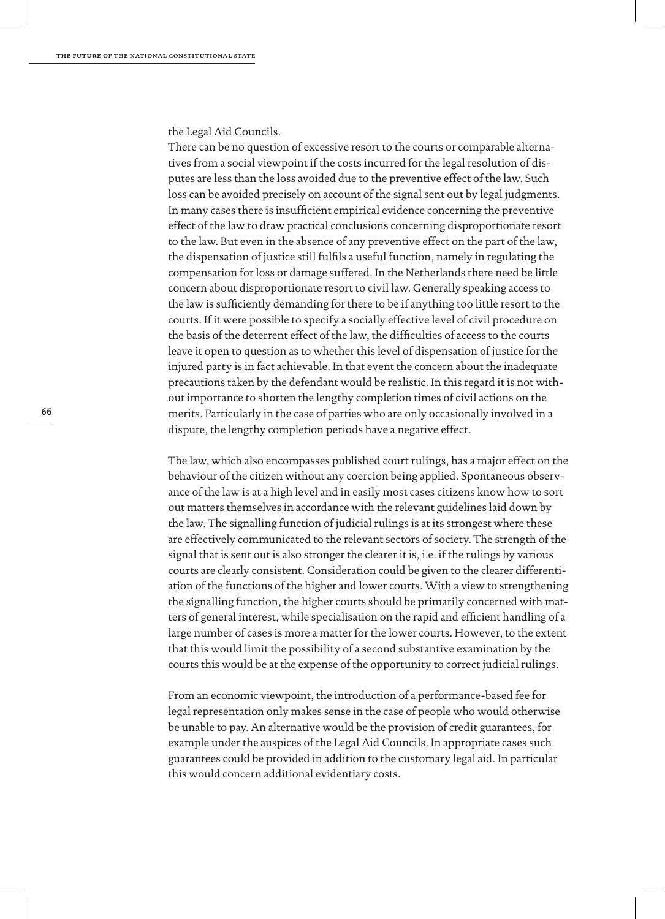the Legal Aid Councils.

There can be no question of excessive resort to the courts or comparable alternatives from a social viewpoint if the costs incurred for the legal resolution of disputes are less than the loss avoided due to the preventive effect of the law. Such loss can be avoided precisely on account of the signal sent out by legal judgments. In many cases there is insufficient empirical evidence concerning the preventive effect of the law to draw practical conclusions concerning disproportionate resort to the law. But even in the absence of any preventive effect on the part of the law, the dispensation of justice still fulfils a useful function, namely in regulating the compensation for loss or damage suffered. In the Netherlands there need be little concern about disproportionate resort to civil law. Generally speaking access to the law is sufficiently demanding for there to be if anything too little resort to the courts. If it were possible to specify a socially effective level of civil procedure on the basis of the deterrent effect of the law, the difficulties of access to the courts leave it open to question as to whether this level of dispensation of justice for the injured party is in fact achievable. In that event the concern about the inadequate precautions taken by the defendant would be realistic. In this regard it is not without importance to shorten the lengthy completion times of civil actions on the merits. Particularly in the case of parties who are only occasionally involved in a dispute, the lengthy completion periods have a negative effect.

The law, which also encompasses published court rulings, has a major effect on the behaviour of the citizen without any coercion being applied. Spontaneous observance of the law is at a high level and in easily most cases citizens know how to sort out matters themselves in accordance with the relevant guidelines laid down by the law. The signalling function of judicial rulings is at its strongest where these are effectively communicated to the relevant sectors of society. The strength of the signal that is sent out is also stronger the clearer it is, i.e. if the rulings by various courts are clearly consistent. Consideration could be given to the clearer differentiation of the functions of the higher and lower courts. With a view to strengthening the signalling function, the higher courts should be primarily concerned with matters of general interest, while specialisation on the rapid and efficient handling of a large number of cases is more a matter for the lower courts. However, to the extent that this would limit the possibility of a second substantive examination by the courts this would be at the expense of the opportunity to correct judicial rulings.

From an economic viewpoint, the introduction of a performance-based fee for legal representation only makes sense in the case of people who would otherwise be unable to pay. An alternative would be the provision of credit guarantees, for example under the auspices of the Legal Aid Councils. In appropriate cases such guarantees could be provided in addition to the customary legal aid. In particular this would concern additional evidentiary costs.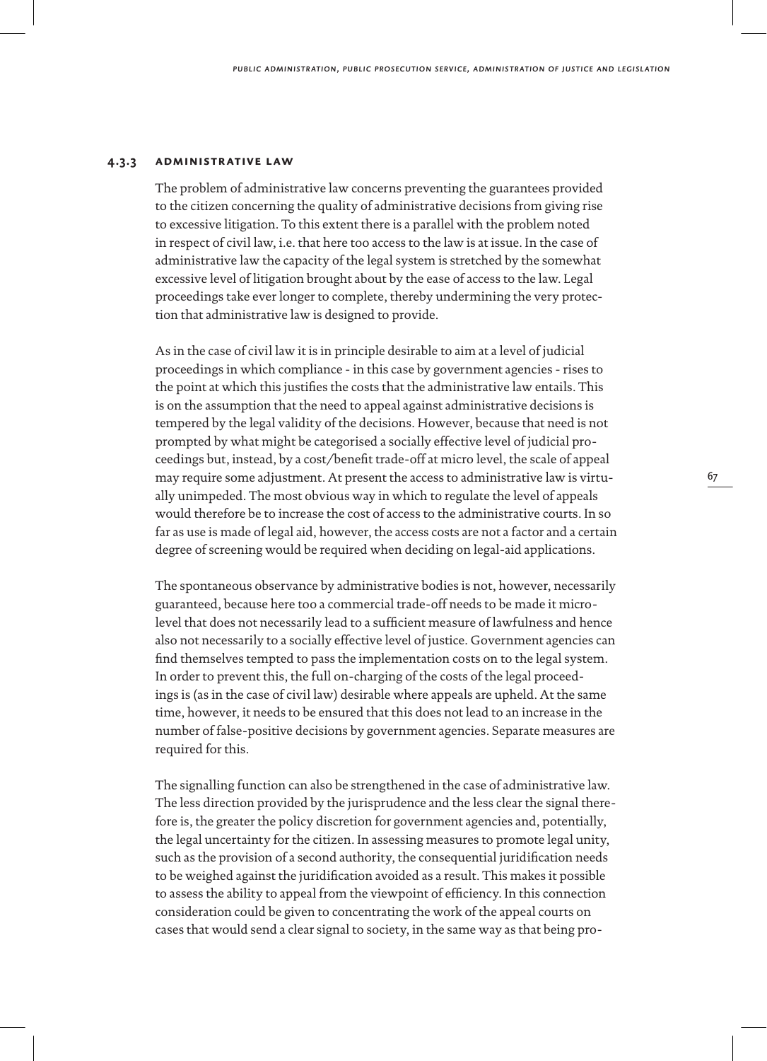### 4.3.3 administrative law

The problem of administrative law concerns preventing the guarantees provided to the citizen concerning the quality of administrative decisions from giving rise to excessive litigation. To this extent there is a parallel with the problem noted in respect of civil law, i.e. that here too access to the law is at issue. In the case of administrative law the capacity of the legal system is stretched by the somewhat excessive level of litigation brought about by the ease of access to the law. Legal proceedings take ever longer to complete, thereby undermining the very protection that administrative law is designed to provide.

As in the case of civil law it is in principle desirable to aim at a level of judicial proceedings in which compliance - in this case by government agencies - rises to the point at which this justifies the costs that the administrative law entails. This is on the assumption that the need to appeal against administrative decisions is tempered by the legal validity of the decisions. However, because that need is not prompted by what might be categorised a socially effective level of judicial proceedings but, instead, by a cost/benefit trade-off at micro level, the scale of appeal may require some adjustment. At present the access to administrative law is virtually unimpeded. The most obvious way in which to regulate the level of appeals would therefore be to increase the cost of access to the administrative courts. In so far as use is made of legal aid, however, the access costs are not a factor and a certain degree of screening would be required when deciding on legal-aid applications.

The spontaneous observance by administrative bodies is not, however, necessarily guaranteed, because here too a commercial trade-off needs to be made it micro-level that does not necessarily lead to a sufficient measure of lawfulness and hence also not necessarily to a socially effective level of justice. Government agencies can find themselves tempted to pass the implementation costs on to the legal system. In order to prevent this, the full on-charging of the costs of the legal proceedings is (as in the case of civil law) desirable where appeals are upheld. At the same time, however, it needs to be ensured that this does not lead to an increase in the number of false-positive decisions by government agencies. Separate measures are required for this.

The signalling function can also be strengthened in the case of administrative law. The less direction provided by the jurisprudence and the less clear the signal therefore is, the greater the policy discretion for government agencies and, potentially, the legal uncertainty for the citizen. In assessing measures to promote legal unity, such as the provision of a second authority, the consequential juridification needs to be weighed against the juridification avoided as a result. This makes it possible to assess the ability to appeal from the viewpoint of efficiency. In this connection consideration could be given to concentrating the work of the appeal courts on cases that would send a clear signal to society, in the same way as that being pro-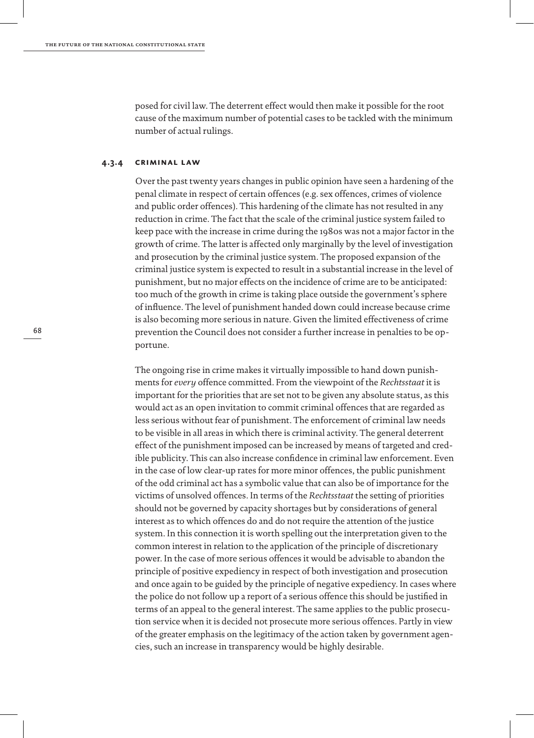posed for civil law. The deterrent effect would then make it possible for the root cause of the maximum number of potential cases to be tackled with the minimum number of actual rulings.

#### 4.3.4 Criminal law

Over the past twenty years changes in public opinion have seen a hardening of the penal climate in respect of certain offences (e.g. sex offences, crimes of violence and public order offences). This hardening of the climate has not resulted in any reduction in crime. The fact that the scale of the criminal justice system failed to keep pace with the increase in crime during the 1980s was not a major factor in the growth of crime. The latter is affected only marginally by the level of investigation and prosecution by the criminal justice system. The proposed expansion of the criminal justice system is expected to result in a substantial increase in the level of punishment, but no major effects on the incidence of crime are to be anticipated: too much of the growth in crime is taking place outside the government's sphere of influence. The level of punishment handed down could increase because crime is also becoming more serious in nature. Given the limited effectiveness of crime prevention the Council does not consider a further increase in penalties to be opportune.

The ongoing rise in crime makes it virtually impossible to hand down punishments for *every* offence committed. From the viewpoint of the *Rechtsstaat* it is important for the priorities that are set not to be given any absolute status, as this would act as an open invitation to commit criminal offences that are regarded as less serious without fear of punishment. The enforcement of criminal law needs to be visible in all areas in which there is criminal activity. The general deterrent effect of the punishment imposed can be increased by means of targeted and credible publicity. This can also increase confidence in criminal law enforcement. Even in the case of low clear-up rates for more minor offences, the public punishment of the odd criminal act has a symbolic value that can also be of importance for the victims of unsolved offences. In terms of the *Rechtsstaat* the setting of priorities should not be governed by capacity shortages but by considerations of general interest as to which offences do and do not require the attention of the justice system. In this connection it is worth spelling out the interpretation given to the common interest in relation to the application of the principle of discretionary power. In the case of more serious offences it would be advisable to abandon the principle of positive expediency in respect of both investigation and prosecution and once again to be guided by the principle of negative expediency. In cases where the police do not follow up a report of a serious offence this should be justified in terms of an appeal to the general interest. The same applies to the public prosecution service when it is decided not prosecute more serious offences. Partly in view of the greater emphasis on the legitimacy of the action taken by government agencies, such an increase in transparency would be highly desirable.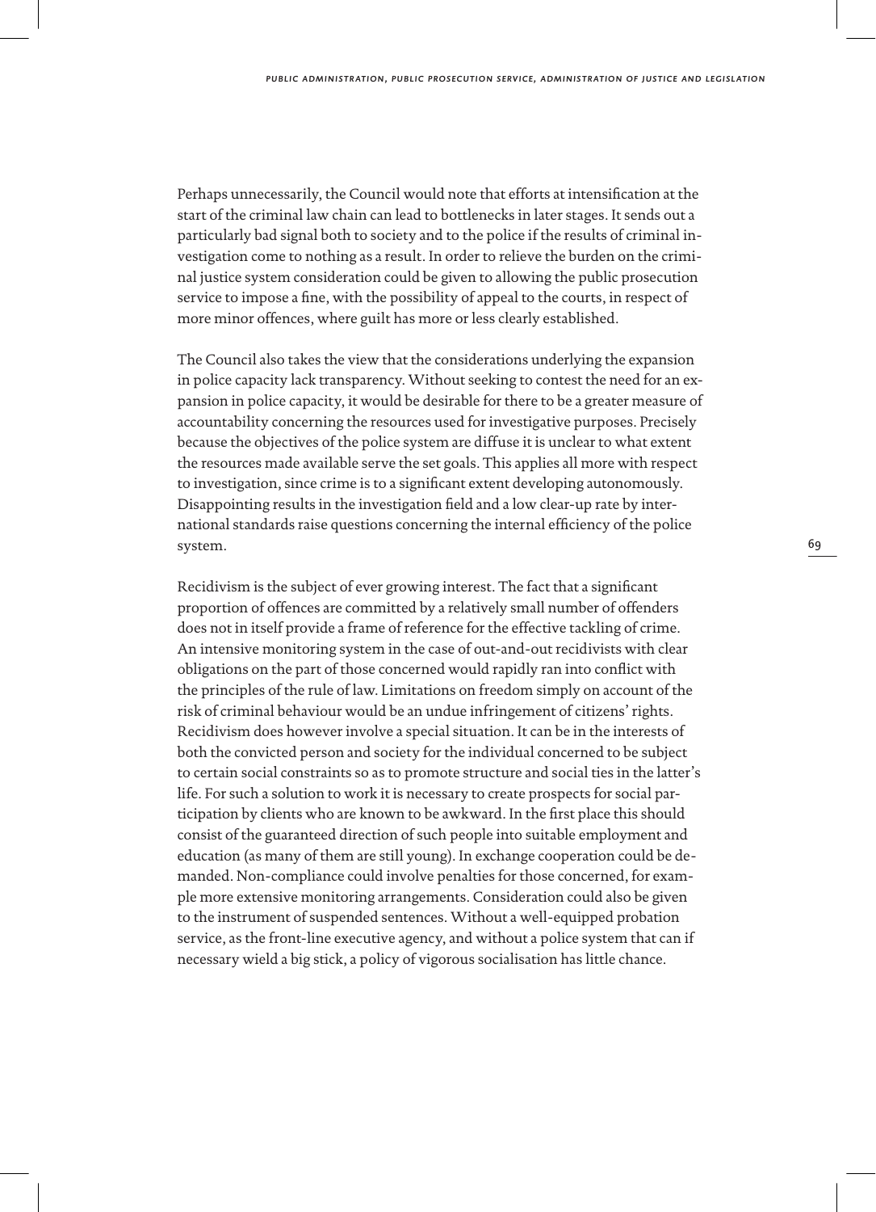Perhaps unnecessarily, the Council would note that efforts at intensification at the start of the criminal law chain can lead to bottlenecks in later stages. It sends out a particularly bad signal both to society and to the police if the results of criminal investigation come to nothing as a result. In order to relieve the burden on the criminal justice system consideration could be given to allowing the public prosecution service to impose a fine, with the possibility of appeal to the courts, in respect of more minor offences, where guilt has more or less clearly established.

The Council also takes the view that the considerations underlying the expansion in police capacity lack transparency. Without seeking to contest the need for an expansion in police capacity, it would be desirable for there to be a greater measure of accountability concerning the resources used for investigative purposes. Precisely because the objectives of the police system are diffuse it is unclear to what extent the resources made available serve the set goals. This applies all more with respect to investigation, since crime is to a significant extent developing autonomously. Disappointing results in the investigation field and a low clear-up rate by international standards raise questions concerning the internal efficiency of the police system.

Recidivism is the subject of ever growing interest. The fact that a significant proportion of offences are committed by a relatively small number of offenders does not in itself provide a frame of reference for the effective tackling of crime. An intensive monitoring system in the case of out-and-out recidivists with clear obligations on the part of those concerned would rapidly ran into conflict with the principles of the rule of law. Limitations on freedom simply on account of the risk of criminal behaviour would be an undue infringement of citizens' rights. Recidivism does however involve a special situation. It can be in the interests of both the convicted person and society for the individual concerned to be subject to certain social constraints so as to promote structure and social ties in the latter's life. For such a solution to work it is necessary to create prospects for social participation by clients who are known to be awkward. In the first place this should consist of the guaranteed direction of such people into suitable employment and education (as many of them are still young). In exchange cooperation could be demanded. Non-compliance could involve penalties for those concerned, for example more extensive monitoring arrangements. Consideration could also be given to the instrument of suspended sentences. Without a well-equipped probation service, as the front-line executive agency, and without a police system that can if necessary wield a big stick, a policy of vigorous socialisation has little chance.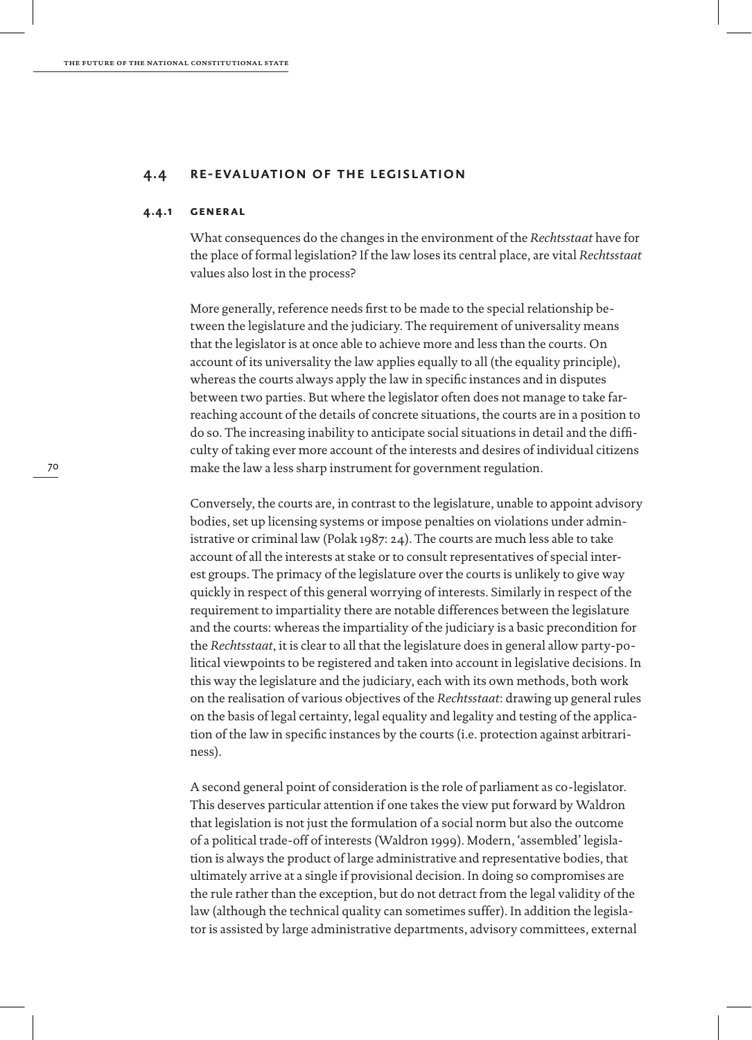## 4.4 Re-evaluation of the legislation

### 4.4.1 General

What consequences do the changes in the environment of the *Rechtsstaat* have for the place of formal legislation? If the law loses its central place, are vital *Rechtsstaat* values also lost in the process?

More generally, reference needs first to be made to the special relationship between the legislature and the judiciary. The requirement of universality means that the legislator is at once able to achieve more and less than the courts. On account of its universality the law applies equally to all (the equality principle), whereas the courts always apply the law in specific instances and in disputes between two parties. But where the legislator often does not manage to take far-reaching account of the details of concrete situations, the courts are in a position to do so. The increasing inability to anticipate social situations in detail and the difficulty of taking ever more account of the interests and desires of individual citizens make the law a less sharp instrument for government regulation.

Conversely, the courts are, in contrast to the legislature, unable to appoint advisory bodies, set up licensing systems or impose penalties on violations under administrative or criminal law (Polak 1987: 24). The courts are much less able to take account of all the interests at stake or to consult representatives of special interest groups. The primacy of the legislature over the courts is unlikely to give way quickly in respect of this general worrying of interests. Similarly in respect of the requirement to impartiality there are notable differences between the legislature and the courts: whereas the impartiality of the judiciary is a basic precondition for the *Rechtsstaat*, it is clear to all that the legislature does in general allow party-political viewpoints to be registered and taken into account in legislative decisions. In this way the legislature and the judiciary, each with its own methods, both work on the realisation of various objectives of the *Rechtsstaat*: drawing up general rules on the basis of legal certainty, legal equality and legality and testing of the application of the law in specific instances by the courts (i.e. protection against arbitrariness).

A second general point of consideration is the role of parliament as co-legislator. This deserves particular attention if one takes the view put forward by Waldron that legislation is not just the formulation of a social norm but also the outcome of a political trade-off of interests (Waldron 1999). Modern, 'assembled' legislation is always the product of large administrative and representative bodies, that ultimately arrive at a single if provisional decision. In doing so compromises are the rule rather than the exception, but do not detract from the legal validity of the law (although the technical quality can sometimes suffer). In addition the legislator is assisted by large administrative departments, advisory committees, external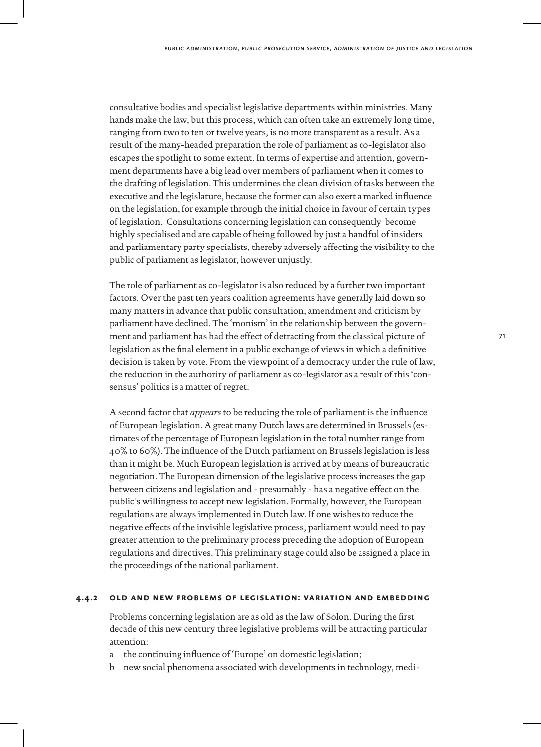consultative bodies and specialist legislative departments within ministries. Many hands make the law, but this process, which can often take an extremely long time, ranging from two to ten or twelve years, is no more transparent as a result. As a result of the many-headed preparation the role of parliament as co-legislator also escapes the spotlight to some extent. In terms of expertise and attention, government departments have a big lead over members of parliament when it comes to the drafting of legislation. This undermines the clean division of tasks between the executive and the legislature, because the former can also exert a marked influence on the legislation, for example through the initial choice in favour of certain types of legislation. Consultations concerning legislation can consequently become highly specialised and are capable of being followed by just a handful of insiders and parliamentary party specialists, thereby adversely affecting the visibility to the public of parliament as legislator, however unjustly.

The role of parliament as co-legislator is also reduced by a further two important factors. Over the past ten years coalition agreements have generally laid down so many matters in advance that public consultation, amendment and criticism by parliament have declined. The 'monism' in the relationship between the government and parliament has had the effect of detracting from the classical picture of legislation as the final element in a public exchange of views in which a definitive decision is taken by vote. From the viewpoint of a democracy under the rule of law, the reduction in the authority of parliament as co-legislator as a result of this 'consensus' politics is a matter of regret.

A second factor that *appears* to be reducing the role of parliament is the influence of European legislation. A great many Dutch laws are determined in Brussels (estimates of the percentage of European legislation in the total number range from 40% to 60%). The influence of the Dutch parliament on Brussels legislation is less than it might be. Much European legislation is arrived at by means of bureaucratic negotiation. The European dimension of the legislative process increases the gap between citizens and legislation and - presumably - has a negative effect on the public's willingness to accept new legislation. Formally, however, the European regulations are always implemented in Dutch law. If one wishes to reduce the negative effects of the invisible legislative process, parliament would need to pay greater attention to the preliminary process preceding the adoption of European regulations and directives. This preliminary stage could also be assigned a place in the proceedings of the national parliament.

### 4.4.2 Old and new problems of legislation: variation and embedding

Problems concerning legislation are as old as the law of Solon. During the first decade of this new century three legislative problems will be attracting particular attention:

a the continuing influence of 'Europe' on domestic legislation;

b new social phenomena associated with developments in technology, medi-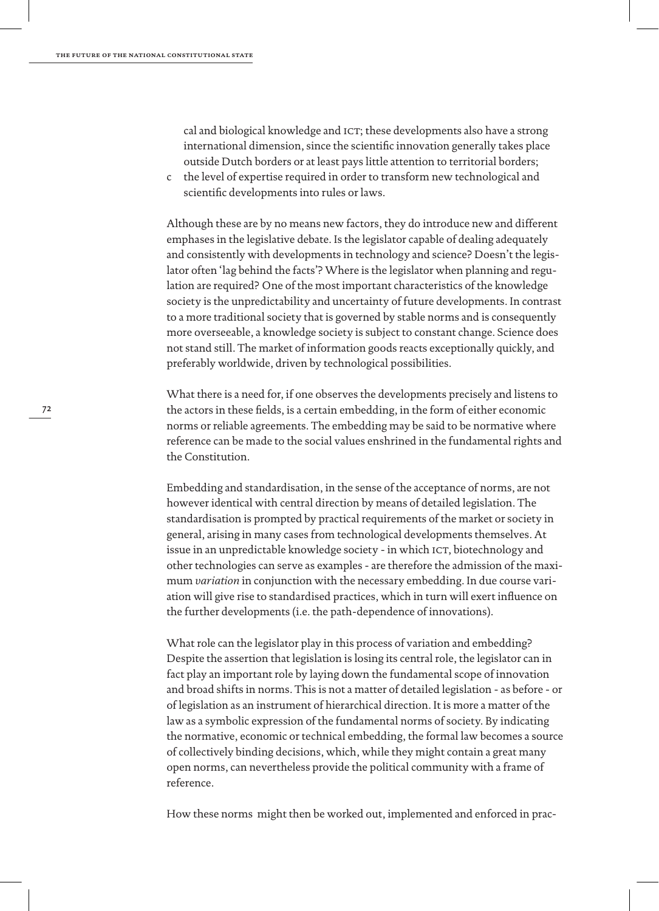cal and biological knowledge and ICT; these developments also have a strong international dimension, since the scientific innovation generally takes place outside Dutch borders or at least pays little attention to territorial borders;

c the level of expertise required in order to transform new technological and scientific developments into rules or laws.

Although these are by no means new factors, they do introduce new and different emphases in the legislative debate. Is the legislator capable of dealing adequately and consistently with developments in technology and science? Doesn't the legislator often 'lag behind the facts'? Where is the legislator when planning and regulation are required? One of the most important characteristics of the knowledge society is the unpredictability and uncertainty of future developments. In contrast to a more traditional society that is governed by stable norms and is consequently more overseeable, a knowledge society is subject to constant change. Science does not stand still. The market of information goods reacts exceptionally quickly, and preferably worldwide, driven by technological possibilities.

What there is a need for, if one observes the developments precisely and listens to the actors in these fields, is a certain embedding, in the form of either economic norms or reliable agreements. The embedding may be said to be normative where reference can be made to the social values enshrined in the fundamental rights and the Constitution.

Embedding and standardisation, in the sense of the acceptance of norms, are not however identical with central direction by means of detailed legislation. The standardisation is prompted by practical requirements of the market or society in general, arising in many cases from technological developments themselves. At issue in an unpredictable knowledge society - in which ICT, biotechnology and other technologies can serve as examples - are therefore the admission of the maximum *variation* in conjunction with the necessary embedding. In due course variation will give rise to standardised practices, which in turn will exert influence on the further developments (i.e. the path-dependence of innovations).

What role can the legislator play in this process of variation and embedding? Despite the assertion that legislation is losing its central role, the legislator can in fact play an important role by laying down the fundamental scope of innovation and broad shifts in norms. This is not a matter of detailed legislation - as before - or of legislation as an instrument of hierarchical direction. It is more a matter of the law as a symbolic expression of the fundamental norms of society. By indicating the normative, economic or technical embedding, the formal law becomes a source of collectively binding decisions, which, while they might contain a great many open norms, can nevertheless provide the political community with a frame of reference.

How these norms might then be worked out, implemented and enforced in prac-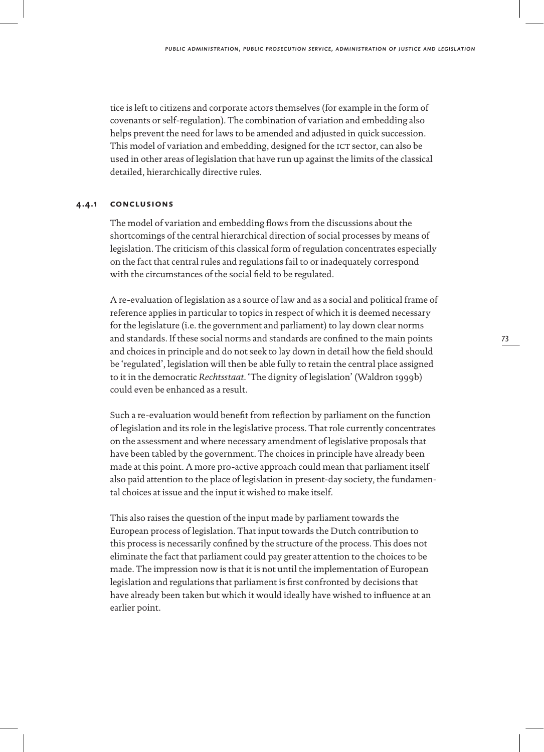tice is left to citizens and corporate actors themselves (for example in the form of covenants or self-regulation). The combination of variation and embedding also helps prevent the need for laws to be amended and adjusted in quick succession. This model of variation and embedding, designed for the ICT sector, can also be used in other areas of legislation that have run up against the limits of the classical detailed, hierarchically directive rules.

### 4.4.1 CONCLUSIONS

The model of variation and embedding flows from the discussions about the shortcomings of the central hierarchical direction of social processes by means of legislation. The criticism of this classical form of regulation concentrates especially on the fact that central rules and regulations fail to or inadequately correspond with the circumstances of the social field to be regulated.

A re-evaluation of legislation as a source of law and as a social and political frame of reference applies in particular to topics in respect of which it is deemed necessary for the legislature (i.e. the government and parliament) to lay down clear norms and standards. If these social norms and standards are confined to the main points and choices in principle and do not seek to lay down in detail how the field should be 'regulated', legislation will then be able fully to retain the central place assigned to it in the democratic *Rechtsstaat*. 'The dignity of legislation' (Waldron 1999b) could even be enhanced as a result.

Such a re-evaluation would benefit from reflection by parliament on the function of legislation and its role in the legislative process. That role currently concentrates on the assessment and where necessary amendment of legislative proposals that have been tabled by the government. The choices in principle have already been made at this point. A more pro-active approach could mean that parliament itself also paid attention to the place of legislation in present-day society, the fundamental choices at issue and the input it wished to make itself.

This also raises the question of the input made by parliament towards the European process of legislation. That input towards the Dutch contribution to this process is necessarily confined by the structure of the process. This does not eliminate the fact that parliament could pay greater attention to the choices to be made. The impression now is that it is not until the implementation of European legislation and regulations that parliament is first confronted by decisions that have already been taken but which it would ideally have wished to influence at an earlier point.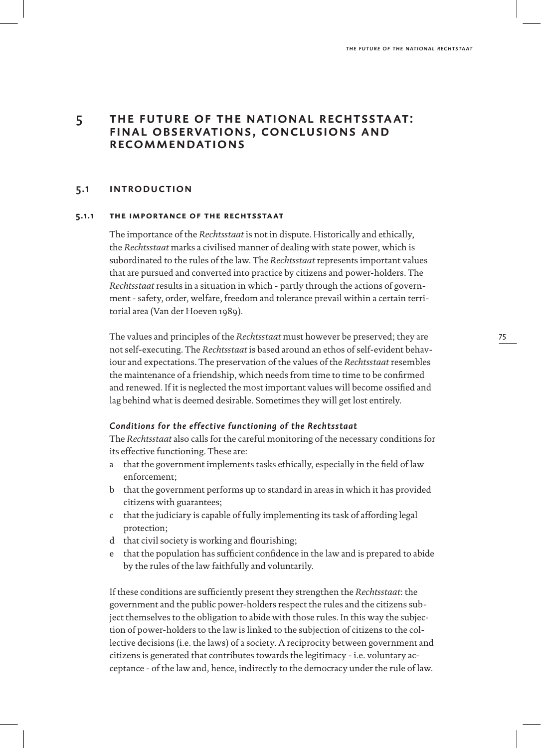# 5 THE FUTURE OF THE NATIONAL RECHTSSTAAT: FINAL OBSERVATIONS, CONCLUSIONS AND RECOMMENDATIONS

## 5.1 INTRODUCTION

### 5.1.1 THE IMPORTANCE OF THE RECHTSSTAAT

The importance of the *Rechtsstaat* is not in dispute. Historically and ethically, the *Rechtsstaat* marks a civilised manner of dealing with state power, which is subordinated to the rules of the law. The *Rechtsstaat* represents important values that are pursued and converted into practice by citizens and power-holders. The *Rechtsstaat* results in a situation in which - partly through the actions of government - safety, order, welfare, freedom and tolerance prevail within a certain territorial area (Van der Hoeven 1989).

The values and principles of the *Rechtsstaat* must however be preserved; they are not self-executing. The *Rechtsstaat* is based around an ethos of self-evident behaviour and expectations. The preservation of the values of the *Rechtsstaat* resembles the maintenance of a friendship, which needs from time to time to be confirmed and renewed. If it is neglected the most important values will become ossified and lag behind what is deemed desirable. Sometimes they will get lost entirely.

***Conditions for the effective functioning of the Rechtsstaat***

The *Rechtsstaat* also calls for the careful monitoring of the necessary conditions for its effective functioning. These are:

a that the government implements tasks ethically, especially in the field of law enforcement;
b that the government performs up to standard in areas in which it has provided citizens with guarantees;
c that the judiciary is capable of fully implementing its task of affording legal protection;
d that civil society is working and flourishing;
e that the population has sufficient confidence in the law and is prepared to abide by the rules of the law faithfully and voluntarily.

If these conditions are sufficiently present they strengthen the *Rechtsstaat*: the government and the public power-holders respect the rules and the citizens subject themselves to the obligation to abide with those rules. In this way the subjection of power-holders to the law is linked to the subjection of citizens to the collective decisions (i.e. the laws) of a society. A reciprocity between government and citizens is generated that contributes towards the legitimacy - i.e. voluntary acceptance - of the law and, hence, indirectly to the democracy under the rule of law.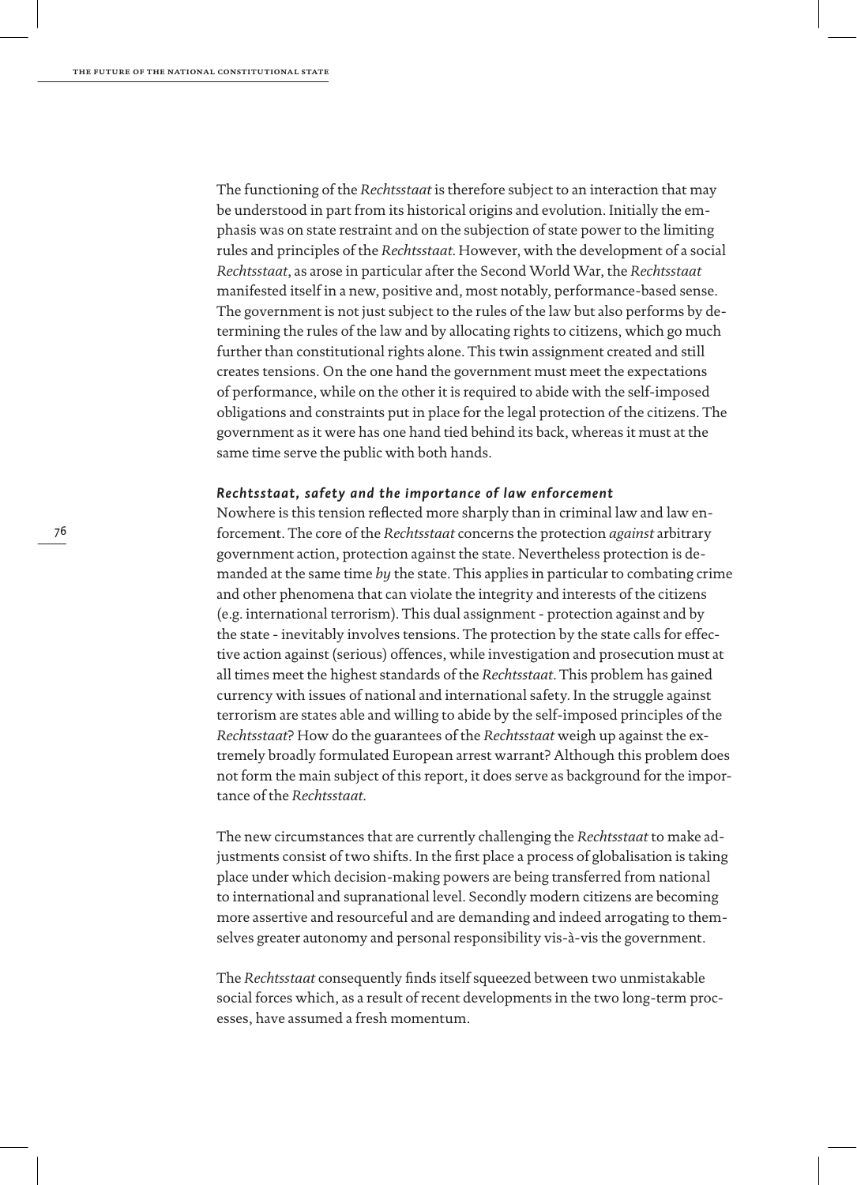The functioning of the *Rechtsstaat* is therefore subject to an interaction that may be understood in part from its historical origins and evolution. Initially the emphasis was on state restraint and on the subjection of state power to the limiting rules and principles of the *Rechtsstaat*. However, with the development of a social *Rechtsstaat*, as arose in particular after the Second World War, the *Rechtsstaat* manifested itself in a new, positive and, most notably, performance-based sense. The government is not just subject to the rules of the law but also performs by determining the rules of the law and by allocating rights to citizens, which go much further than constitutional rights alone. This twin assignment created and still creates tensions. On the one hand the government must meet the expectations of performance, while on the other it is required to abide with the self-imposed obligations and constraints put in place for the legal protection of the citizens. The government as it were has one hand tied behind its back, whereas it must at the same time serve the public with both hands.

### *Rechtsstaat, safety and the importance of law enforcement*

Nowhere is this tension reflected more sharply than in criminal law and law enforcement. The core of the *Rechtsstaat* concerns the protection *against* arbitrary government action, protection against the state. Nevertheless protection is demanded at the same time *by* the state. This applies in particular to combating crime and other phenomena that can violate the integrity and interests of the citizens (e.g. international terrorism). This dual assignment - protection against and by the state - inevitably involves tensions. The protection by the state calls for effective action against (serious) offences, while investigation and prosecution must at all times meet the highest standards of the *Rechtsstaat*. This problem has gained currency with issues of national and international safety. In the struggle against terrorism are states able and willing to abide by the self-imposed principles of the *Rechtsstaat*? How do the guarantees of the *Rechtsstaat* weigh up against the extremely broadly formulated European arrest warrant? Although this problem does not form the main subject of this report, it does serve as background for the importance of the *Rechtsstaat*.

The new circumstances that are currently challenging the *Rechtsstaat* to make adjustments consist of two shifts. In the first place a process of globalisation is taking place under which decision-making powers are being transferred from national to international and supranational level. Secondly modern citizens are becoming more assertive and resourceful and are demanding and indeed arrogating to themselves greater autonomy and personal responsibility vis-à-vis the government.

The *Rechtsstaat* consequently finds itself squeezed between two unmistakable social forces which, as a result of recent developments in the two long-term processes, have assumed a fresh momentum.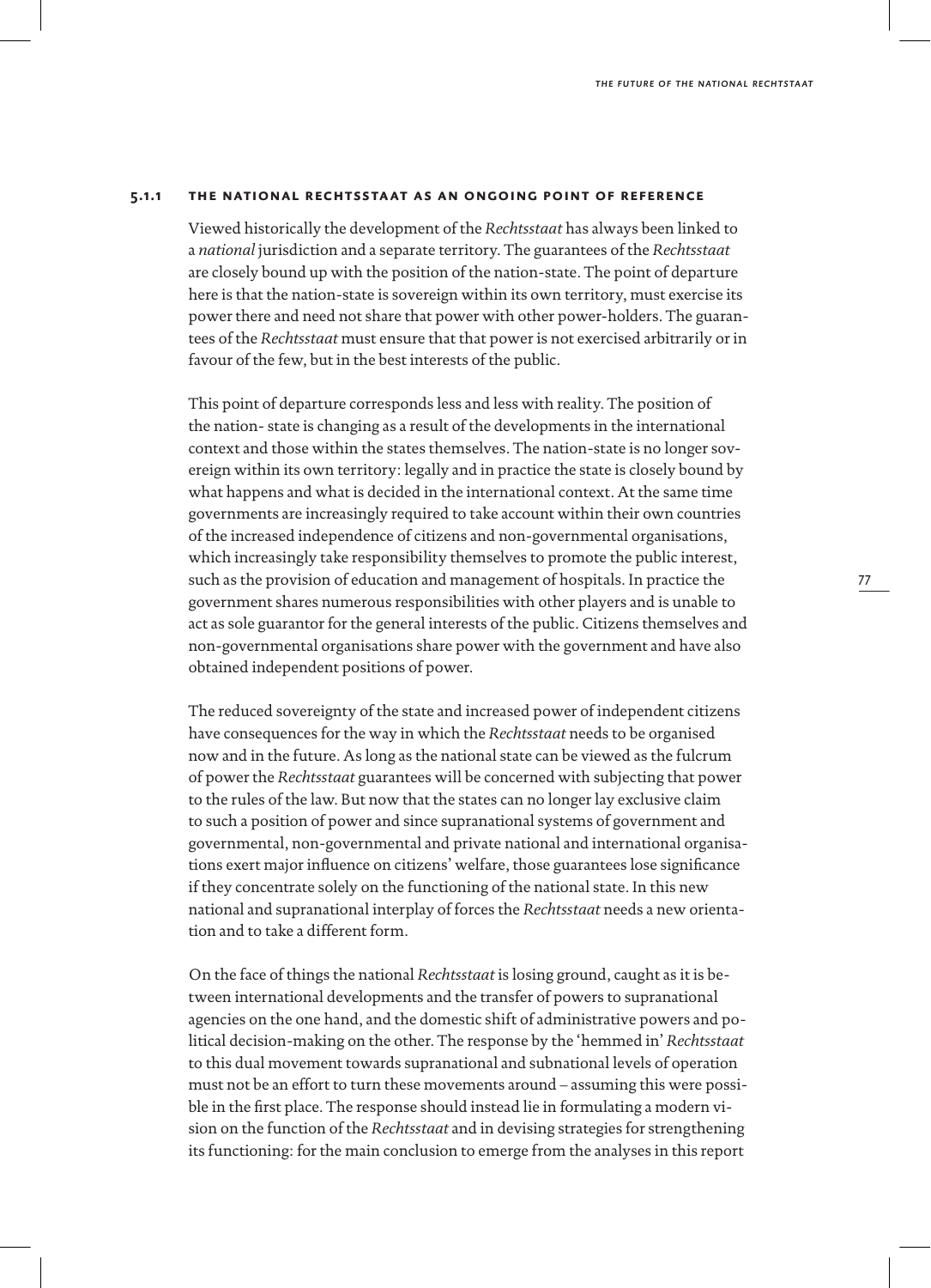### 5.1.1 the national rechtsstaat as an ongoing point of reference

Viewed historically the development of the *Rechtsstaat* has always been linked to a *national* jurisdiction and a separate territory. The guarantees of the *Rechtsstaat* are closely bound up with the position of the nation-state. The point of departure here is that the nation-state is sovereign within its own territory, must exercise its power there and need not share that power with other power-holders. The guarantees of the *Rechtsstaat* must ensure that that power is not exercised arbitrarily or in favour of the few, but in the best interests of the public.

This point of departure corresponds less and less with reality. The position of the nation- state is changing as a result of the developments in the international context and those within the states themselves. The nation-state is no longer sovereign within its own territory: legally and in practice the state is closely bound by what happens and what is decided in the international context. At the same time governments are increasingly required to take account within their own countries of the increased independence of citizens and non-governmental organisations, which increasingly take responsibility themselves to promote the public interest, such as the provision of education and management of hospitals. In practice the government shares numerous responsibilities with other players and is unable to act as sole guarantor for the general interests of the public. Citizens themselves and non-governmental organisations share power with the government and have also obtained independent positions of power.

The reduced sovereignty of the state and increased power of independent citizens have consequences for the way in which the *Rechtsstaat* needs to be organised now and in the future. As long as the national state can be viewed as the fulcrum of power the *Rechtsstaat* guarantees will be concerned with subjecting that power to the rules of the law. But now that the states can no longer lay exclusive claim to such a position of power and since supranational systems of government and governmental, non-governmental and private national and international organisations exert major influence on citizens' welfare, those guarantees lose significance if they concentrate solely on the functioning of the national state. In this new national and supranational interplay of forces the *Rechtsstaat* needs a new orientation and to take a different form.

On the face of things the national *Rechtsstaat* is losing ground, caught as it is between international developments and the transfer of powers to supranational agencies on the one hand, and the domestic shift of administrative powers and political decision-making on the other. The response by the 'hemmed in' *Rechtsstaat* to this dual movement towards supranational and subnational levels of operation must not be an effort to turn these movements around – assuming this were possible in the first place. The response should instead lie in formulating a modern vision on the function of the *Rechtsstaat* and in devising strategies for strengthening its functioning: for the main conclusion to emerge from the analyses in this report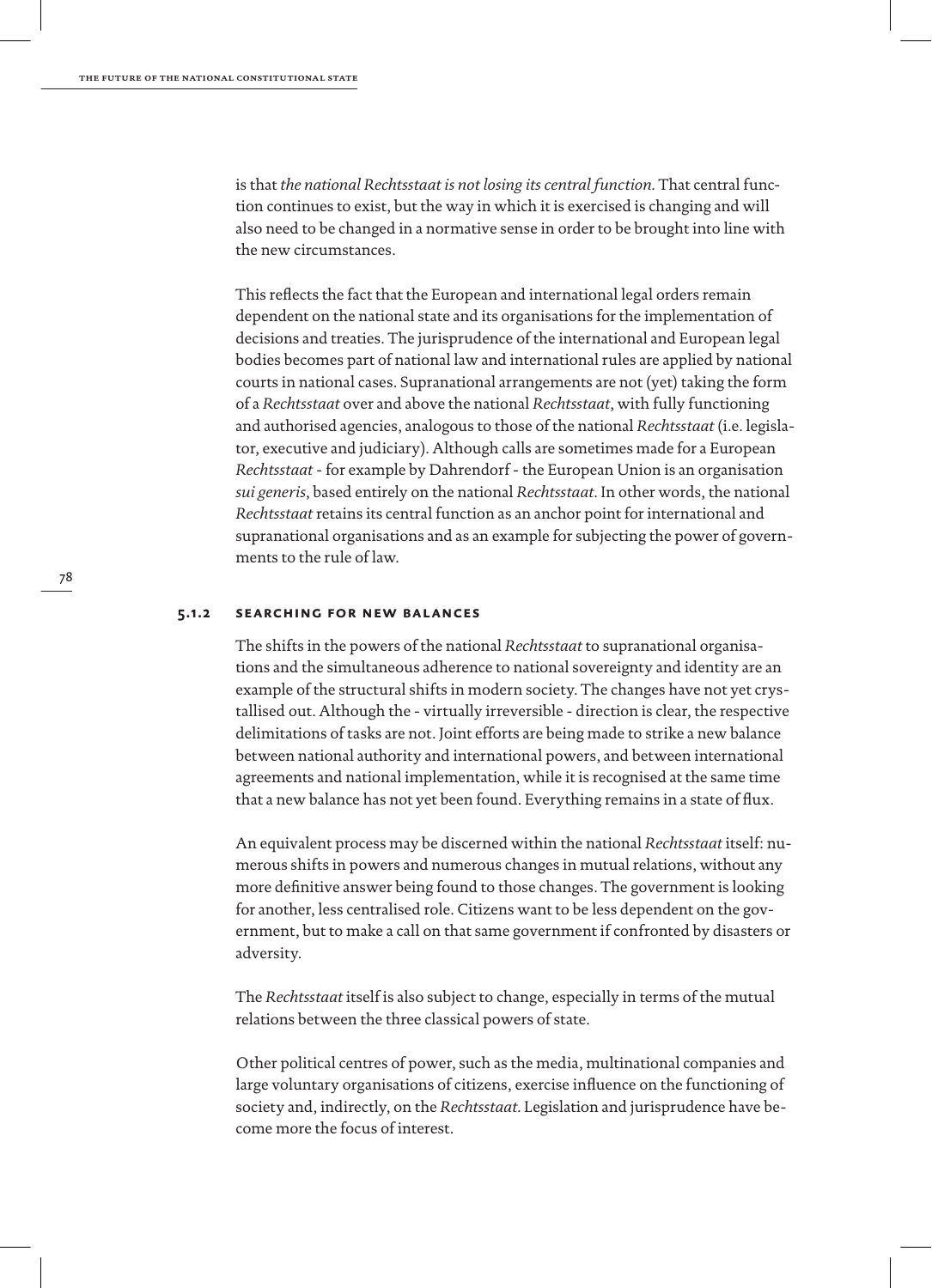is that *the national Rechtsstaat is not losing its central function*. That central function continues to exist, but the way in which it is exercised is changing and will also need to be changed in a normative sense in order to be brought into line with the new circumstances.

This reflects the fact that the European and international legal orders remain dependent on the national state and its organisations for the implementation of decisions and treaties. The jurisprudence of the international and European legal bodies becomes part of national law and international rules are applied by national courts in national cases. Supranational arrangements are not (yet) taking the form of a *Rechtsstaat* over and above the national *Rechtsstaat*, with fully functioning and authorised agencies, analogous to those of the national *Rechtsstaat* (i.e. legislator, executive and judiciary). Although calls are sometimes made for a European *Rechtsstaat* - for example by Dahrendorf - the European Union is an organisation *sui generis*, based entirely on the national *Rechtsstaat*. In other words, the national *Rechtsstaat* retains its central function as an anchor point for international and supranational organisations and as an example for subjecting the power of governments to the rule of law.

### 5.1.2 searching for new balances

The shifts in the powers of the national *Rechtsstaat* to supranational organisations and the simultaneous adherence to national sovereignty and identity are an example of the structural shifts in modern society. The changes have not yet crystallised out. Although the - virtually irreversible - direction is clear, the respective delimitations of tasks are not. Joint efforts are being made to strike a new balance between national authority and international powers, and between international agreements and national implementation, while it is recognised at the same time that a new balance has not yet been found. Everything remains in a state of flux.

An equivalent process may be discerned within the national *Rechtsstaat* itself: numerous shifts in powers and numerous changes in mutual relations, without any more definitive answer being found to those changes. The government is looking for another, less centralised role. Citizens want to be less dependent on the government, but to make a call on that same government if confronted by disasters or adversity.

The *Rechtsstaat* itself is also subject to change, especially in terms of the mutual relations between the three classical powers of state.

Other political centres of power, such as the media, multinational companies and large voluntary organisations of citizens, exercise influence on the functioning of society and, indirectly, on the *Rechtsstaat*. Legislation and jurisprudence have become more the focus of interest.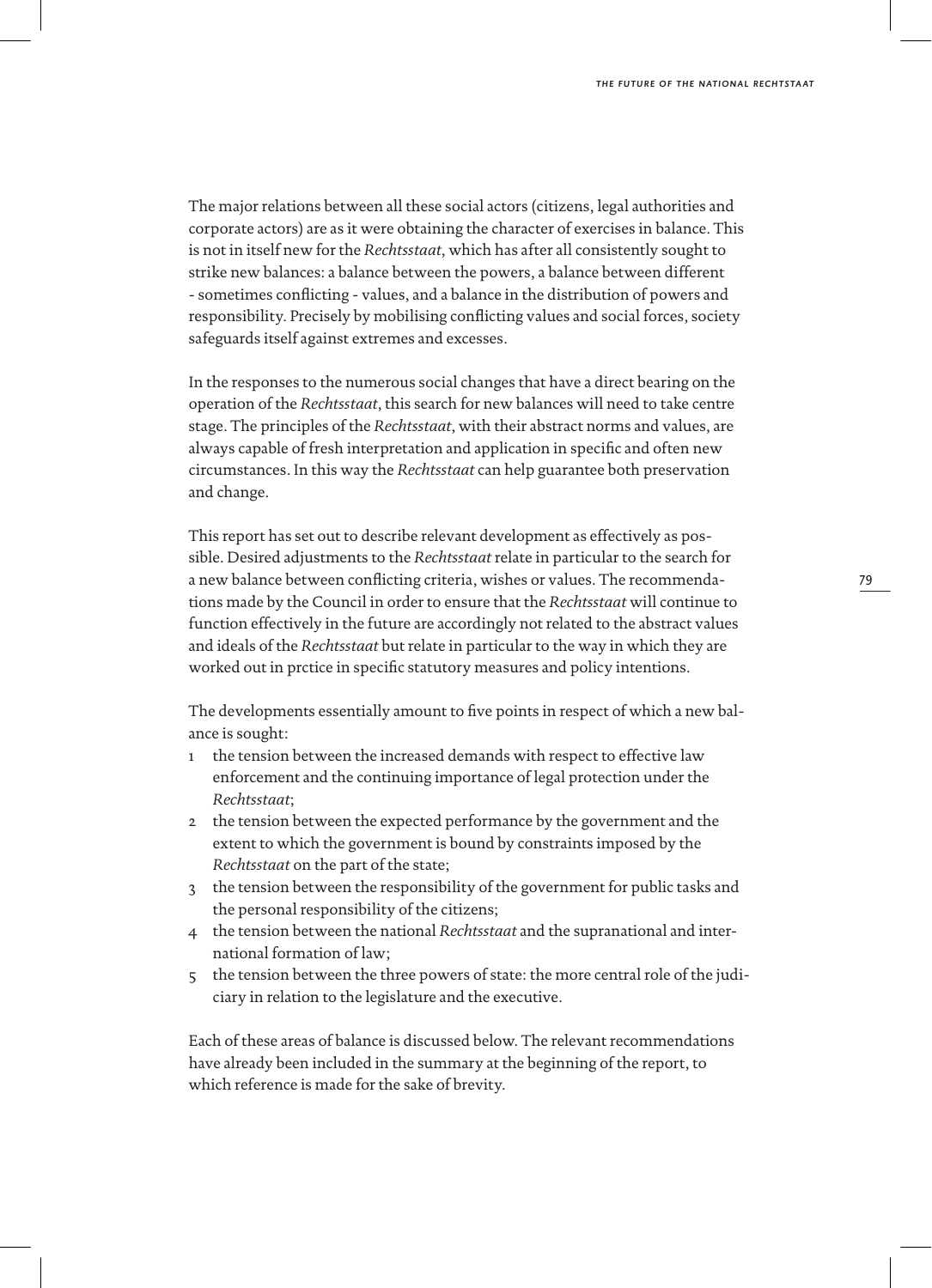The major relations between all these social actors (citizens, legal authorities and corporate actors) are as it were obtaining the character of exercises in balance. This is not in itself new for the *Rechtsstaat*, which has after all consistently sought to strike new balances: a balance between the powers, a balance between different - sometimes conflicting - values, and a balance in the distribution of powers and responsibility. Precisely by mobilising conflicting values and social forces, society safeguards itself against extremes and excesses.

In the responses to the numerous social changes that have a direct bearing on the operation of the *Rechtsstaat*, this search for new balances will need to take centre stage. The principles of the *Rechtsstaat*, with their abstract norms and values, are always capable of fresh interpretation and application in specific and often new circumstances. In this way the *Rechtsstaat* can help guarantee both preservation and change.

This report has set out to describe relevant development as effectively as possible. Desired adjustments to the *Rechtsstaat* relate in particular to the search for a new balance between conflicting criteria, wishes or values. The recommendations made by the Council in order to ensure that the *Rechtsstaat* will continue to function effectively in the future are accordingly not related to the abstract values and ideals of the *Rechtsstaat* but relate in particular to the way in which they are worked out in prctice in specific statutory measures and policy intentions.

The developments essentially amount to five points in respect of which a new balance is sought:

1. the tension between the increased demands with respect to effective law enforcement and the continuing importance of legal protection under the *Rechtsstaat*;
2. the tension between the expected performance by the government and the extent to which the government is bound by constraints imposed by the *Rechtsstaat* on the part of the state;
3. the tension between the responsibility of the government for public tasks and the personal responsibility of the citizens;
4. the tension between the national *Rechtsstaat* and the supranational and international formation of law;
5. the tension between the three powers of state: the more central role of the judiciary in relation to the legislature and the executive.

Each of these areas of balance is discussed below. The relevant recommendations have already been included in the summary at the beginning of the report, to which reference is made for the sake of brevity.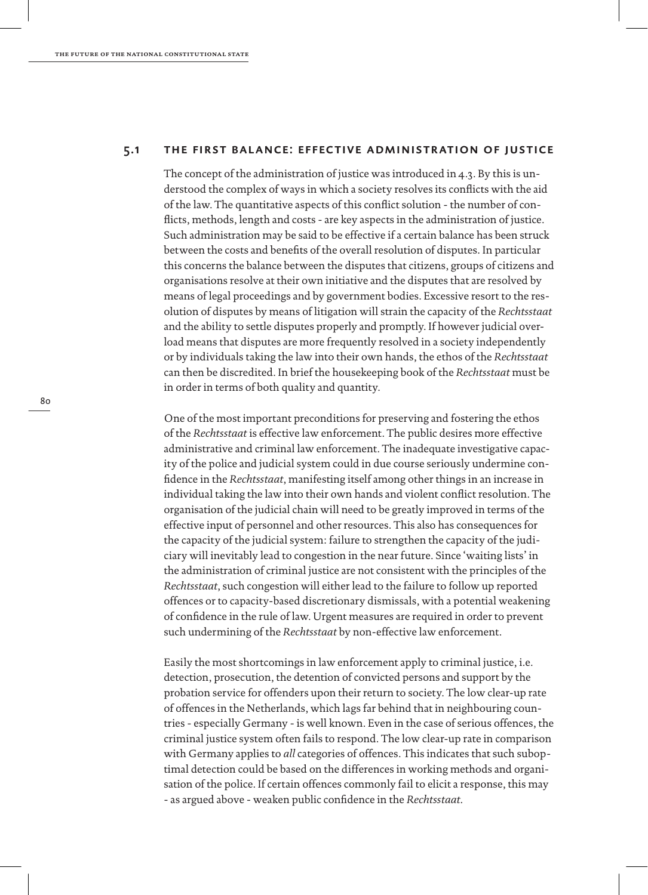## 5.1 The first balance: effective administration of justice

The concept of the administration of justice was introduced in 4.3. By this is understood the complex of ways in which a society resolves its conflicts with the aid of the law. The quantitative aspects of this conflict solution - the number of conflicts, methods, length and costs - are key aspects in the administration of justice. Such administration may be said to be effective if a certain balance has been struck between the costs and benefits of the overall resolution of disputes. In particular this concerns the balance between the disputes that citizens, groups of citizens and organisations resolve at their own initiative and the disputes that are resolved by means of legal proceedings and by government bodies. Excessive resort to the resolution of disputes by means of litigation will strain the capacity of the *Rechtsstaat* and the ability to settle disputes properly and promptly. If however judicial overload means that disputes are more frequently resolved in a society independently or by individuals taking the law into their own hands, the ethos of the *Rechtsstaat* can then be discredited. In brief the housekeeping book of the *Rechtsstaat* must be in order in terms of both quality and quantity.

One of the most important preconditions for preserving and fostering the ethos of the *Rechtsstaat* is effective law enforcement. The public desires more effective administrative and criminal law enforcement. The inadequate investigative capacity of the police and judicial system could in due course seriously undermine confidence in the *Rechtsstaat*, manifesting itself among other things in an increase in individual taking the law into their own hands and violent conflict resolution. The organisation of the judicial chain will need to be greatly improved in terms of the effective input of personnel and other resources. This also has consequences for the capacity of the judicial system: failure to strengthen the capacity of the judiciary will inevitably lead to congestion in the near future. Since 'waiting lists' in the administration of criminal justice are not consistent with the principles of the *Rechtsstaat*, such congestion will either lead to the failure to follow up reported offences or to capacity-based discretionary dismissals, with a potential weakening of confidence in the rule of law. Urgent measures are required in order to prevent such undermining of the *Rechtsstaat* by non-effective law enforcement.

Easily the most shortcomings in law enforcement apply to criminal justice, i.e. detection, prosecution, the detention of convicted persons and support by the probation service for offenders upon their return to society. The low clear-up rate of offences in the Netherlands, which lags far behind that in neighbouring countries - especially Germany - is well known. Even in the case of serious offences, the criminal justice system often fails to respond. The low clear-up rate in comparison with Germany applies to *all* categories of offences. This indicates that such suboptimal detection could be based on the differences in working methods and organisation of the police. If certain offences commonly fail to elicit a response, this may - as argued above - weaken public confidence in the *Rechtsstaat*.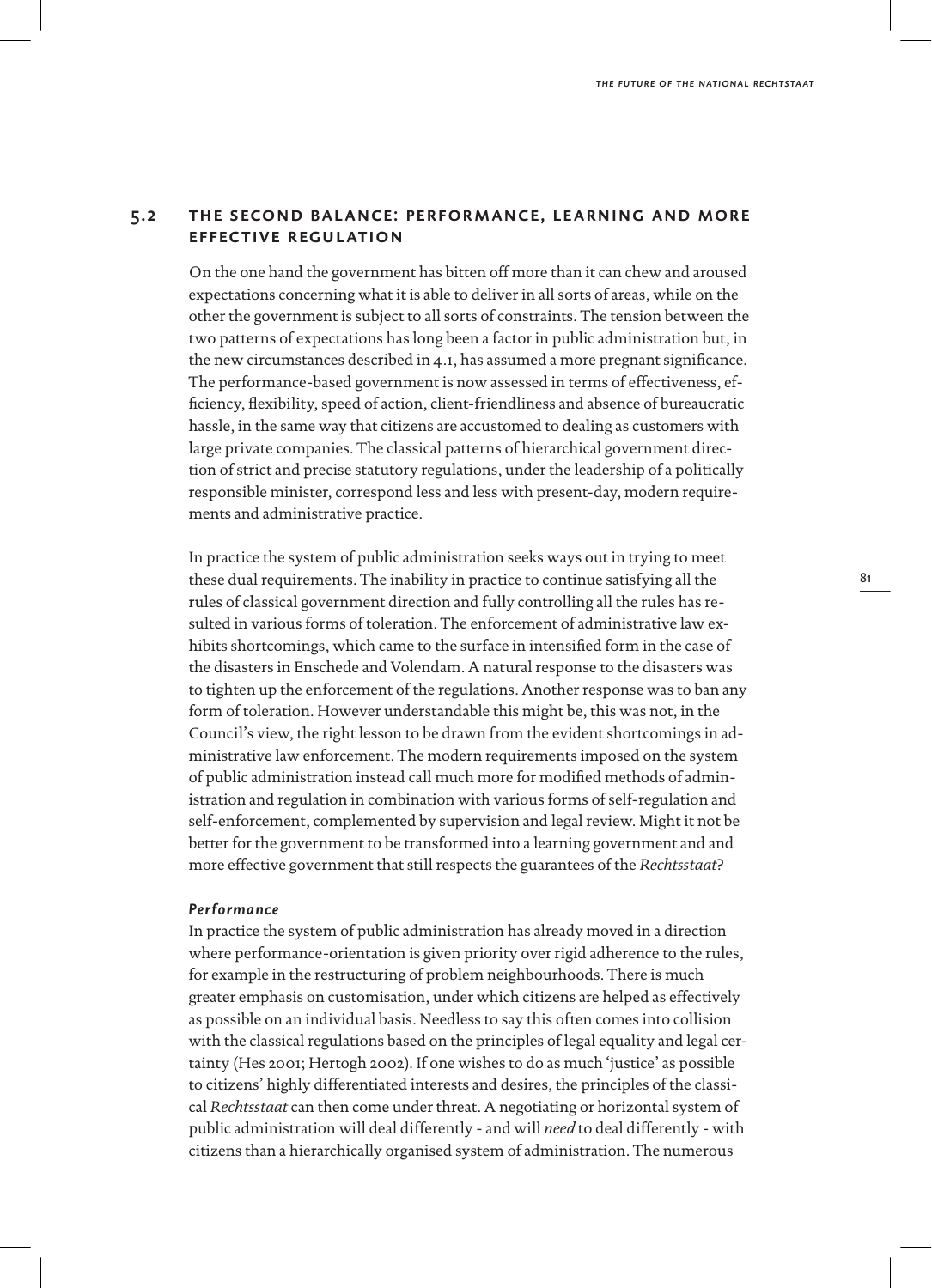## 5.2 The second balance: performance, learning and more effective regulation

On the one hand the government has bitten off more than it can chew and aroused expectations concerning what it is able to deliver in all sorts of areas, while on the other the government is subject to all sorts of constraints. The tension between the two patterns of expectations has long been a factor in public administration but, in the new circumstances described in 4.1, has assumed a more pregnant significance. The performance-based government is now assessed in terms of effectiveness, efficiency, flexibility, speed of action, client-friendliness and absence of bureaucratic hassle, in the same way that citizens are accustomed to dealing as customers with large private companies. The classical patterns of hierarchical government direction of strict and precise statutory regulations, under the leadership of a politically responsible minister, correspond less and less with present-day, modern requirements and administrative practice.

In practice the system of public administration seeks ways out in trying to meet these dual requirements. The inability in practice to continue satisfying all the rules of classical government direction and fully controlling all the rules has resulted in various forms of toleration. The enforcement of administrative law exhibits shortcomings, which came to the surface in intensified form in the case of the disasters in Enschede and Volendam. A natural response to the disasters was to tighten up the enforcement of the regulations. Another response was to ban any form of toleration. However understandable this might be, this was not, in the Council's view, the right lesson to be drawn from the evident shortcomings in administrative law enforcement. The modern requirements imposed on the system of public administration instead call much more for modified methods of administration and regulation in combination with various forms of self-regulation and self-enforcement, complemented by supervision and legal review. Might it not be better for the government to be transformed into a learning government and and more effective government that still respects the guarantees of the *Rechtsstaat*?

### *Performance*

In practice the system of public administration has already moved in a direction where performance-orientation is given priority over rigid adherence to the rules, for example in the restructuring of problem neighbourhoods. There is much greater emphasis on customisation, under which citizens are helped as effectively as possible on an individual basis. Needless to say this often comes into collision with the classical regulations based on the principles of legal equality and legal certainty (Hes 2001; Hertogh 2002). If one wishes to do as much 'justice' as possible to citizens' highly differentiated interests and desires, the principles of the classical *Rechtsstaat* can then come under threat. A negotiating or horizontal system of public administration will deal differently - and will *need* to deal differently - with citizens than a hierarchically organised system of administration. The numerous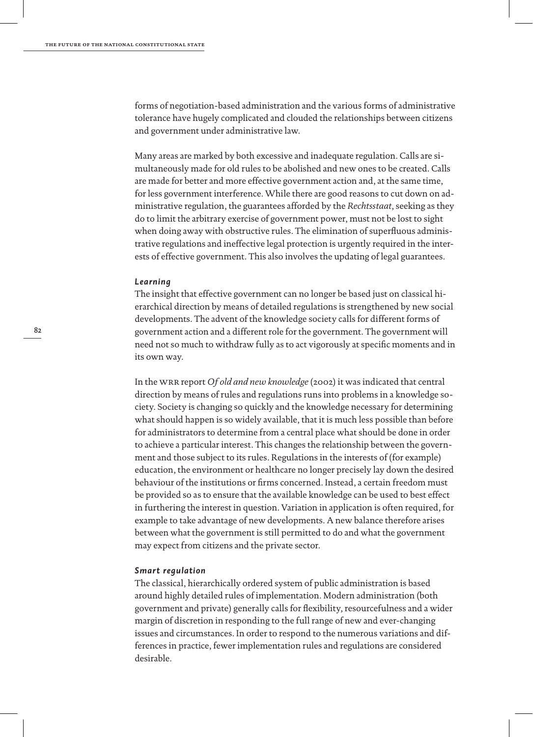forms of negotiation-based administration and the various forms of administrative tolerance have hugely complicated and clouded the relationships between citizens and government under administrative law.

Many areas are marked by both excessive and inadequate regulation. Calls are simultaneously made for old rules to be abolished and new ones to be created. Calls are made for better and more effective government action and, at the same time, for less government interference. While there are good reasons to cut down on administrative regulation, the guarantees afforded by the *Rechtsstaat*, seeking as they do to limit the arbitrary exercise of government power, must not be lost to sight when doing away with obstructive rules. The elimination of superfluous administrative regulations and ineffective legal protection is urgently required in the interests of effective government. This also involves the updating of legal guarantees.

### *Learning*

The insight that effective government can no longer be based just on classical hierarchical direction by means of detailed regulations is strengthened by new social developments. The advent of the knowledge society calls for different forms of government action and a different role for the government. The government will need not so much to withdraw fully as to act vigorously at specific moments and in its own way.

In the WRR report *Of old and new knowledge* (2002) it was indicated that central direction by means of rules and regulations runs into problems in a knowledge society. Society is changing so quickly and the knowledge necessary for determining what should happen is so widely available, that it is much less possible than before for administrators to determine from a central place what should be done in order to achieve a particular interest. This changes the relationship between the government and those subject to its rules. Regulations in the interests of (for example) education, the environment or healthcare no longer precisely lay down the desired behaviour of the institutions or firms concerned. Instead, a certain freedom must be provided so as to ensure that the available knowledge can be used to best effect in furthering the interest in question. Variation in application is often required, for example to take advantage of new developments. A new balance therefore arises between what the government is still permitted to do and what the government may expect from citizens and the private sector.

### *Smart regulation*

The classical, hierarchically ordered system of public administration is based around highly detailed rules of implementation. Modern administration (both government and private) generally calls for flexibility, resourcefulness and a wider margin of discretion in responding to the full range of new and ever-changing issues and circumstances. In order to respond to the numerous variations and differences in practice, fewer implementation rules and regulations are considered desirable.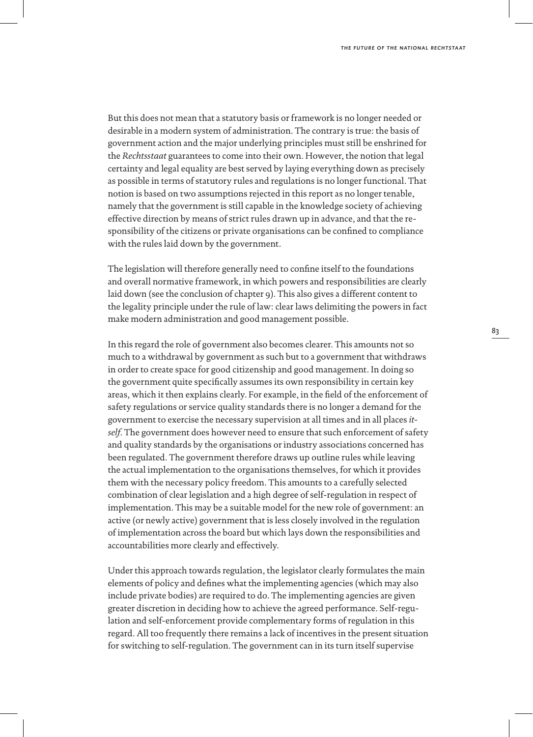But this does not mean that a statutory basis or framework is no longer needed or desirable in a modern system of administration. The contrary is true: the basis of government action and the major underlying principles must still be enshrined for the *Rechtsstaat* guarantees to come into their own. However, the notion that legal certainty and legal equality are best served by laying everything down as precisely as possible in terms of statutory rules and regulations is no longer functional. That notion is based on two assumptions rejected in this report as no longer tenable, namely that the government is still capable in the knowledge society of achieving effective direction by means of strict rules drawn up in advance, and that the responsibility of the citizens or private organisations can be confined to compliance with the rules laid down by the government.

The legislation will therefore generally need to confine itself to the foundations and overall normative framework, in which powers and responsibilities are clearly laid down (see the conclusion of chapter 9). This also gives a different content to the legality principle under the rule of law: clear laws delimiting the powers in fact make modern administration and good management possible.

In this regard the role of government also becomes clearer. This amounts not so much to a withdrawal by government as such but to a government that withdraws in order to create space for good citizenship and good management. In doing so the government quite specifically assumes its own responsibility in certain key areas, which it then explains clearly. For example, in the field of the enforcement of safety regulations or service quality standards there is no longer a demand for the government to exercise the necessary supervision at all times and in all places *itself*. The government does however need to ensure that such enforcement of safety and quality standards by the organisations or industry associations concerned has been regulated. The government therefore draws up outline rules while leaving the actual implementation to the organisations themselves, for which it provides them with the necessary policy freedom. This amounts to a carefully selected combination of clear legislation and a high degree of self-regulation in respect of implementation. This may be a suitable model for the new role of government: an active (or newly active) government that is less closely involved in the regulation of implementation across the board but which lays down the responsibilities and accountabilities more clearly and effectively.

Under this approach towards regulation, the legislator clearly formulates the main elements of policy and defines what the implementing agencies (which may also include private bodies) are required to do. The implementing agencies are given greater discretion in deciding how to achieve the agreed performance. Self-regulation and self-enforcement provide complementary forms of regulation in this regard. All too frequently there remains a lack of incentives in the present situation for switching to self-regulation. The government can in its turn itself supervise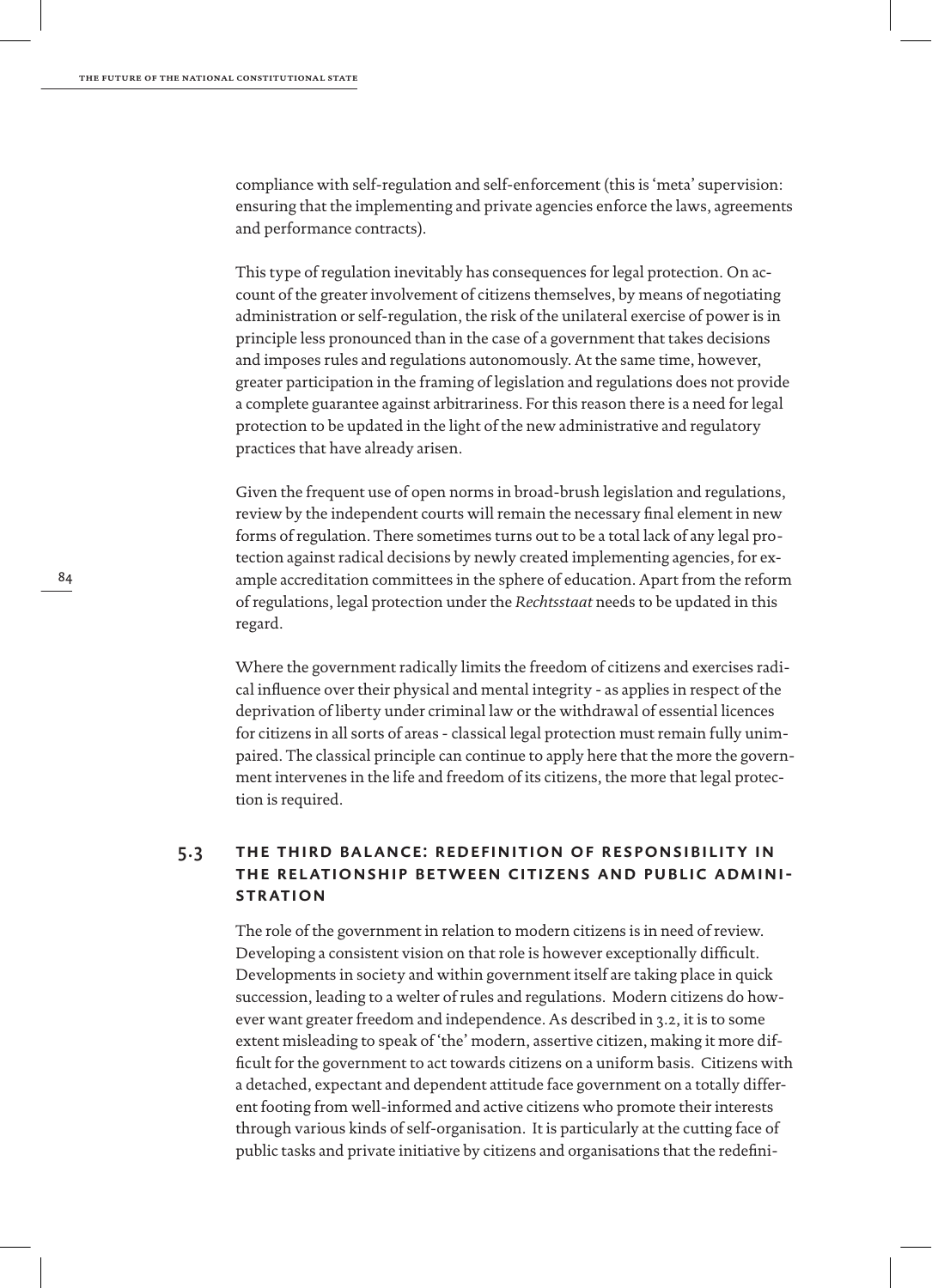compliance with self-regulation and self-enforcement (this is 'meta' supervision: ensuring that the implementing and private agencies enforce the laws, agreements and performance contracts).

This type of regulation inevitably has consequences for legal protection. On account of the greater involvement of citizens themselves, by means of negotiating administration or self-regulation, the risk of the unilateral exercise of power is in principle less pronounced than in the case of a government that takes decisions and imposes rules and regulations autonomously. At the same time, however, greater participation in the framing of legislation and regulations does not provide a complete guarantee against arbitrariness. For this reason there is a need for legal protection to be updated in the light of the new administrative and regulatory practices that have already arisen.

Given the frequent use of open norms in broad-brush legislation and regulations, review by the independent courts will remain the necessary final element in new forms of regulation. There sometimes turns out to be a total lack of any legal protection against radical decisions by newly created implementing agencies, for example accreditation committees in the sphere of education. Apart from the reform of regulations, legal protection under the *Rechtsstaat* needs to be updated in this regard.

Where the government radically limits the freedom of citizens and exercises radical influence over their physical and mental integrity - as applies in respect of the deprivation of liberty under criminal law or the withdrawal of essential licences for citizens in all sorts of areas - classical legal protection must remain fully unimpaired. The classical principle can continue to apply here that the more the government intervenes in the life and freedom of its citizens, the more that legal protection is required.

## 5.3 The third balance: redefinition of responsibility in the relationship between citizens and public administration

The role of the government in relation to modern citizens is in need of review. Developing a consistent vision on that role is however exceptionally difficult. Developments in society and within government itself are taking place in quick succession, leading to a welter of rules and regulations. Modern citizens do however want greater freedom and independence. As described in 3.2, it is to some extent misleading to speak of 'the' modern, assertive citizen, making it more difficult for the government to act towards citizens on a uniform basis. Citizens with a detached, expectant and dependent attitude face government on a totally different footing from well-informed and active citizens who promote their interests through various kinds of self-organisation. It is particularly at the cutting face of public tasks and private initiative by citizens and organisations that the redefini-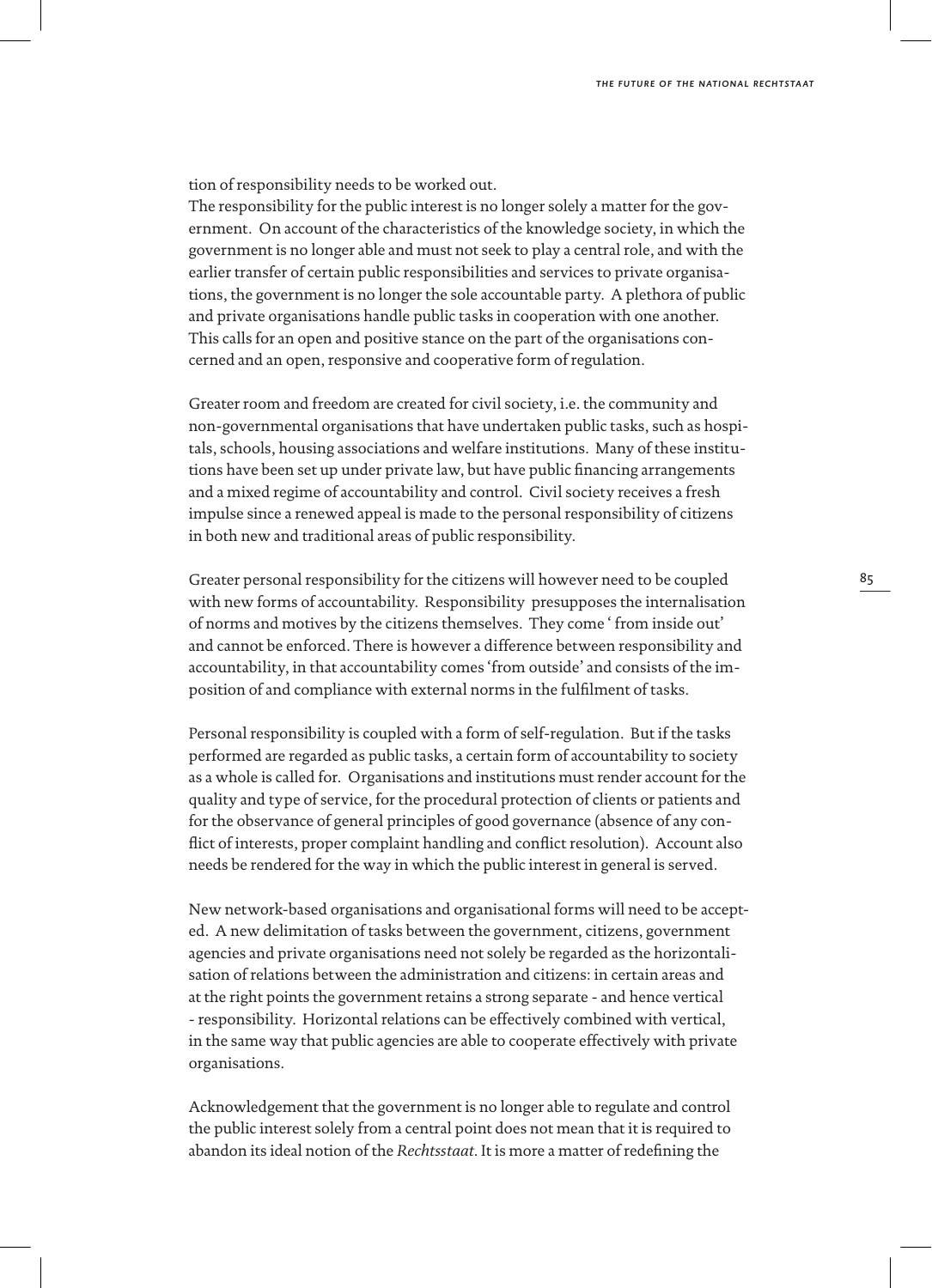tion of responsibility needs to be worked out.
The responsibility for the public interest is no longer solely a matter for the government. On account of the characteristics of the knowledge society, in which the government is no longer able and must not seek to play a central role, and with the earlier transfer of certain public responsibilities and services to private organisations, the government is no longer the sole accountable party. A plethora of public and private organisations handle public tasks in cooperation with one another. This calls for an open and positive stance on the part of the organisations concerned and an open, responsive and cooperative form of regulation.

Greater room and freedom are created for civil society, i.e. the community and non-governmental organisations that have undertaken public tasks, such as hospitals, schools, housing associations and welfare institutions. Many of these institutions have been set up under private law, but have public financing arrangements and a mixed regime of accountability and control. Civil society receives a fresh impulse since a renewed appeal is made to the personal responsibility of citizens in both new and traditional areas of public responsibility.

Greater personal responsibility for the citizens will however need to be coupled with new forms of accountability. Responsibility presupposes the internalisation of norms and motives by the citizens themselves. They come ' from inside out' and cannot be enforced. There is however a difference between responsibility and accountability, in that accountability comes 'from outside' and consists of the imposition of and compliance with external norms in the fulfilment of tasks.

Personal responsibility is coupled with a form of self-regulation. But if the tasks performed are regarded as public tasks, a certain form of accountability to society as a whole is called for. Organisations and institutions must render account for the quality and type of service, for the procedural protection of clients or patients and for the observance of general principles of good governance (absence of any conflict of interests, proper complaint handling and conflict resolution). Account also needs be rendered for the way in which the public interest in general is served.

New network-based organisations and organisational forms will need to be accepted. A new delimitation of tasks between the government, citizens, government agencies and private organisations need not solely be regarded as the horizontalisation of relations between the administration and citizens: in certain areas and at the right points the government retains a strong separate - and hence vertical - responsibility. Horizontal relations can be effectively combined with vertical, in the same way that public agencies are able to cooperate effectively with private organisations.

Acknowledgement that the government is no longer able to regulate and control the public interest solely from a central point does not mean that it is required to abandon its ideal notion of the *Rechtsstaat*. It is more a matter of redefining the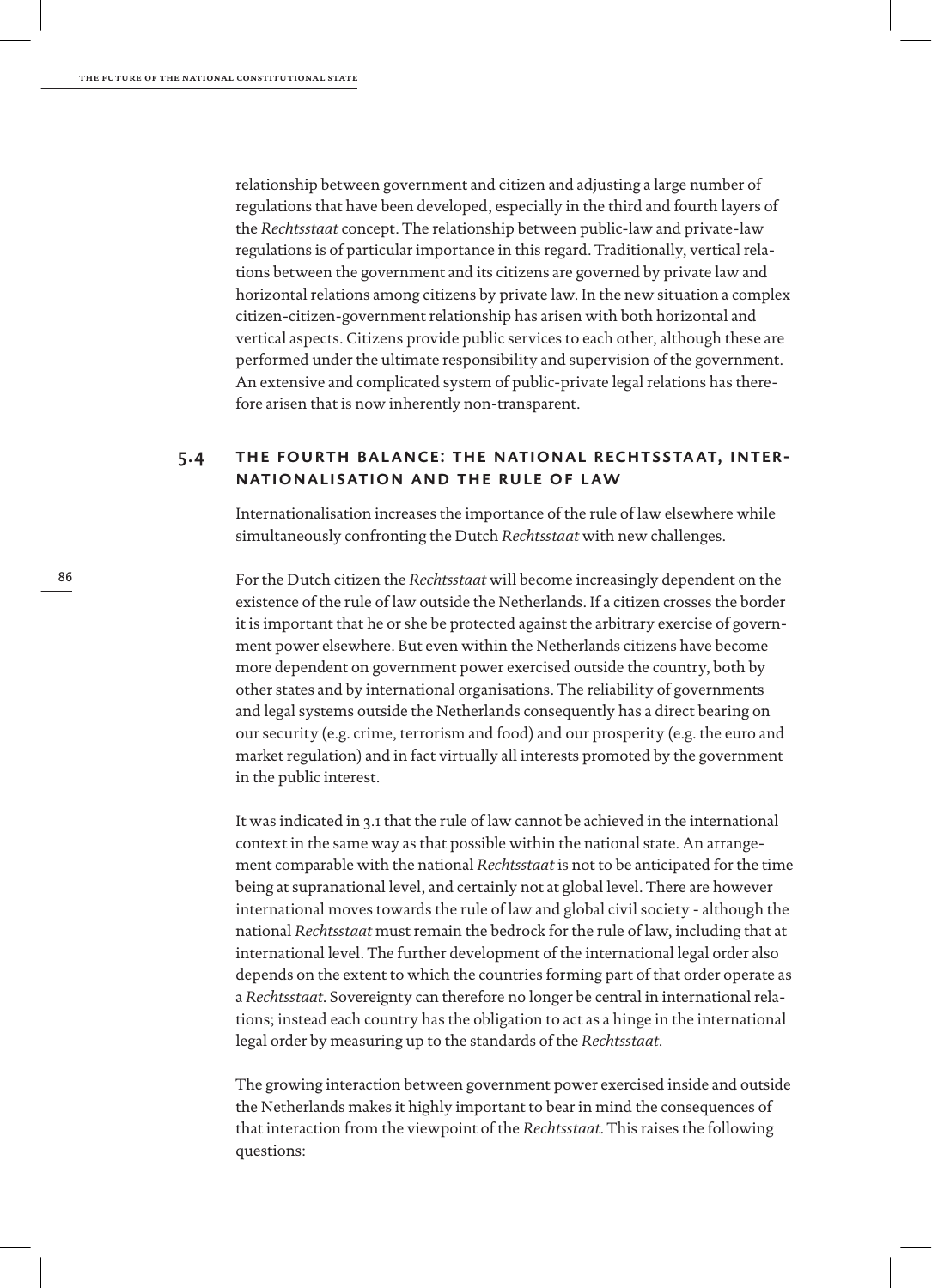relationship between government and citizen and adjusting a large number of regulations that have been developed, especially in the third and fourth layers of the *Rechtsstaat* concept. The relationship between public-law and private-law regulations is of particular importance in this regard. Traditionally, vertical relations between the government and its citizens are governed by private law and horizontal relations among citizens by private law. In the new situation a complex citizen-citizen-government relationship has arisen with both horizontal and vertical aspects. Citizens provide public services to each other, although these are performed under the ultimate responsibility and supervision of the government. An extensive and complicated system of public-private legal relations has therefore arisen that is now inherently non-transparent.

## 5.4 The fourth balance: the national Rechtsstaat, internationalisation and the rule of law

Internationalisation increases the importance of the rule of law elsewhere while simultaneously confronting the Dutch *Rechtsstaat* with new challenges.

For the Dutch citizen the *Rechtsstaat* will become increasingly dependent on the existence of the rule of law outside the Netherlands. If a citizen crosses the border it is important that he or she be protected against the arbitrary exercise of government power elsewhere. But even within the Netherlands citizens have become more dependent on government power exercised outside the country, both by other states and by international organisations. The reliability of governments and legal systems outside the Netherlands consequently has a direct bearing on our security (e.g. crime, terrorism and food) and our prosperity (e.g. the euro and market regulation) and in fact virtually all interests promoted by the government in the public interest.

It was indicated in 3.1 that the rule of law cannot be achieved in the international context in the same way as that possible within the national state. An arrangement comparable with the national *Rechtsstaat* is not to be anticipated for the time being at supranational level, and certainly not at global level. There are however international moves towards the rule of law and global civil society - although the national *Rechtsstaat* must remain the bedrock for the rule of law, including that at international level. The further development of the international legal order also depends on the extent to which the countries forming part of that order operate as a *Rechtsstaat*. Sovereignty can therefore no longer be central in international relations; instead each country has the obligation to act as a hinge in the international legal order by measuring up to the standards of the *Rechtsstaat*.

The growing interaction between government power exercised inside and outside the Netherlands makes it highly important to bear in mind the consequences of that interaction from the viewpoint of the *Rechtsstaat*. This raises the following questions: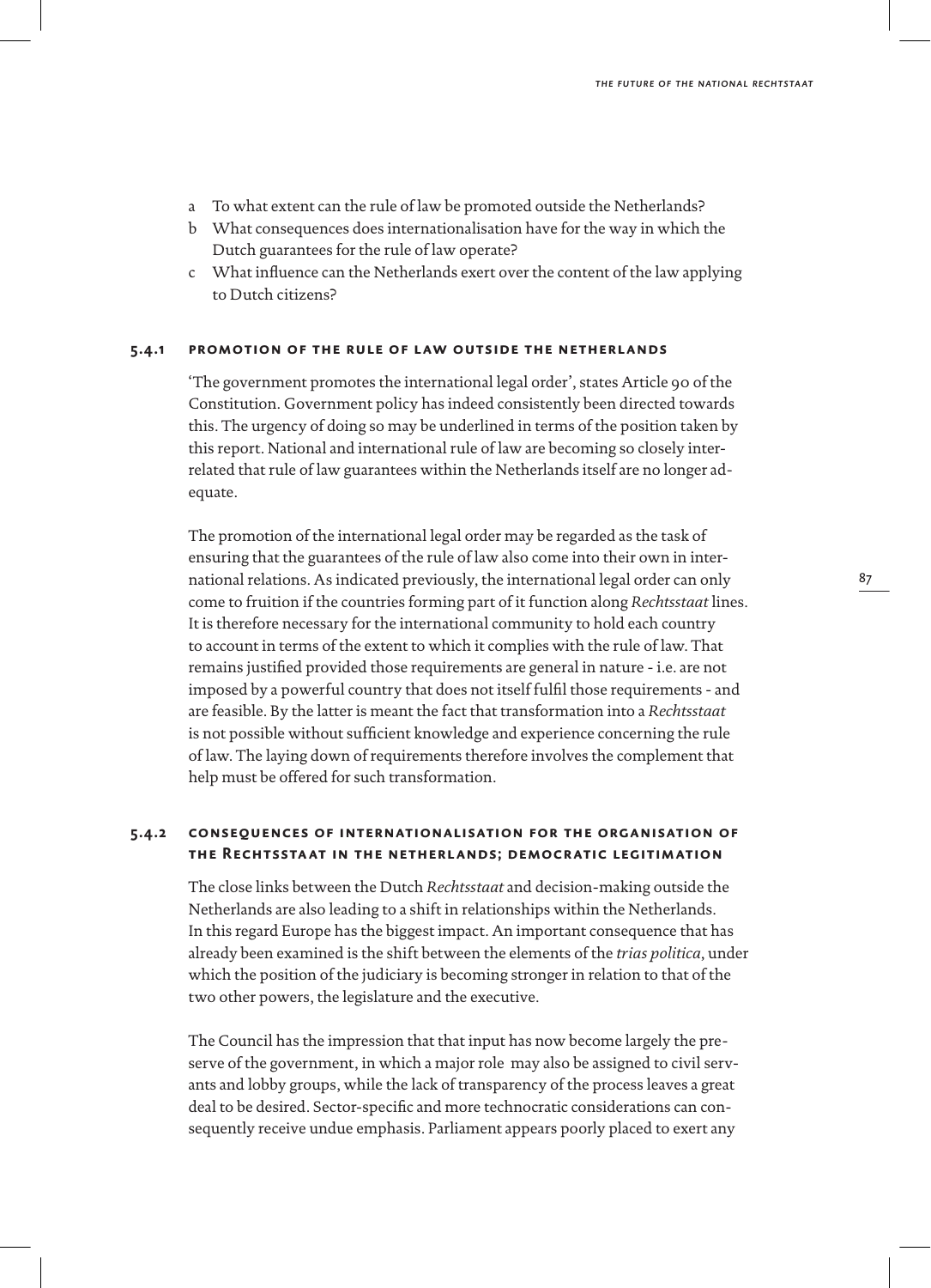a To what extent can the rule of law be promoted outside the Netherlands?
b What consequences does internationalisation have for the way in which the Dutch guarantees for the rule of law operate?
c What influence can the Netherlands exert over the content of the law applying to Dutch citizens?

### 5.4.1 Promotion of the rule of law outside the Netherlands

'The government promotes the international legal order', states Article 90 of the Constitution. Government policy has indeed consistently been directed towards this. The urgency of doing so may be underlined in terms of the position taken by this report. National and international rule of law are becoming so closely interrelated that rule of law guarantees within the Netherlands itself are no longer adequate.

The promotion of the international legal order may be regarded as the task of ensuring that the guarantees of the rule of law also come into their own in international relations. As indicated previously, the international legal order can only come to fruition if the countries forming part of it function along *Rechtsstaat* lines. It is therefore necessary for the international community to hold each country to account in terms of the extent to which it complies with the rule of law. That remains justified provided those requirements are general in nature - i.e. are not imposed by a powerful country that does not itself fulfil those requirements - and are feasible. By the latter is meant the fact that transformation into a *Rechtsstaat* is not possible without sufficient knowledge and experience concerning the rule of law. The laying down of requirements therefore involves the complement that help must be offered for such transformation.

### 5.4.2 Consequences of internationalisation for the organisation of the Rechtsstaat in the Netherlands; democratic legitimation

The close links between the Dutch *Rechtsstaat* and decision-making outside the Netherlands are also leading to a shift in relationships within the Netherlands. In this regard Europe has the biggest impact. An important consequence that has already been examined is the shift between the elements of the *trias politica*, under which the position of the judiciary is becoming stronger in relation to that of the two other powers, the legislature and the executive.

The Council has the impression that that input has now become largely the preserve of the government, in which a major role may also be assigned to civil servants and lobby groups, while the lack of transparency of the process leaves a great deal to be desired. Sector-specific and more technocratic considerations can consequently receive undue emphasis. Parliament appears poorly placed to exert any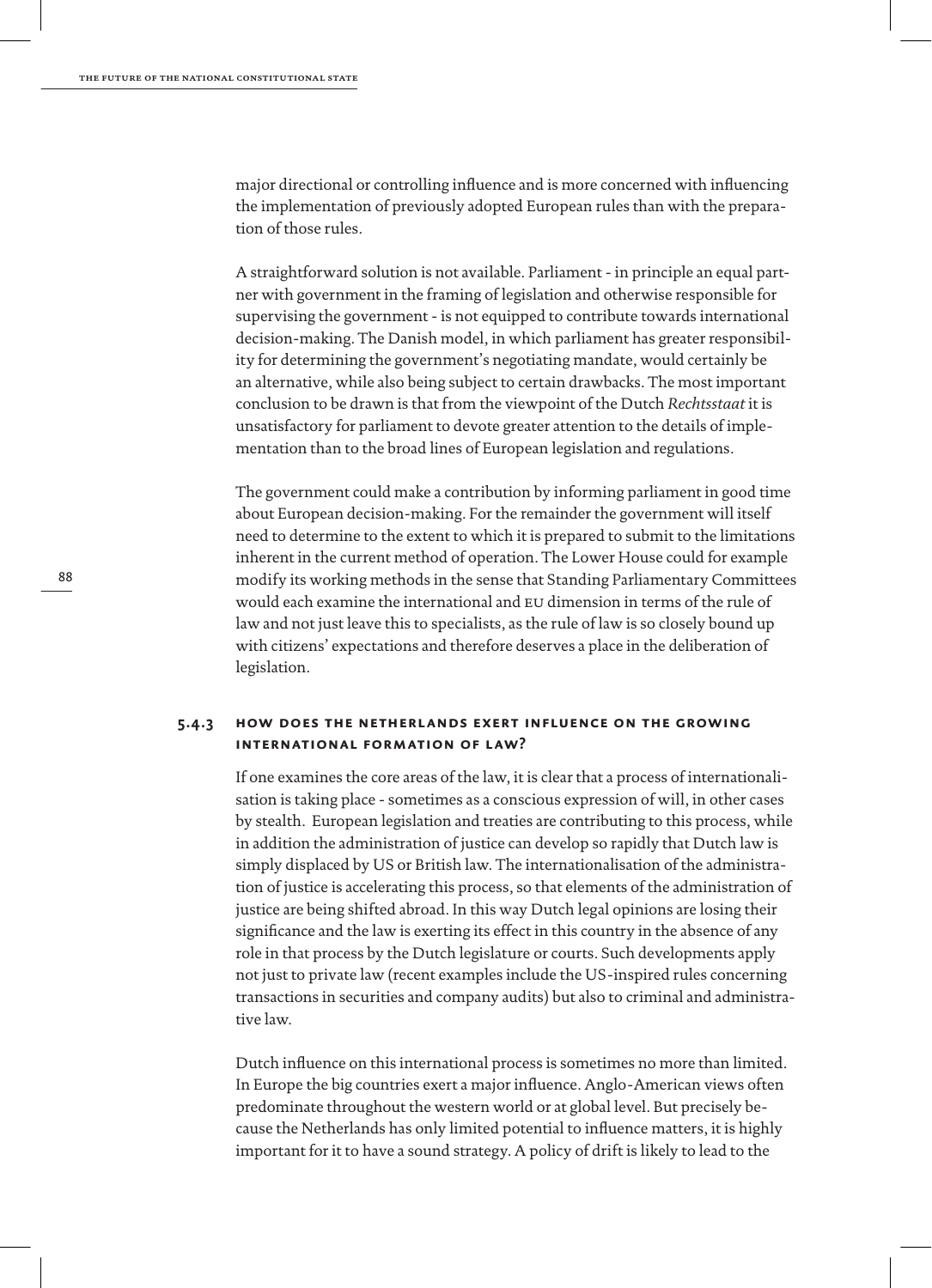major directional or controlling influence and is more concerned with influencing the implementation of previously adopted European rules than with the preparation of those rules.

A straightforward solution is not available. Parliament - in principle an equal partner with government in the framing of legislation and otherwise responsible for supervising the government - is not equipped to contribute towards international decision-making. The Danish model, in which parliament has greater responsibility for determining the government's negotiating mandate, would certainly be an alternative, while also being subject to certain drawbacks. The most important conclusion to be drawn is that from the viewpoint of the Dutch *Rechtsstaat* it is unsatisfactory for parliament to devote greater attention to the details of implementation than to the broad lines of European legislation and regulations.

The government could make a contribution by informing parliament in good time about European decision-making. For the remainder the government will itself need to determine to the extent to which it is prepared to submit to the limitations inherent in the current method of operation. The Lower House could for example modify its working methods in the sense that Standing Parliamentary Committees would each examine the international and EU dimension in terms of the rule of law and not just leave this to specialists, as the rule of law is so closely bound up with citizens' expectations and therefore deserves a place in the deliberation of legislation.

### 5.4.3 How does the Netherlands exert influence on the growing international formation of law?

If one examines the core areas of the law, it is clear that a process of internationalisation is taking place - sometimes as a conscious expression of will, in other cases by stealth. European legislation and treaties are contributing to this process, while in addition the administration of justice can develop so rapidly that Dutch law is simply displaced by US or British law. The internationalisation of the administration of justice is accelerating this process, so that elements of the administration of justice are being shifted abroad. In this way Dutch legal opinions are losing their significance and the law is exerting its effect in this country in the absence of any role in that process by the Dutch legislature or courts. Such developments apply not just to private law (recent examples include the US-inspired rules concerning transactions in securities and company audits) but also to criminal and administrative law.

Dutch influence on this international process is sometimes no more than limited. In Europe the big countries exert a major influence. Anglo-American views often predominate throughout the western world or at global level. But precisely because the Netherlands has only limited potential to influence matters, it is highly important for it to have a sound strategy. A policy of drift is likely to lead to the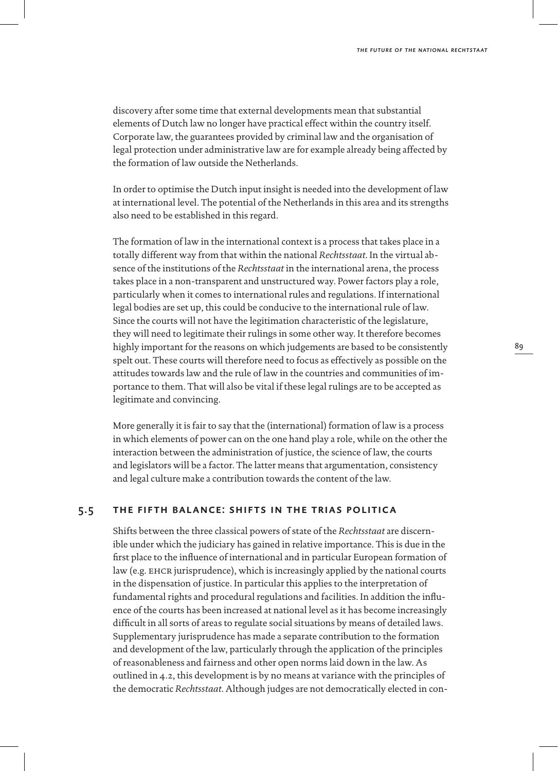discovery after some time that external developments mean that substantial elements of Dutch law no longer have practical effect within the country itself. Corporate law, the guarantees provided by criminal law and the organisation of legal protection under administrative law are for example already being affected by the formation of law outside the Netherlands.

In order to optimise the Dutch input insight is needed into the development of law at international level. The potential of the Netherlands in this area and its strengths also need to be established in this regard.

The formation of law in the international context is a process that takes place in a totally different way from that within the national *Rechtsstaat*. In the virtual absence of the institutions of the *Rechtsstaat* in the international arena, the process takes place in a non-transparent and unstructured way. Power factors play a role, particularly when it comes to international rules and regulations. If international legal bodies are set up, this could be conducive to the international rule of law. Since the courts will not have the legitimation characteristic of the legislature, they will need to legitimate their rulings in some other way. It therefore becomes highly important for the reasons on which judgements are based to be consistently spelt out. These courts will therefore need to focus as effectively as possible on the attitudes towards law and the rule of law in the countries and communities of importance to them. That will also be vital if these legal rulings are to be accepted as legitimate and convincing.

More generally it is fair to say that the (international) formation of law is a process in which elements of power can on the one hand play a role, while on the other the interaction between the administration of justice, the science of law, the courts and legislators will be a factor. The latter means that argumentation, consistency and legal culture make a contribution towards the content of the law.

## 5.5 THE FIFTH BALANCE: SHIFTS IN THE TRIAS POLITICA

Shifts between the three classical powers of state of the *Rechtsstaat* are discernible under which the judiciary has gained in relative importance. This is due in the first place to the influence of international and in particular European formation of law (e.g. EHCR jurisprudence), which is increasingly applied by the national courts in the dispensation of justice. In particular this applies to the interpretation of fundamental rights and procedural regulations and facilities. In addition the influence of the courts has been increased at national level as it has become increasingly difficult in all sorts of areas to regulate social situations by means of detailed laws. Supplementary jurisprudence has made a separate contribution to the formation and development of the law, particularly through the application of the principles of reasonableness and fairness and other open norms laid down in the law. As outlined in 4.2, this development is by no means at variance with the principles of the democratic *Rechtsstaat*. Although judges are not democratically elected in con-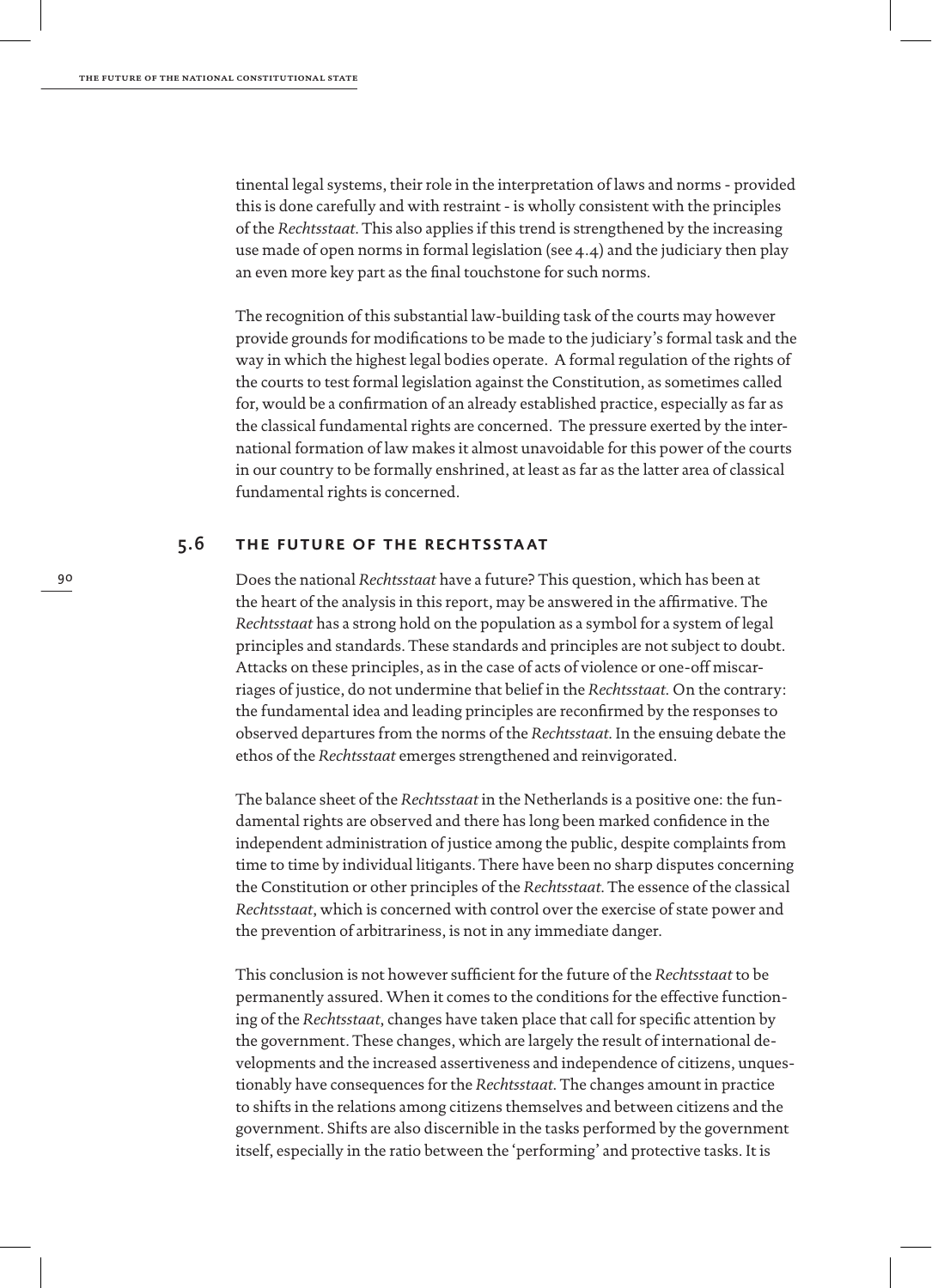tinental legal systems, their role in the interpretation of laws and norms - provided this is done carefully and with restraint - is wholly consistent with the principles of the *Rechtsstaat*. This also applies if this trend is strengthened by the increasing use made of open norms in formal legislation (see 4.4) and the judiciary then play an even more key part as the final touchstone for such norms.

The recognition of this substantial law-building task of the courts may however provide grounds for modifications to be made to the judiciary's formal task and the way in which the highest legal bodies operate. A formal regulation of the rights of the courts to test formal legislation against the Constitution, as sometimes called for, would be a confirmation of an already established practice, especially as far as the classical fundamental rights are concerned. The pressure exerted by the international formation of law makes it almost unavoidable for this power of the courts in our country to be formally enshrined, at least as far as the latter area of classical fundamental rights is concerned.

## 5.6 The future of the Rechtsstaat

Does the national *Rechtsstaat* have a future? This question, which has been at the heart of the analysis in this report, may be answered in the affirmative. The *Rechtsstaat* has a strong hold on the population as a symbol for a system of legal principles and standards. These standards and principles are not subject to doubt. Attacks on these principles, as in the case of acts of violence or one-off miscarriages of justice, do not undermine that belief in the *Rechtsstaat*. On the contrary: the fundamental idea and leading principles are reconfirmed by the responses to observed departures from the norms of the *Rechtsstaat*. In the ensuing debate the ethos of the *Rechtsstaat* emerges strengthened and reinvigorated.

The balance sheet of the *Rechtsstaat* in the Netherlands is a positive one: the fundamental rights are observed and there has long been marked confidence in the independent administration of justice among the public, despite complaints from time to time by individual litigants. There have been no sharp disputes concerning the Constitution or other principles of the *Rechtsstaat*. The essence of the classical *Rechtsstaat*, which is concerned with control over the exercise of state power and the prevention of arbitrariness, is not in any immediate danger.

This conclusion is not however sufficient for the future of the *Rechtsstaat* to be permanently assured. When it comes to the conditions for the effective functioning of the *Rechtsstaat*, changes have taken place that call for specific attention by the government. These changes, which are largely the result of international developments and the increased assertiveness and independence of citizens, unquestionably have consequences for the *Rechtsstaat*. The changes amount in practice to shifts in the relations among citizens themselves and between citizens and the government. Shifts are also discernible in the tasks performed by the government itself, especially in the ratio between the 'performing' and protective tasks. It is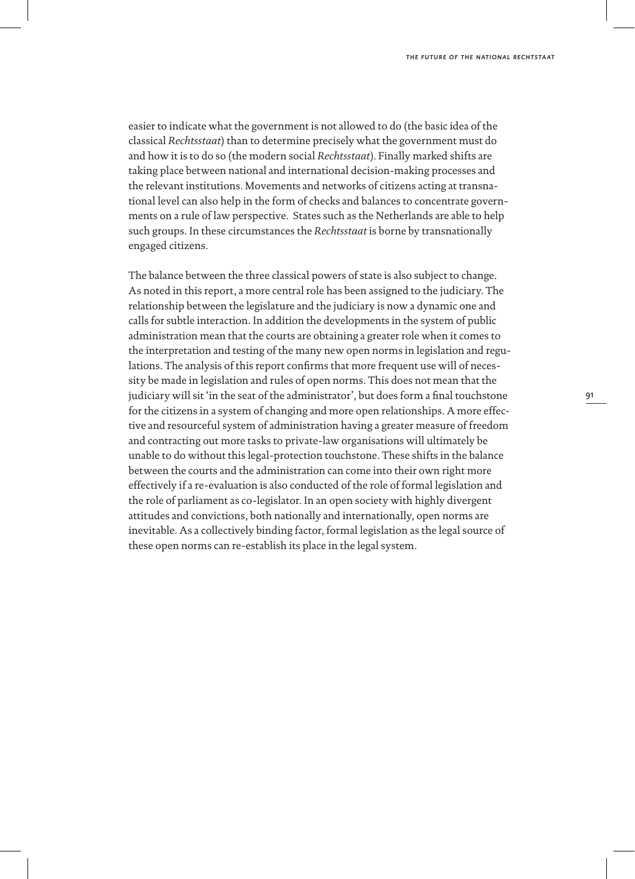easier to indicate what the government is not allowed to do (the basic idea of the classical *Rechtsstaat*) than to determine precisely what the government must do and how it is to do so (the modern social *Rechtsstaat*). Finally marked shifts are taking place between national and international decision-making processes and the relevant institutions. Movements and networks of citizens acting at transnational level can also help in the form of checks and balances to concentrate governments on a rule of law perspective. States such as the Netherlands are able to help such groups. In these circumstances the *Rechtsstaat* is borne by transnationally engaged citizens.

The balance between the three classical powers of state is also subject to change. As noted in this report, a more central role has been assigned to the judiciary. The relationship between the legislature and the judiciary is now a dynamic one and calls for subtle interaction. In addition the developments in the system of public administration mean that the courts are obtaining a greater role when it comes to the interpretation and testing of the many new open norms in legislation and regulations. The analysis of this report confirms that more frequent use will of necessity be made in legislation and rules of open norms. This does not mean that the judiciary will sit 'in the seat of the administrator', but does form a final touchstone for the citizens in a system of changing and more open relationships. A more effective and resourceful system of administration having a greater measure of freedom and contracting out more tasks to private-law organisations will ultimately be unable to do without this legal-protection touchstone. These shifts in the balance between the courts and the administration can come into their own right more effectively if a re-evaluation is also conducted of the role of formal legislation and the role of parliament as co-legislator. In an open society with highly divergent attitudes and convictions, both nationally and internationally, open norms are inevitable. As a collectively binding factor, formal legislation as the legal source of these open norms can re-establish its place in the legal system.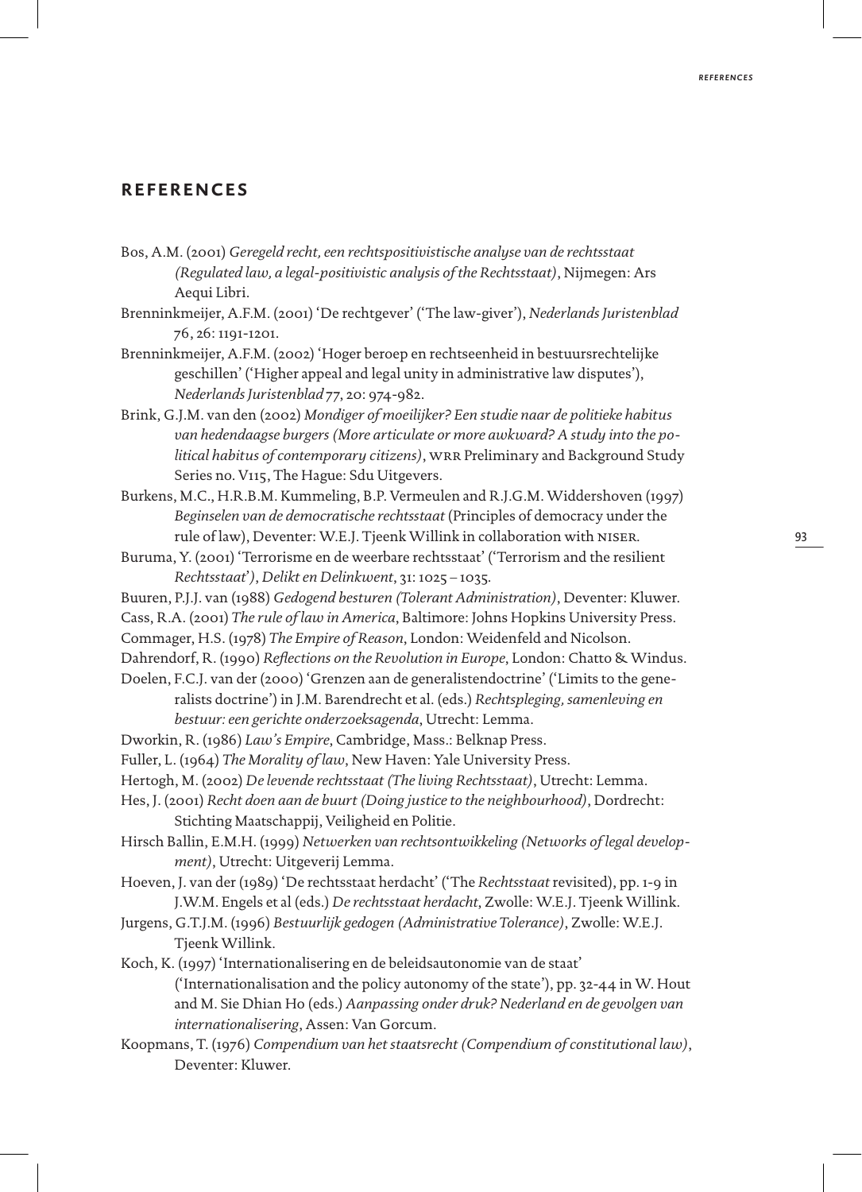## REFERENCES

Bos, A.M. (2001) *Geregeld recht, een rechtspositivistische analyse van de rechtsstaat (Regulated law, a legal-positivistic analysis of the Rechtsstaat)*, Nijmegen: Ars Aequi Libri.

Brenninkmeijer, A.F.M. (2001) 'De rechtgever' ('The law-giver'), *Nederlands Juristenblad* 76, 26: 1191-1201.

Brenninkmeijer, A.F.M. (2002) 'Hoger beroep en rechtseenheid in bestuursrechtelijke geschillen' ('Higher appeal and legal unity in administrative law disputes'), *Nederlands Juristenblad* 77, 20: 974-982.

Brink, G.J.M. van den (2002) *Mondiger of moeilijker? Een studie naar de politieke habitus van hedendaagse burgers (More articulate or more awkward? A study into the political habitus of contemporary citizens)*, WRR Preliminary and Background Study Series no. V115, The Hague: Sdu Uitgevers.

Burkens, M.C., H.R.B.M. Kummeling, B.P. Vermeulen and R.J.G.M. Widdershoven (1997) *Beginselen van de democratische rechtsstaat* (Principles of democracy under the rule of law), Deventer: W.E.J. Tjeenk Willink in collaboration with NISER.

Buruma, Y. (2001) 'Terrorisme en de weerbare rechtsstaat' ('Terrorism and the resilient *Rechtsstaat*'), *Delikt en Delinkwent*, 31: 1025 – 1035.

Buuren, P.J.J. van (1988) *Gedogend besturen (Tolerant Administration)*, Deventer: Kluwer.

Cass, R.A. (2001) *The rule of law in America*, Baltimore: Johns Hopkins University Press.

Commager, H.S. (1978) *The Empire of Reason*, London: Weidenfeld and Nicolson.

Dahrendorf, R. (1990) *Reflections on the Revolution in Europe*, London: Chatto & Windus.

Doelen, F.C.J. van der (2000) 'Grenzen aan de generalistendoctrine' ('Limits to the generalists doctrine') in J.M. Barendrecht et al. (eds.) *Rechtspleging, samenleving en bestuur: een gerichte onderzoeksagenda*, Utrecht: Lemma.

Dworkin, R. (1986) *Law's Empire*, Cambridge, Mass.: Belknap Press.

Fuller, L. (1964) *The Morality of law*, New Haven: Yale University Press.

Hertogh, M. (2002) *De levende rechtsstaat (The living Rechtsstaat)*, Utrecht: Lemma.

Hes, J. (2001) *Recht doen aan de buurt (Doing justice to the neighbourhood)*, Dordrecht: Stichting Maatschappij, Veiligheid en Politie.

Hirsch Ballin, E.M.H. (1999) *Netwerken van rechtsontwikkeling (Networks of legal development)*, Utrecht: Uitgeverij Lemma.

Hoeven, J. van der (1989) 'De rechtsstaat herdacht' ('The *Rechtsstaat* revisited), pp. 1-9 in J.W.M. Engels et al (eds.) *De rechtsstaat herdacht*, Zwolle: W.E.J. Tjeenk Willink.

Jurgens, G.T.J.M. (1996) *Bestuurlijk gedogen (Administrative Tolerance)*, Zwolle: W.E.J. Tjeenk Willink.

Koch, K. (1997) 'Internationalisering en de beleidsautonomie van de staat' ('Internationalisation and the policy autonomy of the state'), pp. 32-44 in W. Hout and M. Sie Dhian Ho (eds.) *Aanpassing onder druk? Nederland en de gevolgen van internationalisering*, Assen: Van Gorcum.

Koopmans, T. (1976) *Compendium van het staatsrecht (Compendium of constitutional law)*, Deventer: Kluwer.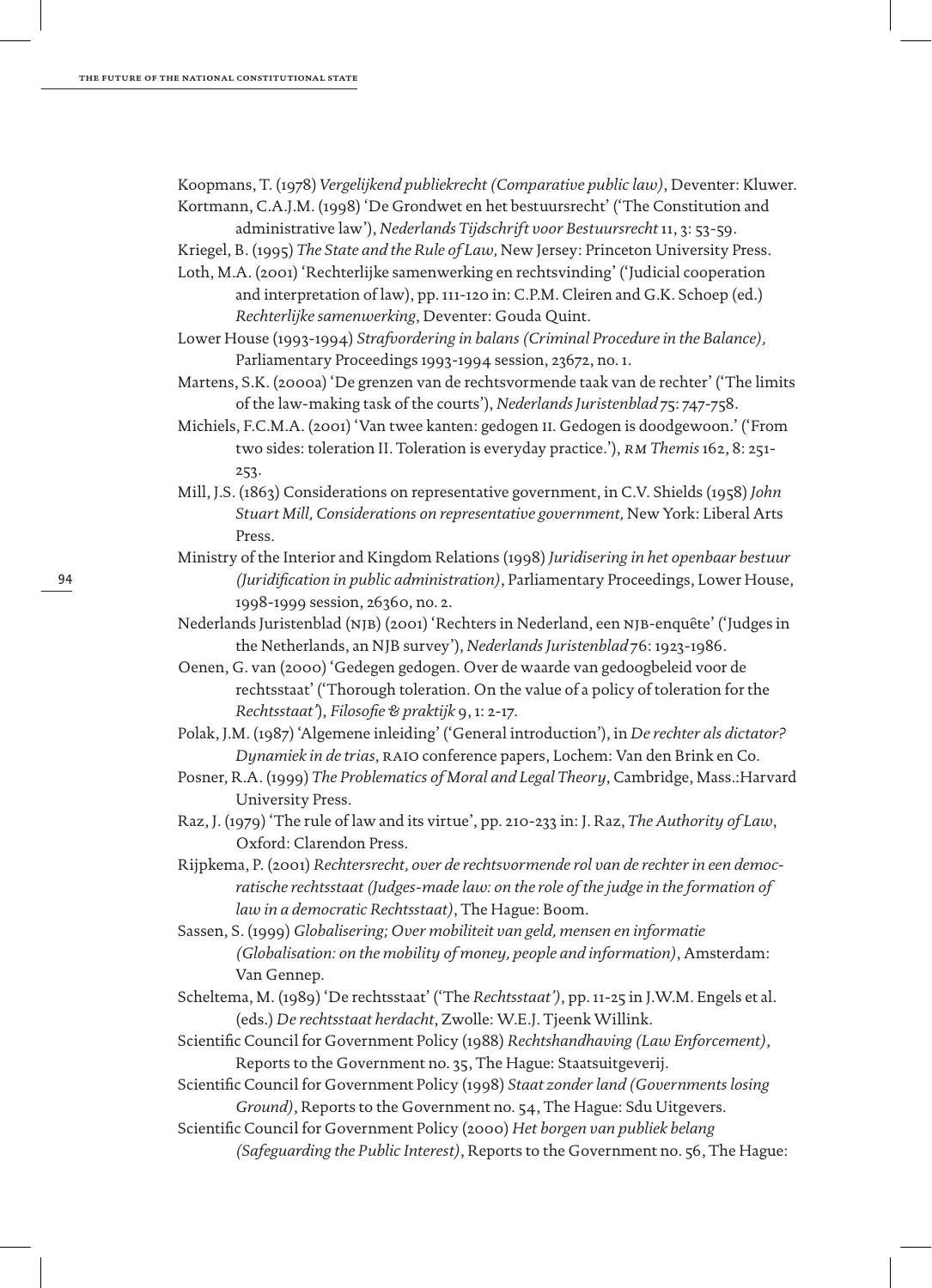Koopmans, T. (1978) *Vergelijkend publiekrecht (Comparative public law)*, Deventer: Kluwer.

Kortmann, C.A.J.M. (1998) 'De Grondwet en het bestuursrecht' ('The Constitution and administrative law'), *Nederlands Tijdschrift voor Bestuursrecht* 11, 3: 53-59.

Kriegel, B. (1995) *The State and the Rule of Law,* New Jersey: Princeton University Press.

Loth, M.A. (2001) 'Rechterlijke samenwerking en rechtsvinding' ('Judicial cooperation and interpretation of law), pp. 111-120 in: C.P.M. Cleiren and G.K. Schoep (ed.) *Rechterlijke samenwerking*, Deventer: Gouda Quint.

Lower House (1993-1994) *Strafvordering in balans (Criminal Procedure in the Balance),* Parliamentary Proceedings 1993-1994 session, 23672, no. 1.

Martens, S.K. (2000a) 'De grenzen van de rechtsvormende taak van de rechter' ('The limits of the law-making task of the courts'), *Nederlands Juristenblad* 75: 747-758.

Michiels, F.C.M.A. (2001) 'Van twee kanten: gedogen II. Gedogen is doodgewoon.' ('From two sides: toleration II. Toleration is everyday practice.'), *RM Themis* 162, 8: 251-253.

Mill, J.S. (1863) Considerations on representative government, in C.V. Shields (1958) *John Stuart Mill, Considerations on representative government,* New York: Liberal Arts Press.

Ministry of the Interior and Kingdom Relations (1998) *Juridisering in het openbaar bestuur (Juridification in public administration)*, Parliamentary Proceedings, Lower House, 1998-1999 session, 26360, no. 2.

Nederlands Juristenblad (NJB) (2001) 'Rechters in Nederland, een NJB-enquête' ('Judges in the Netherlands, an NJB survey'), *Nederlands Juristenblad* 76: 1923-1986.

Oenen, G. van (2000) 'Gedegen gedogen. Over de waarde van gedoogbeleid voor de rechtsstaat' ('Thorough toleration. On the value of a policy of toleration for the *Rechtsstaat'*), *Filosofie & praktijk* 9, 1: 2-17.

Polak, J.M. (1987) 'Algemene inleiding' ('General introduction'), in *De rechter als dictator? Dynamiek in de trias*, RAIO conference papers, Lochem: Van den Brink en Co.

Posner, R.A. (1999) *The Problematics of Moral and Legal Theory*, Cambridge, Mass.:Harvard University Press.

Raz, J. (1979) 'The rule of law and its virtue', pp. 210-233 in: J. Raz, *The Authority of Law*, Oxford: Clarendon Press.

Rijpkema, P. (2001) *Rechtersrecht, over de rechtsvormende rol van de rechter in een democratische rechtsstaat (Judges-made law: on the role of the judge in the formation of law in a democratic Rechtsstaat)*, The Hague: Boom.

Sassen, S. (1999) *Globalisering; Over mobiliteit van geld, mensen en informatie (Globalisation: on the mobility of money, people and information)*, Amsterdam: Van Gennep.

Scheltema, M. (1989) 'De rechtsstaat' ('The *Rechtsstaat')*, pp. 11-25 in J.W.M. Engels et al. (eds.) *De rechtsstaat herdacht*, Zwolle: W.E.J. Tjeenk Willink.

Scientific Council for Government Policy (1988) *Rechtshandhaving (Law Enforcement)*, Reports to the Government no. 35, The Hague: Staatsuitgeverij.

Scientific Council for Government Policy (1998) *Staat zonder land (Governments losing Ground)*, Reports to the Government no. 54, The Hague: Sdu Uitgevers.

Scientific Council for Government Policy (2000) *Het borgen van publiek belang (Safeguarding the Public Interest)*, Reports to the Government no. 56, The Hague: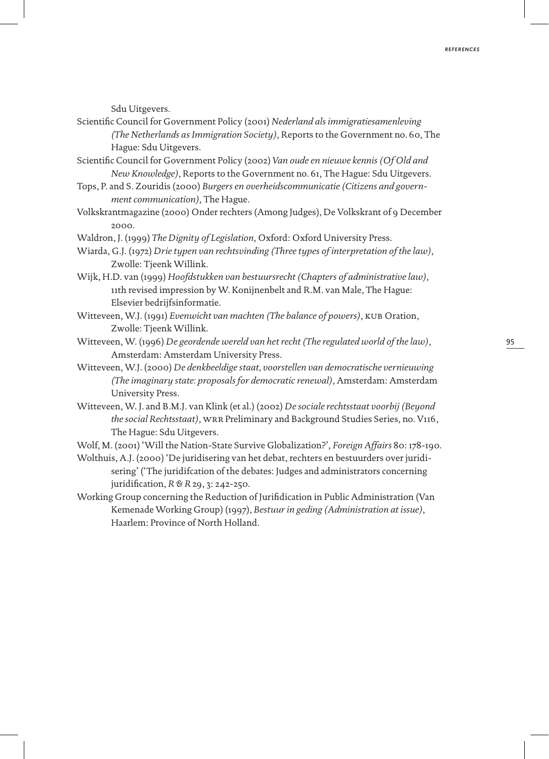Sdu Uitgevers.

Scientific Council for Government Policy (2001) *Nederland als immigratiesamenleving (The Netherlands as Immigration Society)*, Reports to the Government no. 60, The Hague: Sdu Uitgevers.

Scientific Council for Government Policy (2002) *Van oude en nieuwe kennis (Of Old and New Knowledge)*, Reports to the Government no. 61, The Hague: Sdu Uitgevers.

Tops, P. and S. Zouridis (2000) *Burgers en overheidscommunicatie (Citizens and government communication)*, The Hague.

Volkskrantmagazine (2000) Onder rechters (Among Judges), De Volkskrant of 9 December 2000.

Waldron, J. (1999) *The Dignity of Legislation*, Oxford: Oxford University Press.

Wiarda, G.J. (1972) *Drie typen van rechtsvinding (Three types of interpretation of the law)*, Zwolle: Tjeenk Willink.

Wijk, H.D. van (1999) *Hoofdstukken van bestuursrecht (Chapters of administrative law)*, 11th revised impression by W. Konijnenbelt and R.M. van Male, The Hague: Elsevier bedrijfsinformatie.

Witteveen, W.J. (1991) *Evenwicht van machten (The balance of powers)*, KUB Oration, Zwolle: Tjeenk Willink.

Witteveen, W. (1996) *De geordende wereld van het recht (The regulated world of the law)*, Amsterdam: Amsterdam University Press.

Witteveen, W.J. (2000) *De denkbeeldige staat, voorstellen van democratische vernieuwing (The imaginary state: proposals for democratic renewal)*, Amsterdam: Amsterdam University Press.

Witteveen, W. J. and B.M.J. van Klink (et al.) (2002) *De sociale rechtsstaat voorbij (Beyond the social Rechtsstaat)*, WRR Preliminary and Background Studies Series, no. V116, The Hague: Sdu Uitgevers.

Wolf, M. (2001) 'Will the Nation-State Survive Globalization?', *Foreign Affairs* 80: 178-190.

Wolthuis, A.J. (2000) 'De juridisering van het debat, rechters en bestuurders over juridisering' ('The juridifcation of the debates: Judges and administrators concerning juridification, *R & R* 29, 3: 242-250.

Working Group concerning the Reduction of Jurifidication in Public Administration (Van Kemenade Working Group) (1997), *Bestuur in geding (Administration at issue)*, Haarlem: Province of North Holland.